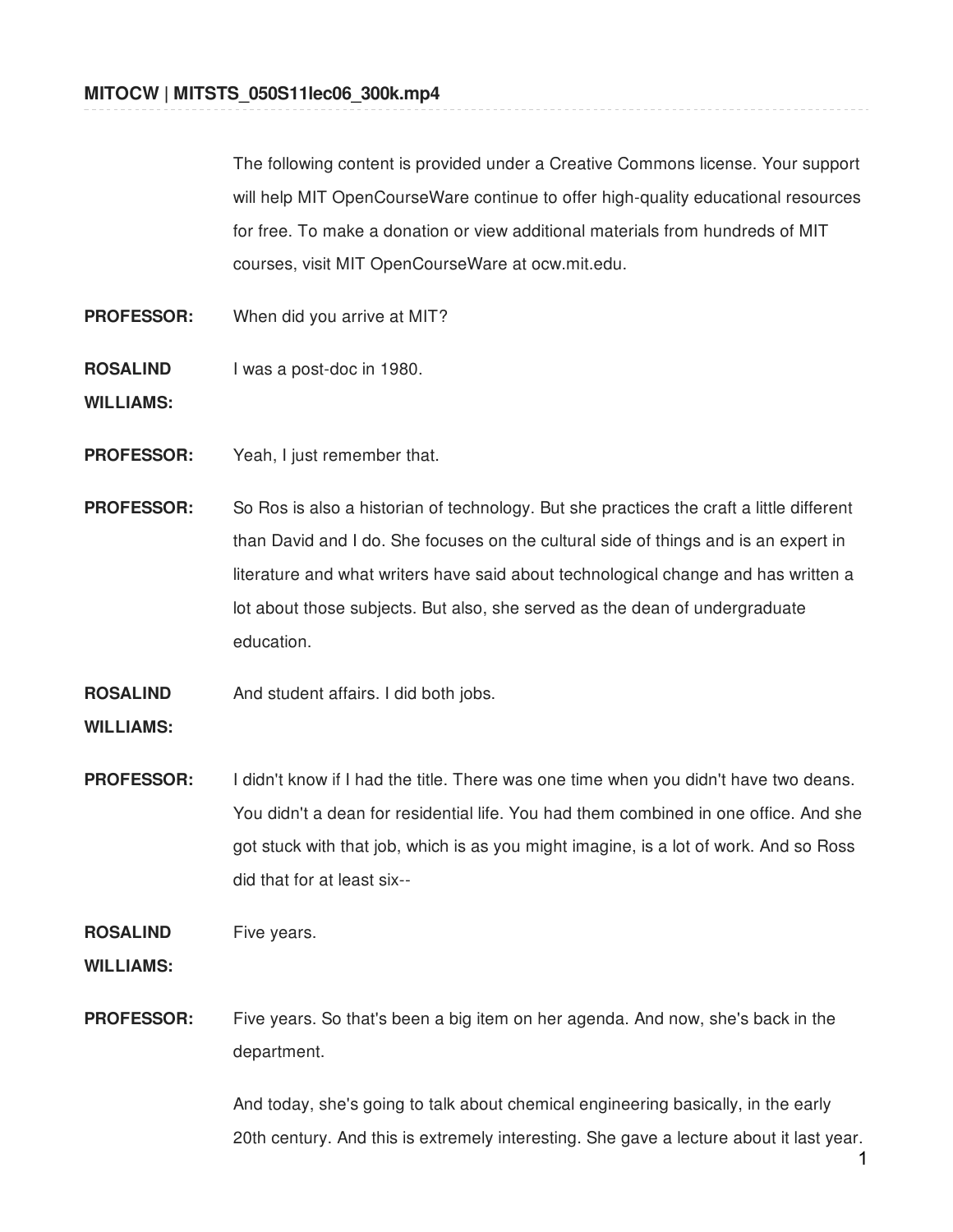**MITOCW | MITSTS_050S11lec06_300k.mp4**

The following content is provided under a Creative Commons license. Your support will help MIT OpenCourseWare continue to offer high-quality educational resources for free. To make a donation or view additional materials from hundreds of MIT courses, visit MIT OpenCourseWare at ocw.mit.edu.

**PROFESSOR:** When did you arrive at MIT?

**ROSALIND WILLIAMS:** I was a post-doc in 1980.

**PROFESSOR:** Yeah, I just remember that.

**PROFESSOR:** So Ros is also a historian of technology. But she practices the craft a little different than David and I do. She focuses on the cultural side of things and is an expert in literature and what writers have said about technological change and has written a lot about those subjects. But also, she served as the dean of undergraduate education.

**ROSALIND WILLIAMS:** And student affairs. I did both jobs.

**PROFESSOR:** I didn't know if I had the title. There was one time when you didn't have two deans. You didn't a dean for residential life. You had them combined in one office. And she got stuck with that job, which is as you might imagine, is a lot of work. And so Ross did that for at least six--

**ROSALIND WILLIAMS:** Five years.

**PROFESSOR:** Five years. So that's been a big item on her agenda. And now, she's back in the department.

And today, she's going to talk about chemical engineering basically, in the early 20th century. And this is extremely interesting. She gave a lecture about it last year.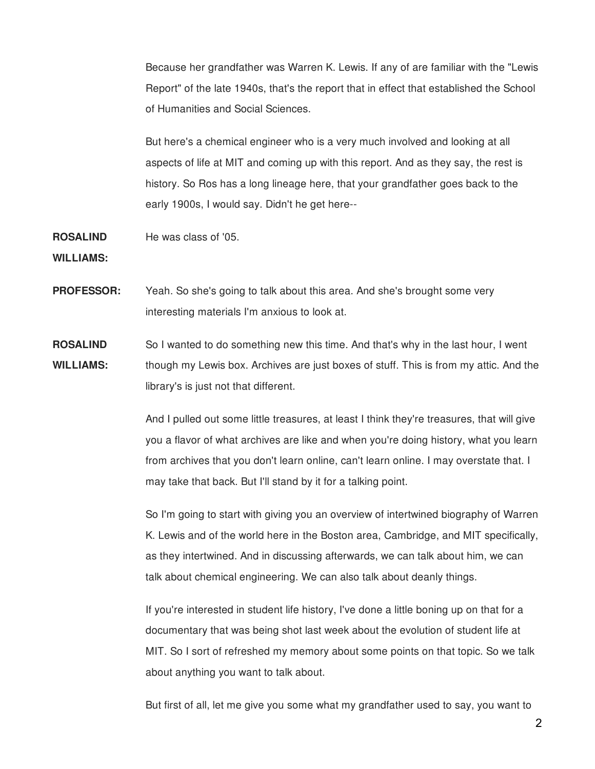Because her grandfather was Warren K. Lewis. If any of are familiar with the "Lewis Report" of the late 1940s, that's the report that in effect that established the School of Humanities and Social Sciences.

But here's a chemical engineer who is a very much involved and looking at all aspects of life at MIT and coming up with this report. And as they say, the rest is history. So Ros has a long lineage here, that your grandfather goes back to the early 1900s, I would say. Didn't he get here--

**ROSALIND WILLIAMS:** He was class of '05.

**PROFESSOR:** Yeah. So she's going to talk about this area. And she's brought some very interesting materials I'm anxious to look at.

**ROSALIND WILLIAMS:** So I wanted to do something new this time. And that's why in the last hour, I went though my Lewis box. Archives are just boxes of stuff. This is from my attic. And the library's is just not that different.

And I pulled out some little treasures, at least I think they're treasures, that will give you a flavor of what archives are like and when you're doing history, what you learn from archives that you don't learn online, can't learn online. I may overstate that. I may take that back. But I'll stand by it for a talking point.

So I'm going to start with giving you an overview of intertwined biography of Warren K. Lewis and of the world here in the Boston area, Cambridge, and MIT specifically, as they intertwined. And in discussing afterwards, we can talk about him, we can talk about chemical engineering. We can also talk about deanly things.

If you're interested in student life history, I've done a little boning up on that for a documentary that was being shot last week about the evolution of student life at MIT. So I sort of refreshed my memory about some points on that topic. So we talk about anything you want to talk about.

But first of all, let me give you some what my grandfather used to say, you want to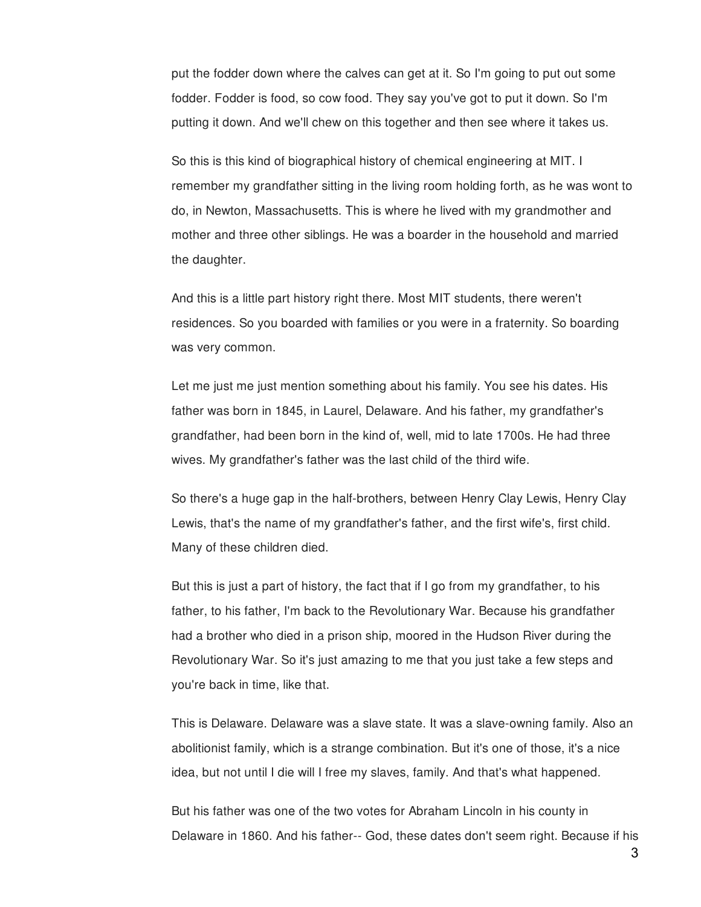put the fodder down where the calves can get at it. So I'm going to put out some fodder. Fodder is food, so cow food. They say you've got to put it down. So I'm putting it down. And we'll chew on this together and then see where it takes us.

So this is this kind of biographical history of chemical engineering at MIT. I remember my grandfather sitting in the living room holding forth, as he was wont to do, in Newton, Massachusetts. This is where he lived with my grandmother and mother and three other siblings. He was a boarder in the household and married the daughter.

And this is a little part history right there. Most MIT students, there weren't residences. So you boarded with families or you were in a fraternity. So boarding was very common.

Let me just me just mention something about his family. You see his dates. His father was born in 1845, in Laurel, Delaware. And his father, my grandfather's grandfather, had been born in the kind of, well, mid to late 1700s. He had three wives. My grandfather's father was the last child of the third wife.

So there's a huge gap in the half-brothers, between Henry Clay Lewis, Henry Clay Lewis, that's the name of my grandfather's father, and the first wife's, first child. Many of these children died.

But this is just a part of history, the fact that if I go from my grandfather, to his father, to his father, I'm back to the Revolutionary War. Because his grandfather had a brother who died in a prison ship, moored in the Hudson River during the Revolutionary War. So it's just amazing to me that you just take a few steps and you're back in time, like that.

This is Delaware. Delaware was a slave state. It was a slave-owning family. Also an abolitionist family, which is a strange combination. But it's one of those, it's a nice idea, but not until I die will I free my slaves, family. And that's what happened.

But his father was one of the two votes for Abraham Lincoln in his county in Delaware in 1860. And his father-- God, these dates don't seem right. Because if his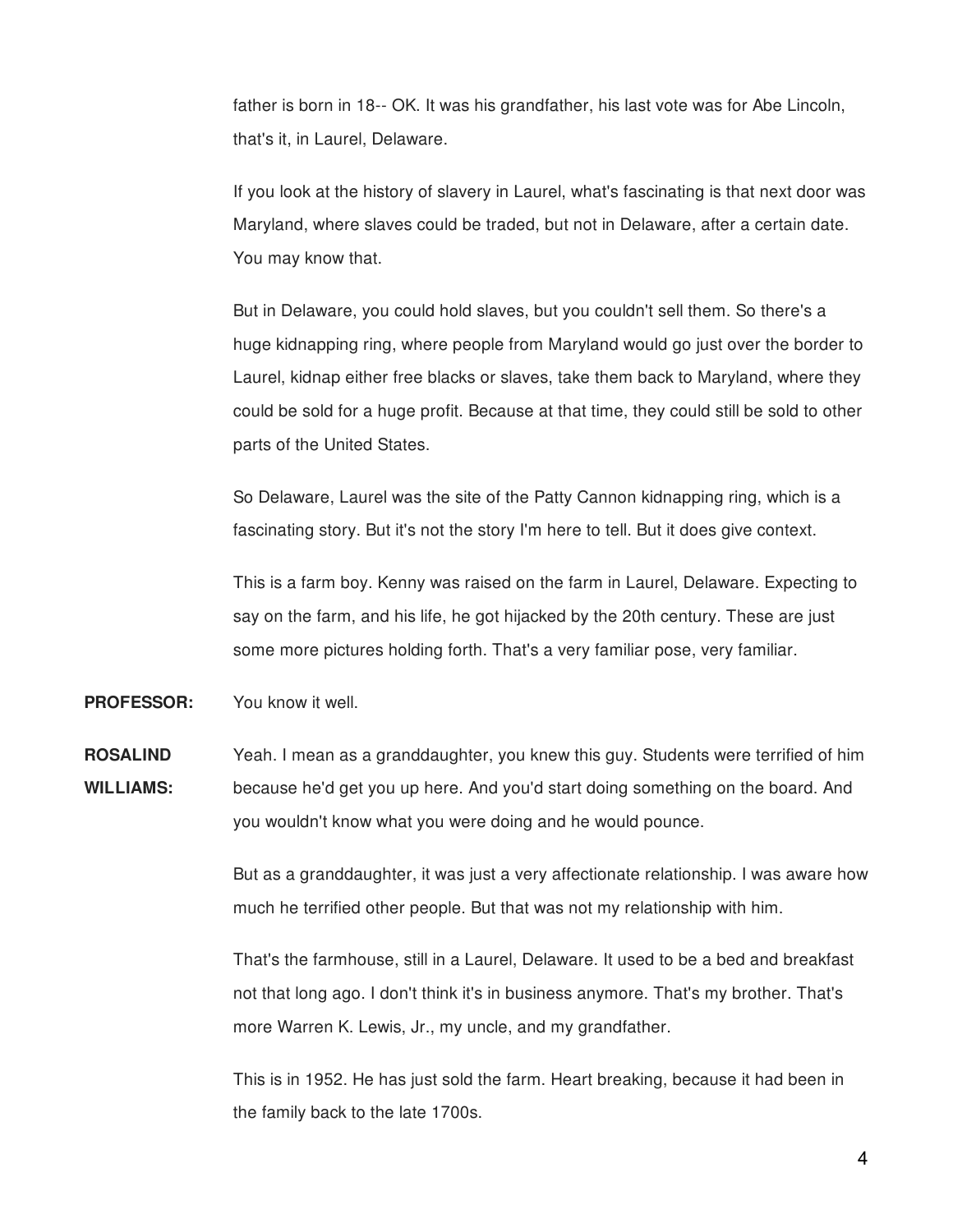father is born in 18-- OK. It was his grandfather, his last vote was for Abe Lincoln, that's it, in Laurel, Delaware.

If you look at the history of slavery in Laurel, what's fascinating is that next door was Maryland, where slaves could be traded, but not in Delaware, after a certain date. You may know that.

But in Delaware, you could hold slaves, but you couldn't sell them. So there's a huge kidnapping ring, where people from Maryland would go just over the border to Laurel, kidnap either free blacks or slaves, take them back to Maryland, where they could be sold for a huge profit. Because at that time, they could still be sold to other parts of the United States.

So Delaware, Laurel was the site of the Patty Cannon kidnapping ring, which is a fascinating story. But it's not the story I'm here to tell. But it does give context.

This is a farm boy. Kenny was raised on the farm in Laurel, Delaware. Expecting to say on the farm, and his life, he got hijacked by the 20th century. These are just some more pictures holding forth. That's a very familiar pose, very familiar.

**PROFESSOR:** You know it well.

**ROSALIND WILLIAMS:** Yeah. I mean as a granddaughter, you knew this guy. Students were terrified of him because he'd get you up here. And you'd start doing something on the board. And you wouldn't know what you were doing and he would pounce.

But as a granddaughter, it was just a very affectionate relationship. I was aware how much he terrified other people. But that was not my relationship with him.

That's the farmhouse, still in a Laurel, Delaware. It used to be a bed and breakfast not that long ago. I don't think it's in business anymore. That's my brother. That's more Warren K. Lewis, Jr., my uncle, and my grandfather.

This is in 1952. He has just sold the farm. Heart breaking, because it had been in the family back to the late 1700s.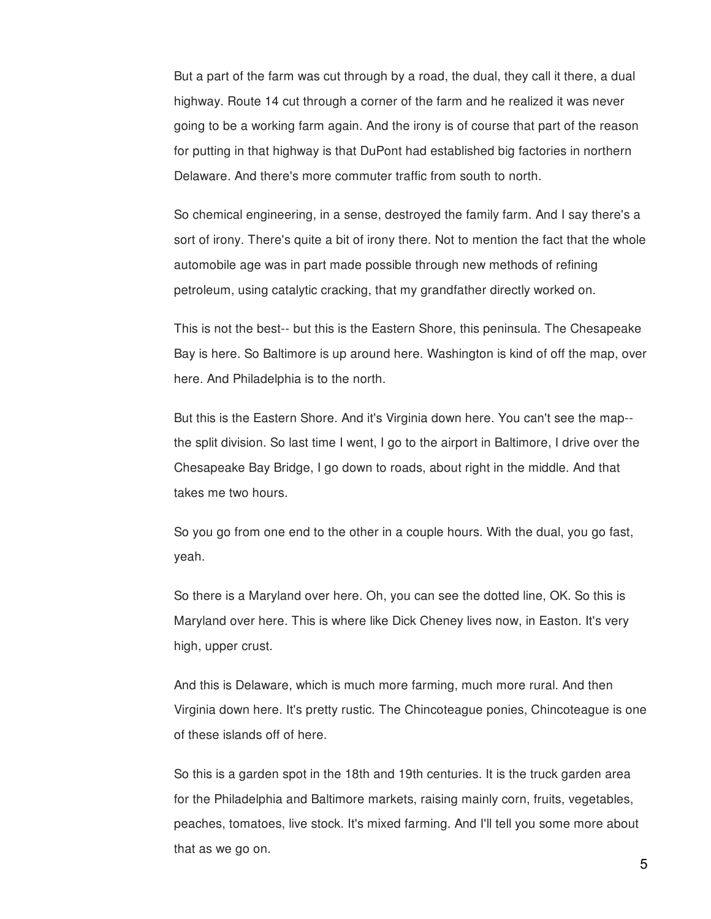But a part of the farm was cut through by a road, the dual, they call it there, a dual highway. Route 14 cut through a corner of the farm and he realized it was never going to be a working farm again. And the irony is of course that part of the reason for putting in that highway is that DuPont had established big factories in northern Delaware. And there's more commuter traffic from south to north.

So chemical engineering, in a sense, destroyed the family farm. And I say there's a sort of irony. There's quite a bit of irony there. Not to mention the fact that the whole automobile age was in part made possible through new methods of refining petroleum, using catalytic cracking, that my grandfather directly worked on.

This is not the best-- but this is the Eastern Shore, this peninsula. The Chesapeake Bay is here. So Baltimore is up around here. Washington is kind of off the map, over here. And Philadelphia is to the north.

But this is the Eastern Shore. And it's Virginia down here. You can't see the map-- the split division. So last time I went, I go to the airport in Baltimore, I drive over the Chesapeake Bay Bridge, I go down to roads, about right in the middle. And that takes me two hours.

So you go from one end to the other in a couple hours. With the dual, you go fast, yeah.

So there is a Maryland over here. Oh, you can see the dotted line, OK. So this is Maryland over here. This is where like Dick Cheney lives now, in Easton. It's very high, upper crust.

And this is Delaware, which is much more farming, much more rural. And then Virginia down here. It's pretty rustic. The Chincoteague ponies, Chincoteague is one of these islands off of here.

So this is a garden spot in the 18th and 19th centuries. It is the truck garden area for the Philadelphia and Baltimore markets, raising mainly corn, fruits, vegetables, peaches, tomatoes, live stock. It's mixed farming. And I'll tell you some more about that as we go on.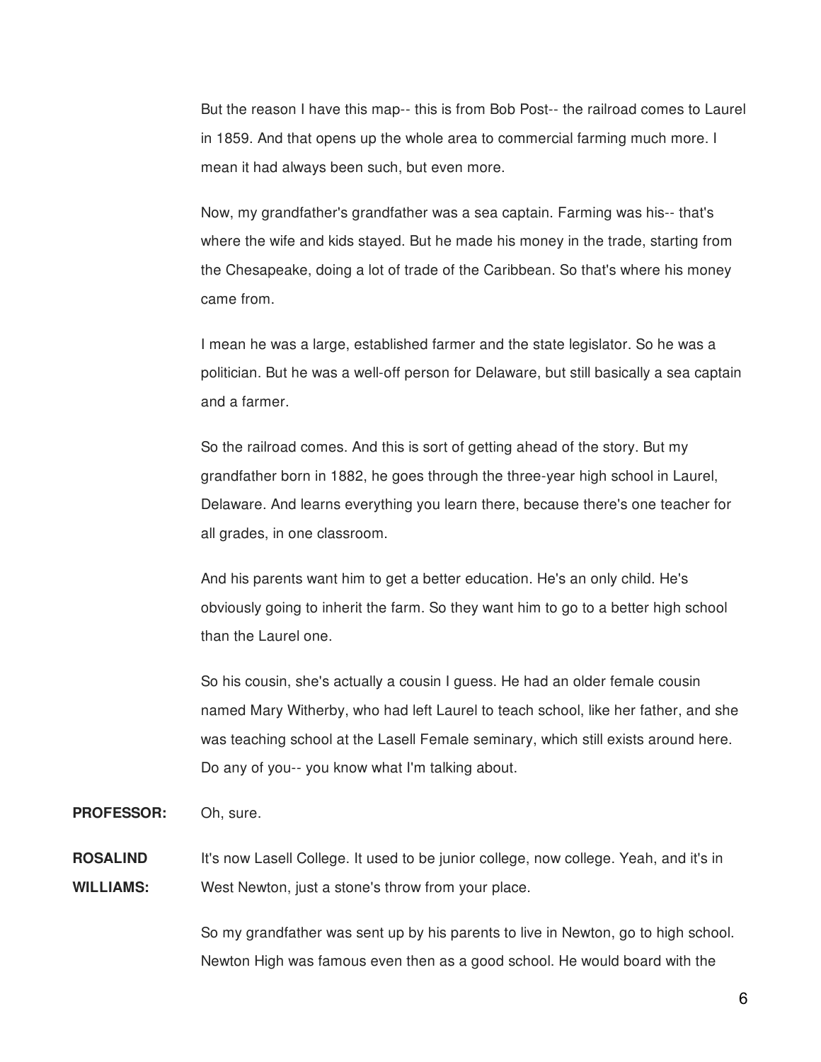But the reason I have this map-- this is from Bob Post-- the railroad comes to Laurel in 1859. And that opens up the whole area to commercial farming much more. I mean it had always been such, but even more.

Now, my grandfather's grandfather was a sea captain. Farming was his-- that's where the wife and kids stayed. But he made his money in the trade, starting from the Chesapeake, doing a lot of trade of the Caribbean. So that's where his money came from.

I mean he was a large, established farmer and the state legislator. So he was a politician. But he was a well-off person for Delaware, but still basically a sea captain and a farmer.

So the railroad comes. And this is sort of getting ahead of the story. But my grandfather born in 1882, he goes through the three-year high school in Laurel, Delaware. And learns everything you learn there, because there's one teacher for all grades, in one classroom.

And his parents want him to get a better education. He's an only child. He's obviously going to inherit the farm. So they want him to go to a better high school than the Laurel one.

So his cousin, she's actually a cousin I guess. He had an older female cousin named Mary Witherby, who had left Laurel to teach school, like her father, and she was teaching school at the Lasell Female seminary, which still exists around here. Do any of you-- you know what I'm talking about.

**PROFESSOR:** Oh, sure.

**ROSALIND WILLIAMS:** It's now Lasell College. It used to be junior college, now college. Yeah, and it's in West Newton, just a stone's throw from your place.

So my grandfather was sent up by his parents to live in Newton, go to high school. Newton High was famous even then as a good school. He would board with the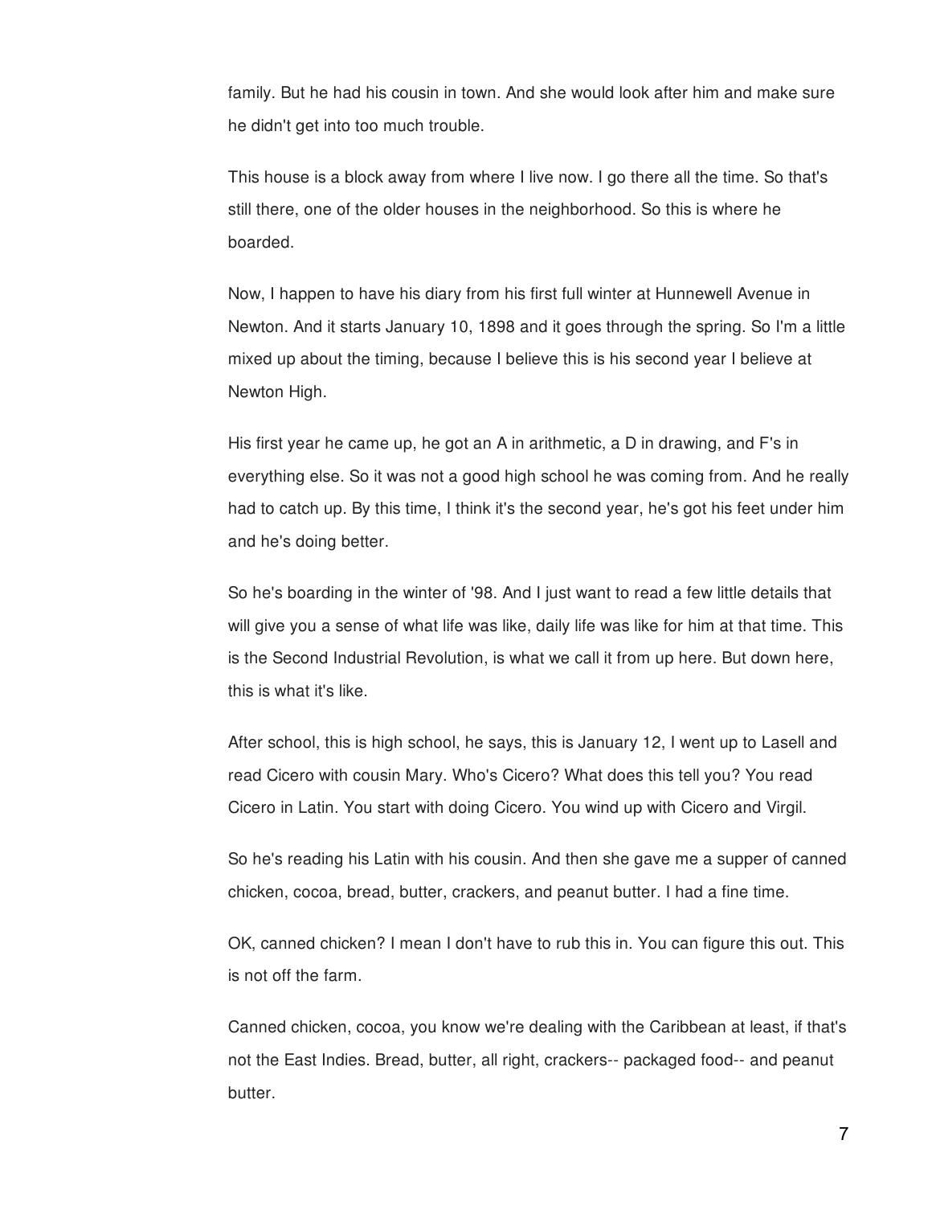family. But he had his cousin in town. And she would look after him and make sure he didn't get into too much trouble.

This house is a block away from where I live now. I go there all the time. So that's still there, one of the older houses in the neighborhood. So this is where he boarded.

Now, I happen to have his diary from his first full winter at Hunnewell Avenue in Newton. And it starts January 10, 1898 and it goes through the spring. So I'm a little mixed up about the timing, because I believe this is his second year I believe at Newton High.

His first year he came up, he got an A in arithmetic, a D in drawing, and F's in everything else. So it was not a good high school he was coming from. And he really had to catch up. By this time, I think it's the second year, he's got his feet under him and he's doing better.

So he's boarding in the winter of '98. And I just want to read a few little details that will give you a sense of what life was like, daily life was like for him at that time. This is the Second Industrial Revolution, is what we call it from up here. But down here, this is what it's like.

After school, this is high school, he says, this is January 12, I went up to Lasell and read Cicero with cousin Mary. Who's Cicero? What does this tell you? You read Cicero in Latin. You start with doing Cicero. You wind up with Cicero and Virgil.

So he's reading his Latin with his cousin. And then she gave me a supper of canned chicken, cocoa, bread, butter, crackers, and peanut butter. I had a fine time.

OK, canned chicken? I mean I don't have to rub this in. You can figure this out. This is not off the farm.

Canned chicken, cocoa, you know we're dealing with the Caribbean at least, if that's not the East Indies. Bread, butter, all right, crackers-- packaged food-- and peanut butter.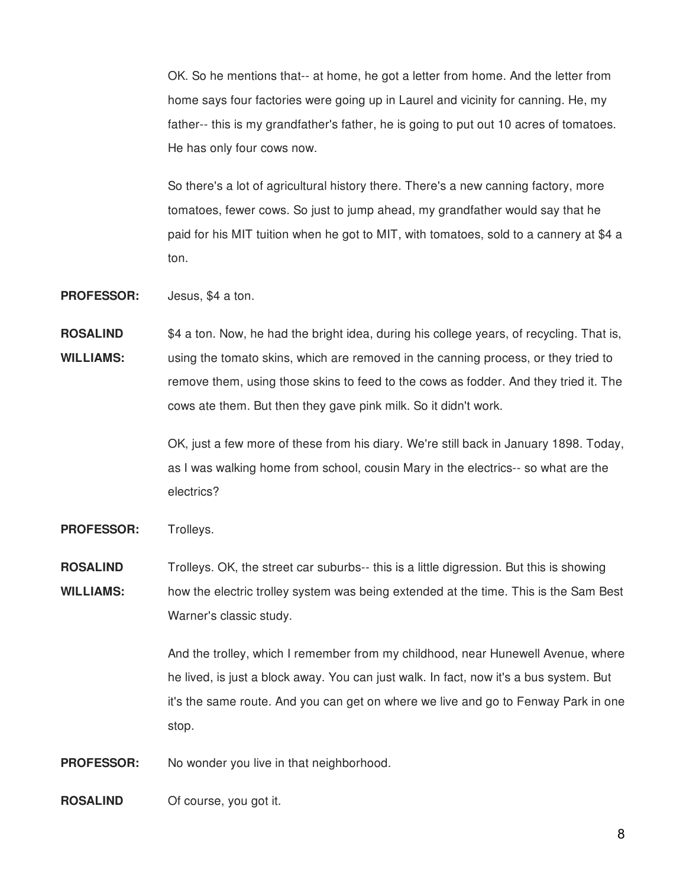OK. So he mentions that-- at home, he got a letter from home. And the letter from home says four factories were going up in Laurel and vicinity for canning. He, my father-- this is my grandfather's father, he is going to put out 10 acres of tomatoes. He has only four cows now.

So there's a lot of agricultural history there. There's a new canning factory, more tomatoes, fewer cows. So just to jump ahead, my grandfather would say that he paid for his MIT tuition when he got to MIT, with tomatoes, sold to a cannery at $4 a ton.

**PROFESSOR:** Jesus, $4 a ton.

**ROSALIND WILLIAMS:** $4 a ton. Now, he had the bright idea, during his college years, of recycling. That is, using the tomato skins, which are removed in the canning process, or they tried to remove them, using those skins to feed to the cows as fodder. And they tried it. The cows ate them. But then they gave pink milk. So it didn't work.

OK, just a few more of these from his diary. We're still back in January 1898. Today, as I was walking home from school, cousin Mary in the electrics-- so what are the electrics?

**PROFESSOR:** Trolleys.

**ROSALIND WILLIAMS:** Trolleys. OK, the street car suburbs-- this is a little digression. But this is showing how the electric trolley system was being extended at the time. This is the Sam Best Warner's classic study.

And the trolley, which I remember from my childhood, near Hunewell Avenue, where he lived, is just a block away. You can just walk. In fact, now it's a bus system. But it's the same route. And you can get on where we live and go to Fenway Park in one stop.

**PROFESSOR:** No wonder you live in that neighborhood.

**ROSALIND** Of course, you got it.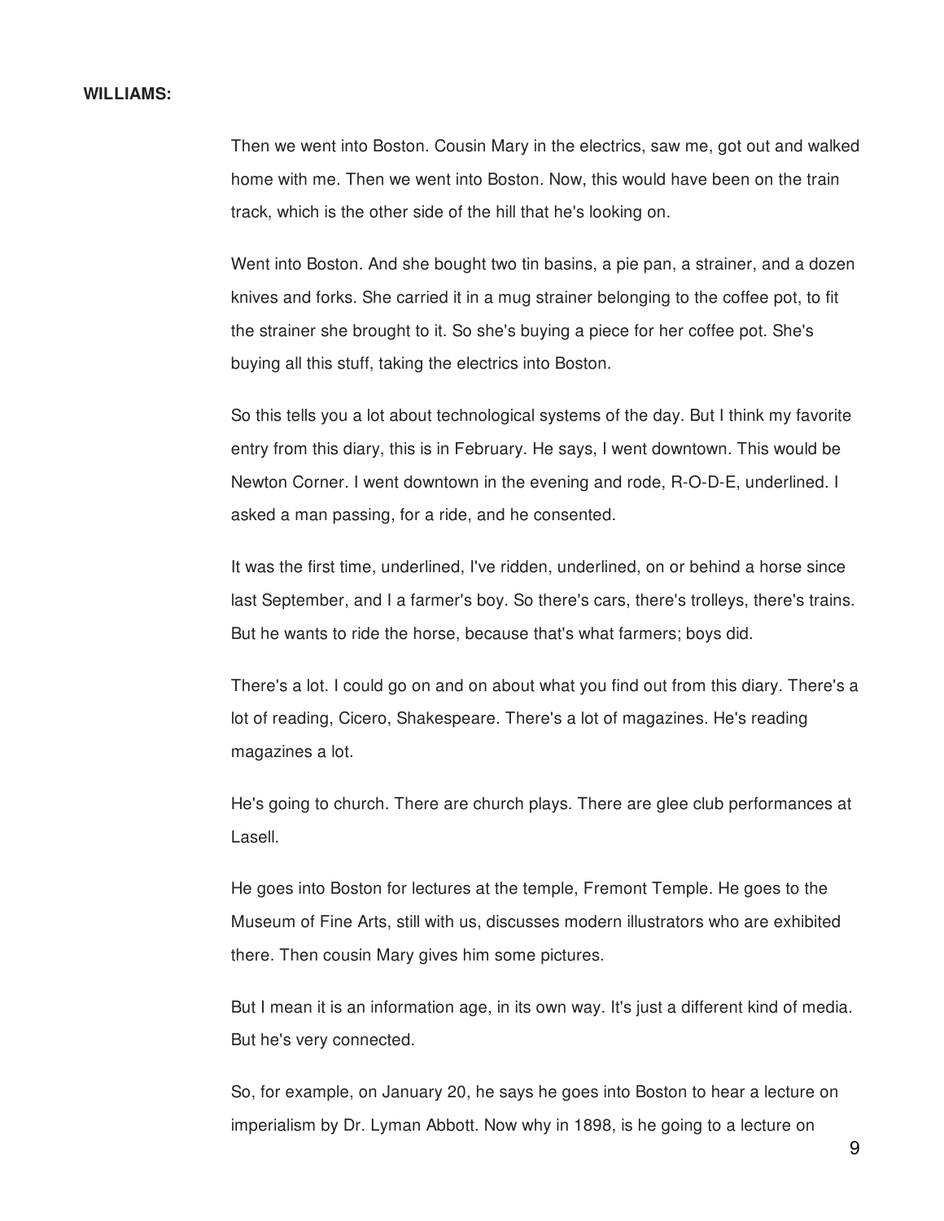**WILLIAMS:**

Then we went into Boston. Cousin Mary in the electrics, saw me, got out and walked home with me. Then we went into Boston. Now, this would have been on the train track, which is the other side of the hill that he's looking on.

Went into Boston. And she bought two tin basins, a pie pan, a strainer, and a dozen knives and forks. She carried it in a mug strainer belonging to the coffee pot, to fit the strainer she brought to it. So she's buying a piece for her coffee pot. She's buying all this stuff, taking the electrics into Boston.

So this tells you a lot about technological systems of the day. But I think my favorite entry from this diary, this is in February. He says, I went downtown. This would be Newton Corner. I went downtown in the evening and rode, R-O-D-E, underlined. I asked a man passing, for a ride, and he consented.

It was the first time, underlined, I've ridden, underlined, on or behind a horse since last September, and I a farmer's boy. So there's cars, there's trolleys, there's trains. But he wants to ride the horse, because that's what farmers; boys did.

There's a lot. I could go on and on about what you find out from this diary. There's a lot of reading, Cicero, Shakespeare. There's a lot of magazines. He's reading magazines a lot.

He's going to church. There are church plays. There are glee club performances at Lasell.

He goes into Boston for lectures at the temple, Fremont Temple. He goes to the Museum of Fine Arts, still with us, discusses modern illustrators who are exhibited there. Then cousin Mary gives him some pictures.

But I mean it is an information age, in its own way. It's just a different kind of media. But he's very connected.

So, for example, on January 20, he says he goes into Boston to hear a lecture on imperialism by Dr. Lyman Abbott. Now why in 1898, is he going to a lecture on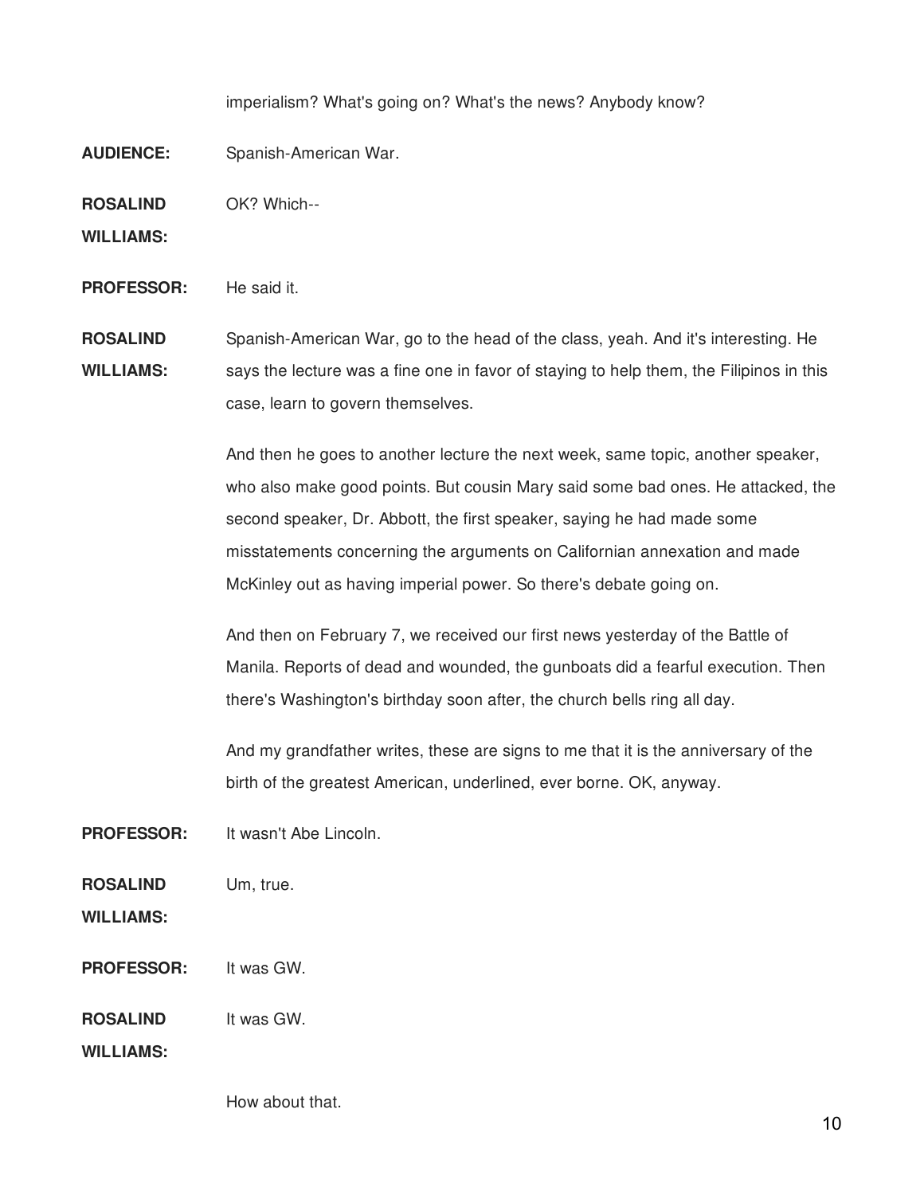imperialism? What's going on? What's the news? Anybody know?

**AUDIENCE:** Spanish-American War.

**ROSALIND WILLIAMS:** OK? Which--

**PROFESSOR:** He said it.

**ROSALIND WILLIAMS:** Spanish-American War, go to the head of the class, yeah. And it's interesting. He says the lecture was a fine one in favor of staying to help them, the Filipinos in this case, learn to govern themselves.

And then he goes to another lecture the next week, same topic, another speaker, who also make good points. But cousin Mary said some bad ones. He attacked, the second speaker, Dr. Abbott, the first speaker, saying he had made some misstatements concerning the arguments on Californian annexation and made McKinley out as having imperial power. So there's debate going on.

And then on February 7, we received our first news yesterday of the Battle of Manila. Reports of dead and wounded, the gunboats did a fearful execution. Then there's Washington's birthday soon after, the church bells ring all day.

And my grandfather writes, these are signs to me that it is the anniversary of the birth of the greatest American, underlined, ever borne. OK, anyway.

**PROFESSOR:** It wasn't Abe Lincoln.

**ROSALIND WILLIAMS:** Um, true.

**PROFESSOR:** It was GW.

**ROSALIND WILLIAMS:** It was GW.

How about that.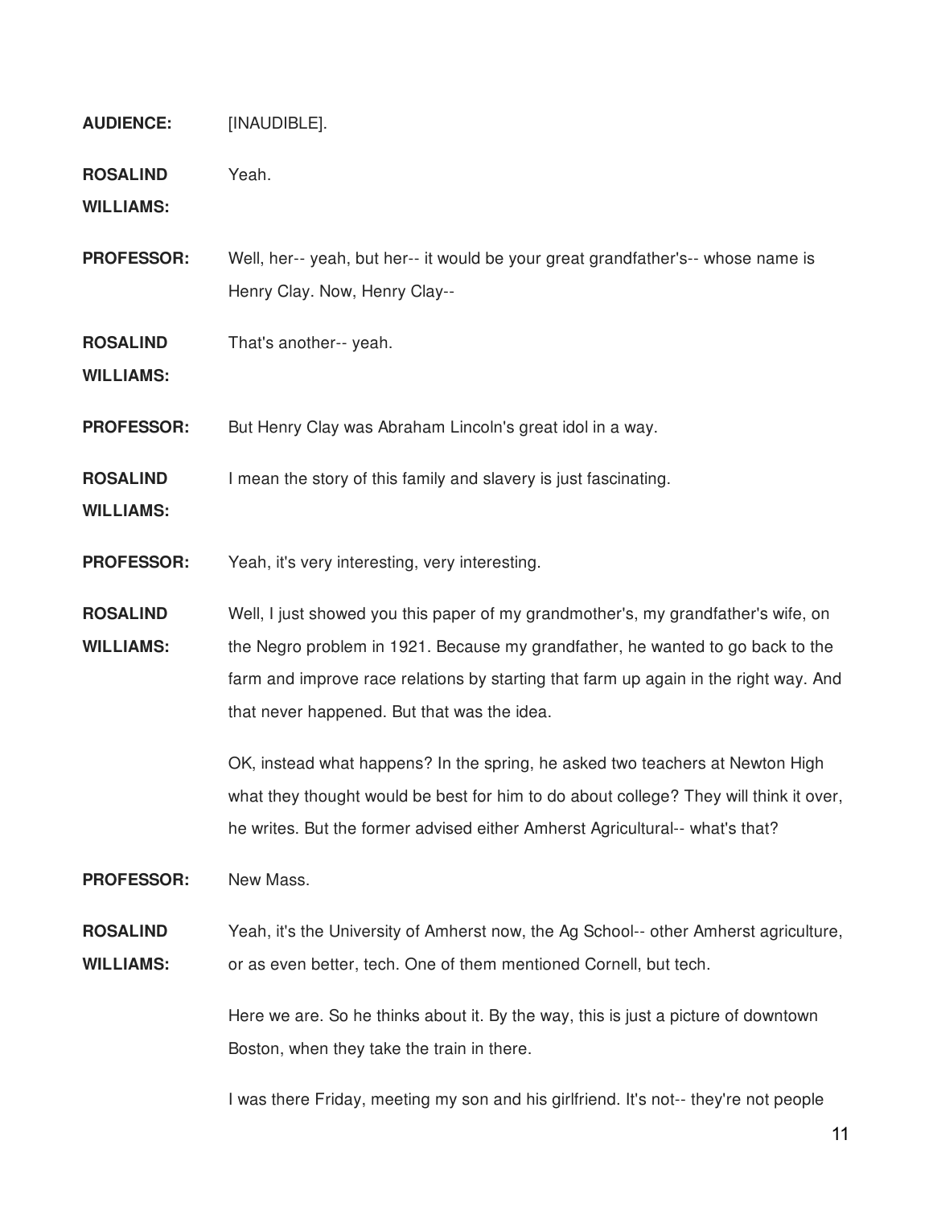**AUDIENCE:** [INAUDIBLE].

**ROSALIND WILLIAMS:** Yeah.

**PROFESSOR:** Well, her-- yeah, but her-- it would be your great grandfather's-- whose name is Henry Clay. Now, Henry Clay--

**ROSALIND WILLIAMS:** That's another-- yeah.

**PROFESSOR:** But Henry Clay was Abraham Lincoln's great idol in a way.

**ROSALIND WILLIAMS:** I mean the story of this family and slavery is just fascinating.

**PROFESSOR:** Yeah, it's very interesting, very interesting.

**ROSALIND WILLIAMS:** Well, I just showed you this paper of my grandmother's, my grandfather's wife, on the Negro problem in 1921. Because my grandfather, he wanted to go back to the farm and improve race relations by starting that farm up again in the right way. And that never happened. But that was the idea.

OK, instead what happens? In the spring, he asked two teachers at Newton High what they thought would be best for him to do about college? They will think it over, he writes. But the former advised either Amherst Agricultural-- what's that?

**PROFESSOR:** New Mass.

**ROSALIND WILLIAMS:** Yeah, it's the University of Amherst now, the Ag School-- other Amherst agriculture, or as even better, tech. One of them mentioned Cornell, but tech.

Here we are. So he thinks about it. By the way, this is just a picture of downtown Boston, when they take the train in there.

I was there Friday, meeting my son and his girlfriend. It's not-- they're not people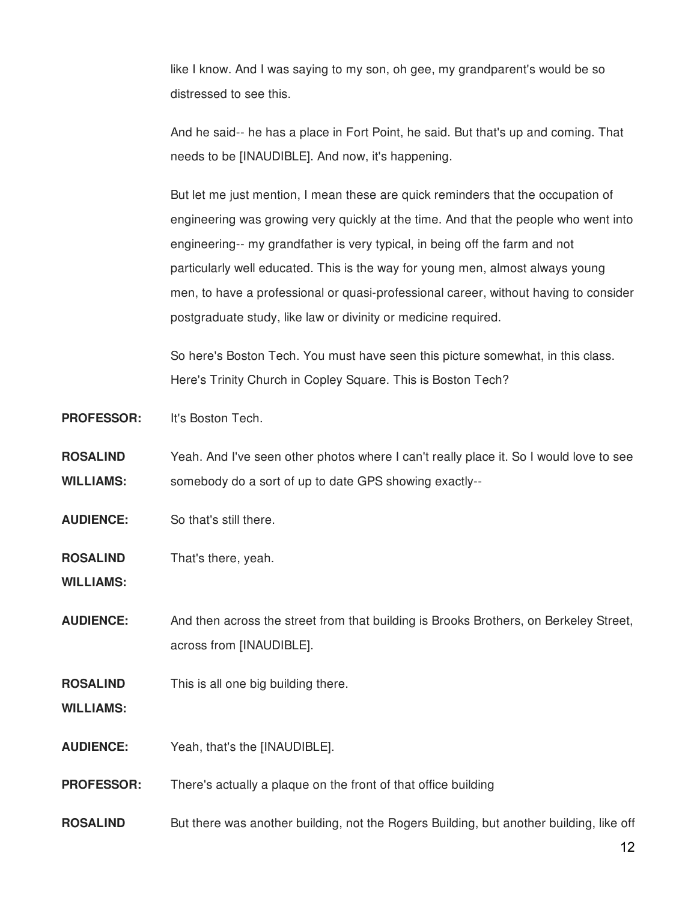like I know. And I was saying to my son, oh gee, my grandparent's would be so distressed to see this.

And he said-- he has a place in Fort Point, he said. But that's up and coming. That needs to be [INAUDIBLE]. And now, it's happening.

But let me just mention, I mean these are quick reminders that the occupation of engineering was growing very quickly at the time. And that the people who went into engineering-- my grandfather is very typical, in being off the farm and not particularly well educated. This is the way for young men, almost always young men, to have a professional or quasi-professional career, without having to consider postgraduate study, like law or divinity or medicine required.

So here's Boston Tech. You must have seen this picture somewhat, in this class. Here's Trinity Church in Copley Square. This is Boston Tech?

**PROFESSOR:** It's Boston Tech.

**ROSALIND WILLIAMS:** Yeah. And I've seen other photos where I can't really place it. So I would love to see somebody do a sort of up to date GPS showing exactly--

**AUDIENCE:** So that's still there.

**ROSALIND WILLIAMS:** That's there, yeah.

**AUDIENCE:** And then across the street from that building is Brooks Brothers, on Berkeley Street, across from [INAUDIBLE].

**ROSALIND WILLIAMS:** This is all one big building there.

**AUDIENCE:** Yeah, that's the [INAUDIBLE].

**PROFESSOR:** There's actually a plaque on the front of that office building

**ROSALIND** But there was another building, not the Rogers Building, but another building, like off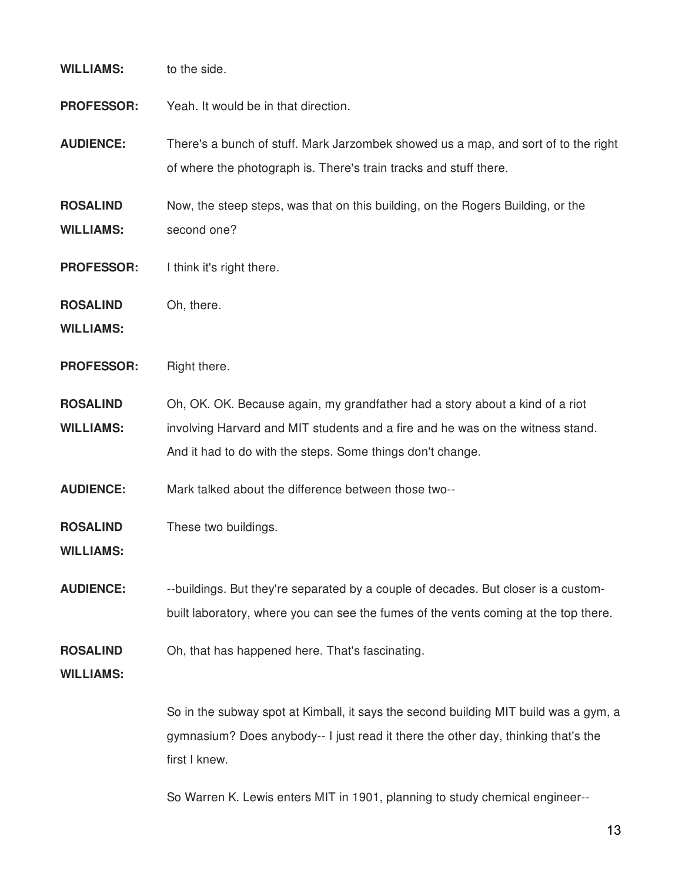**WILLIAMS:** to the side.

**PROFESSOR:** Yeah. It would be in that direction.

**AUDIENCE:** There's a bunch of stuff. Mark Jarzombek showed us a map, and sort of to the right of where the photograph is. There's train tracks and stuff there.

**ROSALIND WILLIAMS:** Now, the steep steps, was that on this building, on the Rogers Building, or the second one?

**PROFESSOR:** I think it's right there.

**ROSALIND WILLIAMS:** Oh, there.

**PROFESSOR:** Right there.

**ROSALIND WILLIAMS:** Oh, OK. OK. Because again, my grandfather had a story about a kind of a riot involving Harvard and MIT students and a fire and he was on the witness stand. And it had to do with the steps. Some things don't change.

**AUDIENCE:** Mark talked about the difference between those two--

**ROSALIND WILLIAMS:** These two buildings.

**AUDIENCE:** --buildings. But they're separated by a couple of decades. But closer is a custom-built laboratory, where you can see the fumes of the vents coming at the top there.

**ROSALIND WILLIAMS:** Oh, that has happened here. That's fascinating.

So in the subway spot at Kimball, it says the second building MIT build was a gym, a gymnasium? Does anybody-- I just read it there the other day, thinking that's the first I knew.

So Warren K. Lewis enters MIT in 1901, planning to study chemical engineer--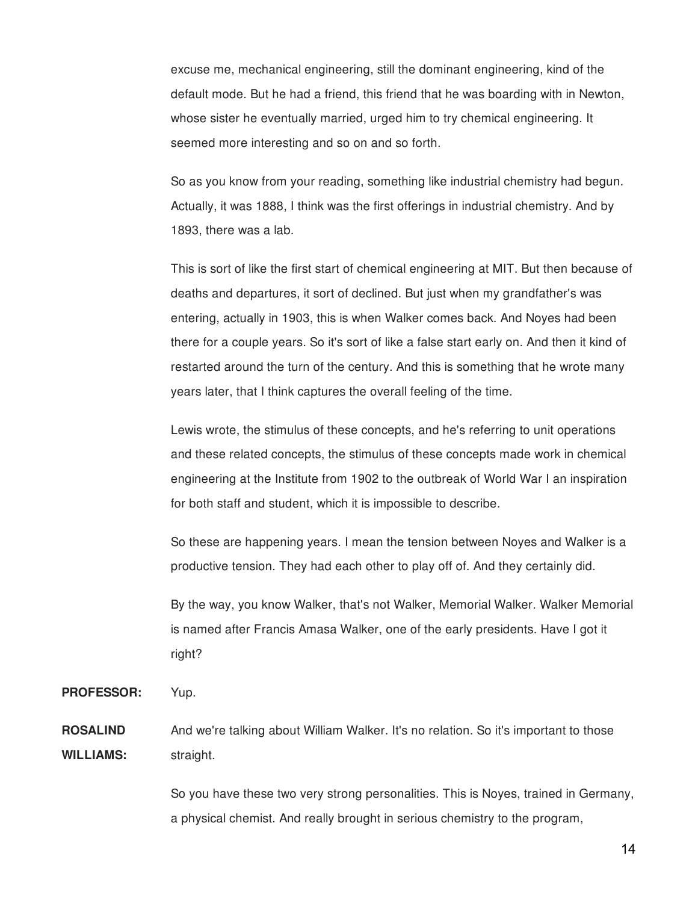excuse me, mechanical engineering, still the dominant engineering, kind of the default mode. But he had a friend, this friend that he was boarding with in Newton, whose sister he eventually married, urged him to try chemical engineering. It seemed more interesting and so on and so forth.

So as you know from your reading, something like industrial chemistry had begun. Actually, it was 1888, I think was the first offerings in industrial chemistry. And by 1893, there was a lab.

This is sort of like the first start of chemical engineering at MIT. But then because of deaths and departures, it sort of declined. But just when my grandfather's was entering, actually in 1903, this is when Walker comes back. And Noyes had been there for a couple years. So it's sort of like a false start early on. And then it kind of restarted around the turn of the century. And this is something that he wrote many years later, that I think captures the overall feeling of the time.

Lewis wrote, the stimulus of these concepts, and he's referring to unit operations and these related concepts, the stimulus of these concepts made work in chemical engineering at the Institute from 1902 to the outbreak of World War I an inspiration for both staff and student, which it is impossible to describe.

So these are happening years. I mean the tension between Noyes and Walker is a productive tension. They had each other to play off of. And they certainly did.

By the way, you know Walker, that's not Walker, Memorial Walker. Walker Memorial is named after Francis Amasa Walker, one of the early presidents. Have I got it right?

**PROFESSOR:** Yup.

**ROSALIND WILLIAMS:** And we're talking about William Walker. It's no relation. So it's important to those straight.

So you have these two very strong personalities. This is Noyes, trained in Germany, a physical chemist. And really brought in serious chemistry to the program,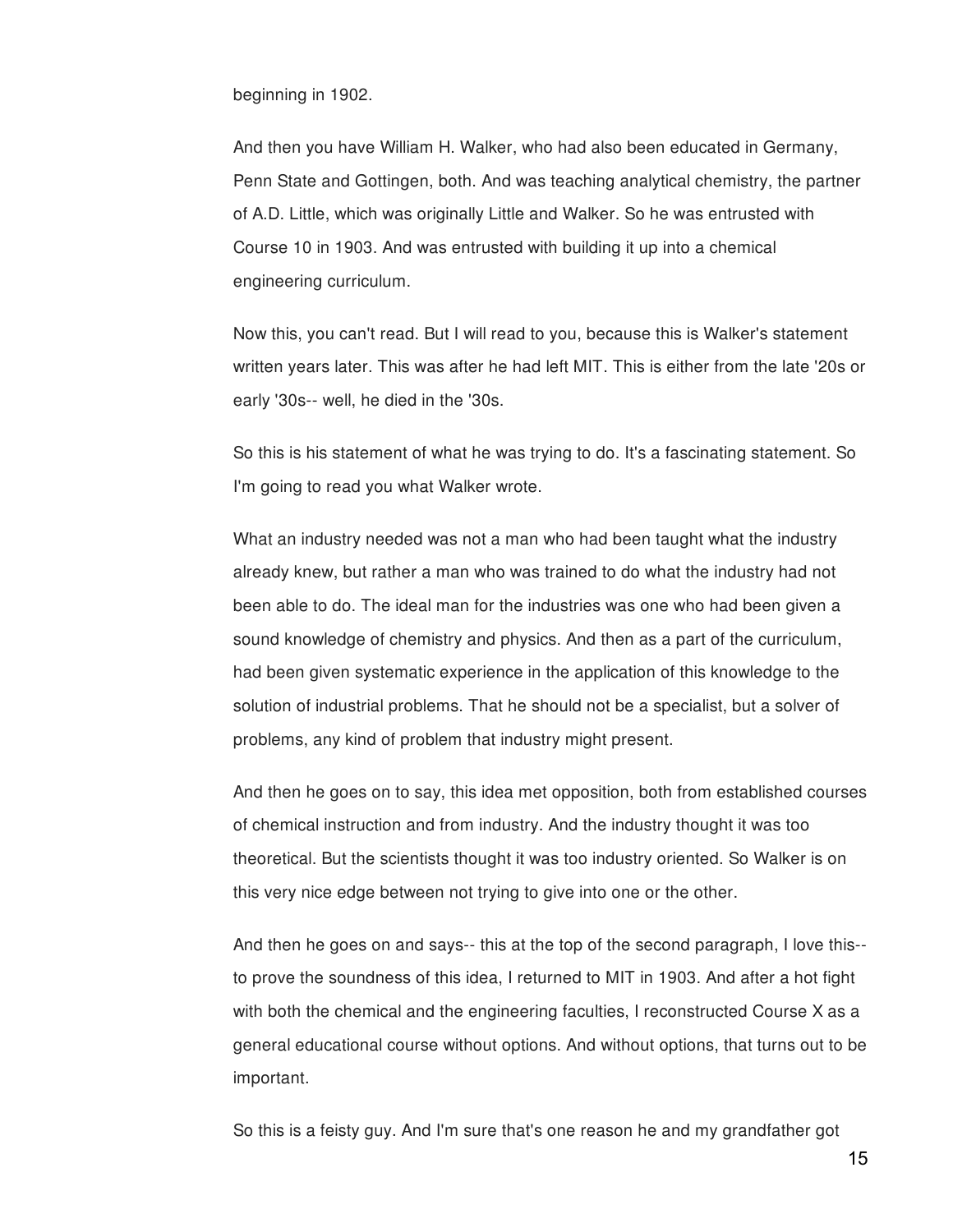beginning in 1902.

And then you have William H. Walker, who had also been educated in Germany, Penn State and Gottingen, both. And was teaching analytical chemistry, the partner of A.D. Little, which was originally Little and Walker. So he was entrusted with Course 10 in 1903. And was entrusted with building it up into a chemical engineering curriculum.

Now this, you can't read. But I will read to you, because this is Walker's statement written years later. This was after he had left MIT. This is either from the late '20s or early '30s-- well, he died in the '30s.

So this is his statement of what he was trying to do. It's a fascinating statement. So I'm going to read you what Walker wrote.

What an industry needed was not a man who had been taught what the industry already knew, but rather a man who was trained to do what the industry had not been able to do. The ideal man for the industries was one who had been given a sound knowledge of chemistry and physics. And then as a part of the curriculum, had been given systematic experience in the application of this knowledge to the solution of industrial problems. That he should not be a specialist, but a solver of problems, any kind of problem that industry might present.

And then he goes on to say, this idea met opposition, both from established courses of chemical instruction and from industry. And the industry thought it was too theoretical. But the scientists thought it was too industry oriented. So Walker is on this very nice edge between not trying to give into one or the other.

And then he goes on and says-- this at the top of the second paragraph, I love this-- to prove the soundness of this idea, I returned to MIT in 1903. And after a hot fight with both the chemical and the engineering faculties, I reconstructed Course X as a general educational course without options. And without options, that turns out to be important.

So this is a feisty guy. And I'm sure that's one reason he and my grandfather got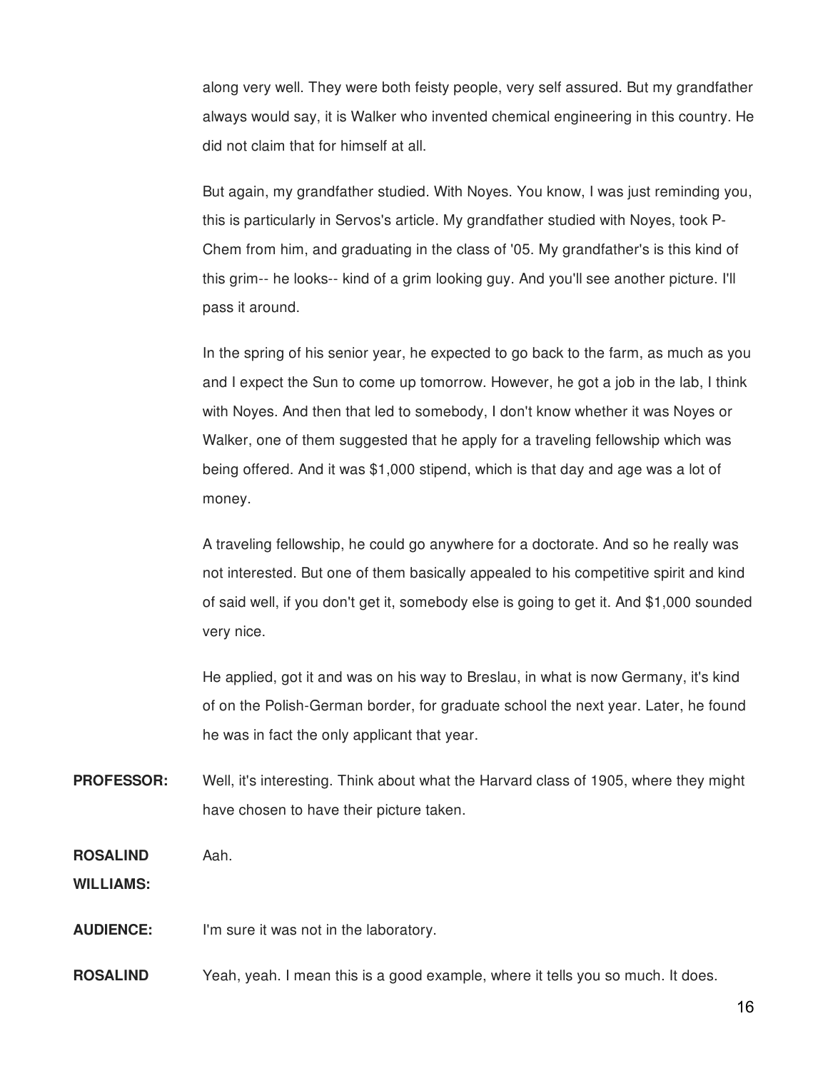along very well. They were both feisty people, very self assured. But my grandfather always would say, it is Walker who invented chemical engineering in this country. He did not claim that for himself at all.

But again, my grandfather studied. With Noyes. You know, I was just reminding you, this is particularly in Servos's article. My grandfather studied with Noyes, took P-Chem from him, and graduating in the class of '05. My grandfather's is this kind of this grim-- he looks-- kind of a grim looking guy. And you'll see another picture. I'll pass it around.

In the spring of his senior year, he expected to go back to the farm, as much as you and I expect the Sun to come up tomorrow. However, he got a job in the lab, I think with Noyes. And then that led to somebody, I don't know whether it was Noyes or Walker, one of them suggested that he apply for a traveling fellowship which was being offered. And it was $1,000 stipend, which is that day and age was a lot of money.

A traveling fellowship, he could go anywhere for a doctorate. And so he really was not interested. But one of them basically appealed to his competitive spirit and kind of said well, if you don't get it, somebody else is going to get it. And $1,000 sounded very nice.

He applied, got it and was on his way to Breslau, in what is now Germany, it's kind of on the Polish-German border, for graduate school the next year. Later, he found he was in fact the only applicant that year.

**PROFESSOR:** Well, it's interesting. Think about what the Harvard class of 1905, where they might have chosen to have their picture taken.

**ROSALIND WILLIAMS:** Aah.

**AUDIENCE:** I'm sure it was not in the laboratory.

**ROSALIND** Yeah, yeah. I mean this is a good example, where it tells you so much. It does.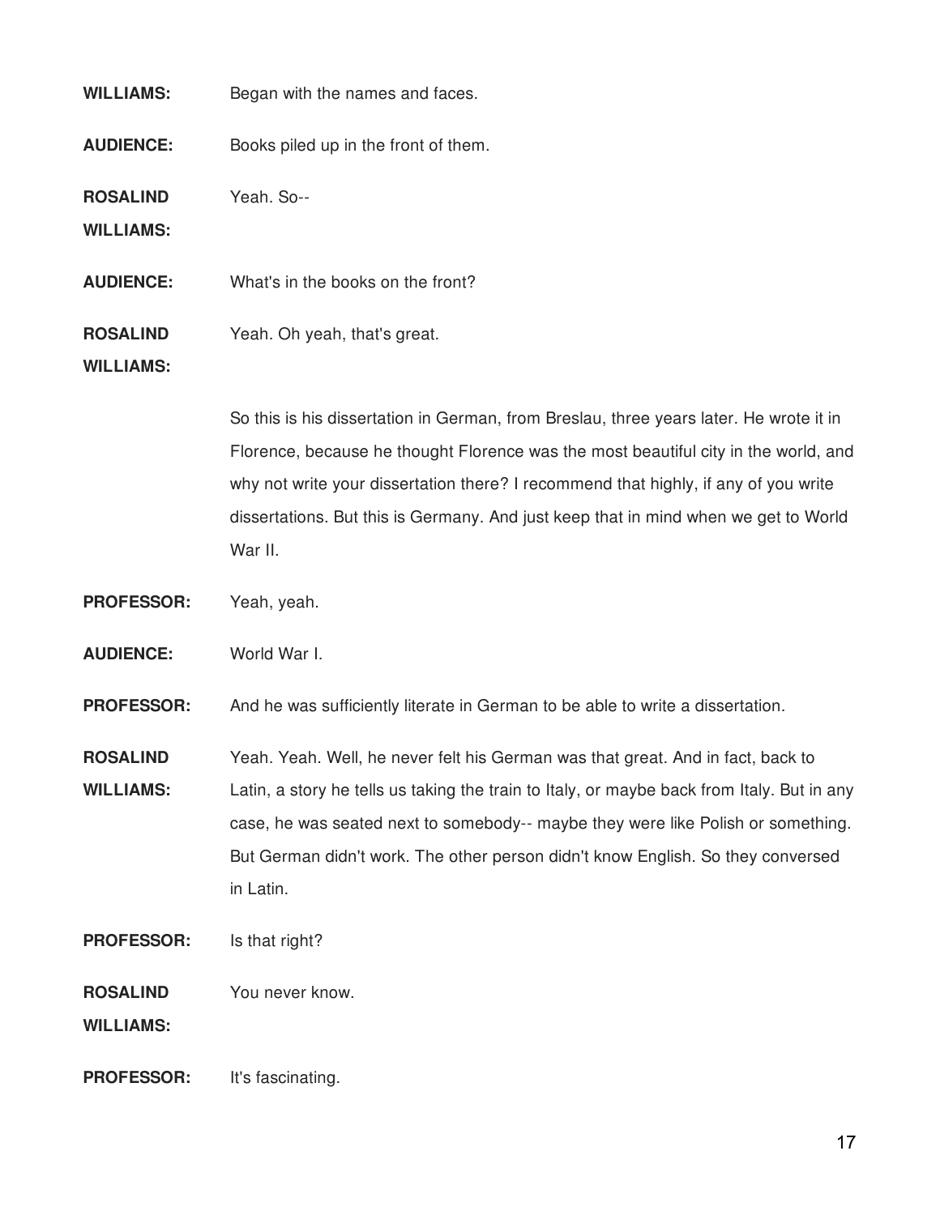**WILLIAMS:** Began with the names and faces.

**AUDIENCE:** Books piled up in the front of them.

**ROSALIND WILLIAMS:** Yeah. So--

**AUDIENCE:** What's in the books on the front?

**ROSALIND WILLIAMS:** Yeah. Oh yeah, that's great.

So this is his dissertation in German, from Breslau, three years later. He wrote it in Florence, because he thought Florence was the most beautiful city in the world, and why not write your dissertation there? I recommend that highly, if any of you write dissertations. But this is Germany. And just keep that in mind when we get to World War II.

**PROFESSOR:** Yeah, yeah.

**AUDIENCE:** World War I.

**PROFESSOR:** And he was sufficiently literate in German to be able to write a dissertation.

**ROSALIND WILLIAMS:** Yeah. Yeah. Well, he never felt his German was that great. And in fact, back to Latin, a story he tells us taking the train to Italy, or maybe back from Italy. But in any case, he was seated next to somebody-- maybe they were like Polish or something. But German didn't work. The other person didn't know English. So they conversed in Latin.

**PROFESSOR:** Is that right?

**ROSALIND WILLIAMS:** You never know.

**PROFESSOR:** It's fascinating.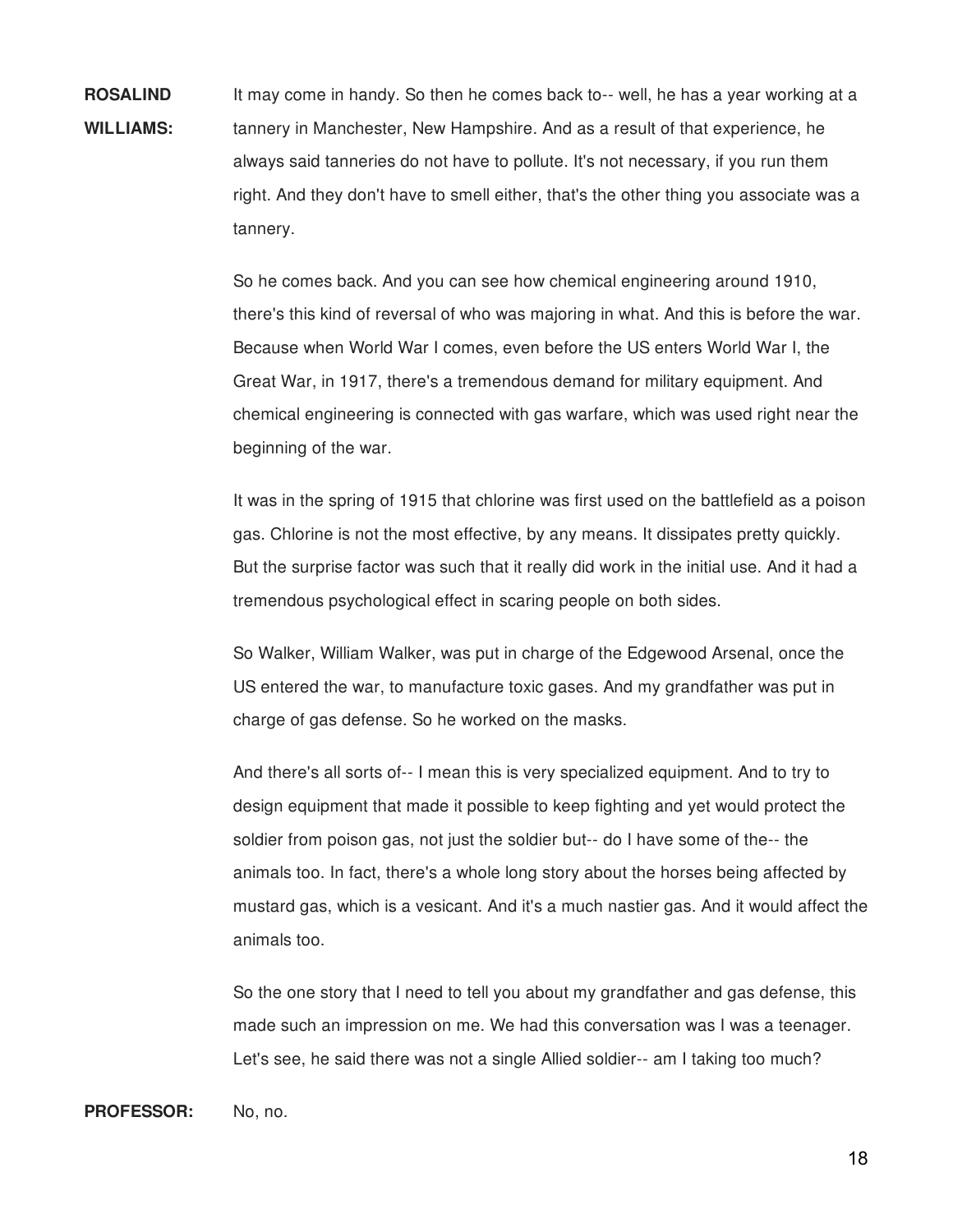**ROSALIND WILLIAMS:** It may come in handy. So then he comes back to-- well, he has a year working at a tannery in Manchester, New Hampshire. And as a result of that experience, he always said tanneries do not have to pollute. It's not necessary, if you run them right. And they don't have to smell either, that's the other thing you associate was a tannery.

So he comes back. And you can see how chemical engineering around 1910, there's this kind of reversal of who was majoring in what. And this is before the war. Because when World War I comes, even before the US enters World War I, the Great War, in 1917, there's a tremendous demand for military equipment. And chemical engineering is connected with gas warfare, which was used right near the beginning of the war.

It was in the spring of 1915 that chlorine was first used on the battlefield as a poison gas. Chlorine is not the most effective, by any means. It dissipates pretty quickly. But the surprise factor was such that it really did work in the initial use. And it had a tremendous psychological effect in scaring people on both sides.

So Walker, William Walker, was put in charge of the Edgewood Arsenal, once the US entered the war, to manufacture toxic gases. And my grandfather was put in charge of gas defense. So he worked on the masks.

And there's all sorts of-- I mean this is very specialized equipment. And to try to design equipment that made it possible to keep fighting and yet would protect the soldier from poison gas, not just the soldier but-- do I have some of the-- the animals too. In fact, there's a whole long story about the horses being affected by mustard gas, which is a vesicant. And it's a much nastier gas. And it would affect the animals too.

So the one story that I need to tell you about my grandfather and gas defense, this made such an impression on me. We had this conversation was I was a teenager. Let's see, he said there was not a single Allied soldier-- am I taking too much?

**PROFESSOR:** No, no.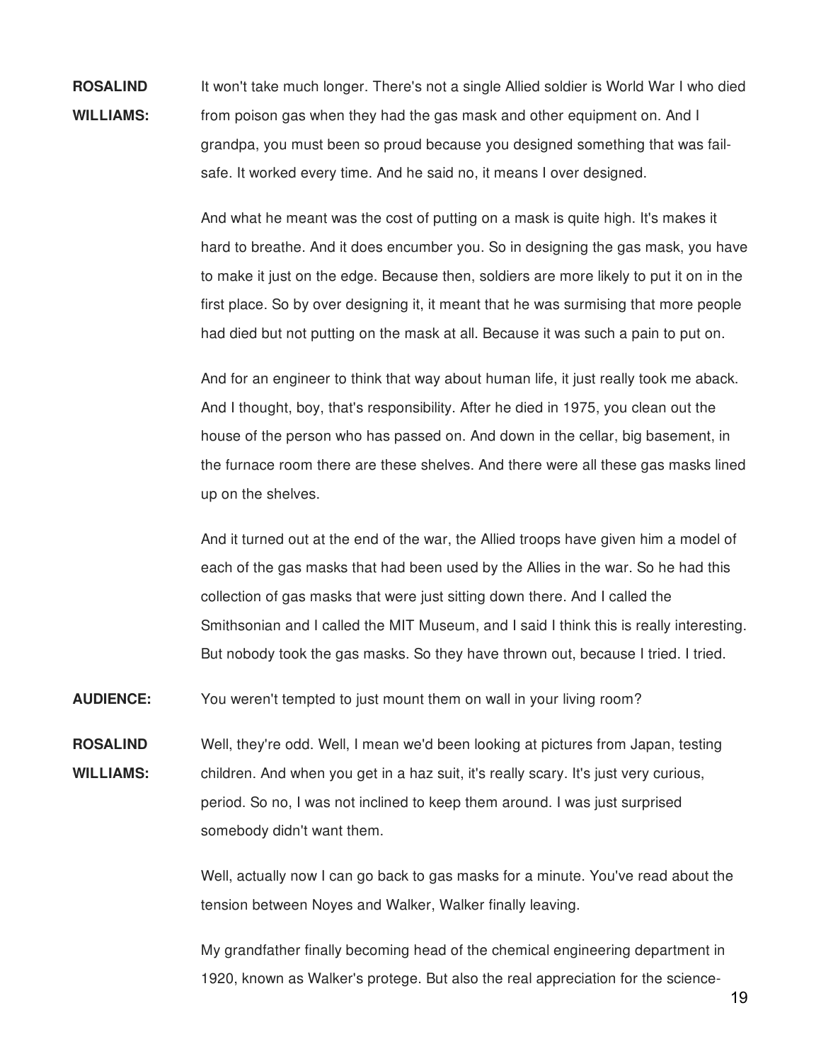**ROSALIND WILLIAMS:** It won't take much longer. There's not a single Allied soldier is World War I who died from poison gas when they had the gas mask and other equipment on. And I grandpa, you must been so proud because you designed something that was fail-safe. It worked every time. And he said no, it means I over designed.

And what he meant was the cost of putting on a mask is quite high. It's makes it hard to breathe. And it does encumber you. So in designing the gas mask, you have to make it just on the edge. Because then, soldiers are more likely to put it on in the first place. So by over designing it, it meant that he was surmising that more people had died but not putting on the mask at all. Because it was such a pain to put on.

And for an engineer to think that way about human life, it just really took me aback. And I thought, boy, that's responsibility. After he died in 1975, you clean out the house of the person who has passed on. And down in the cellar, big basement, in the furnace room there are these shelves. And there were all these gas masks lined up on the shelves.

And it turned out at the end of the war, the Allied troops have given him a model of each of the gas masks that had been used by the Allies in the war. So he had this collection of gas masks that were just sitting down there. And I called the Smithsonian and I called the MIT Museum, and I said I think this is really interesting. But nobody took the gas masks. So they have thrown out, because I tried. I tried.

**AUDIENCE:** You weren't tempted to just mount them on wall in your living room?

**ROSALIND WILLIAMS:** Well, they're odd. Well, I mean we'd been looking at pictures from Japan, testing children. And when you get in a haz suit, it's really scary. It's just very curious, period. So no, I was not inclined to keep them around. I was just surprised somebody didn't want them.

Well, actually now I can go back to gas masks for a minute. You've read about the tension between Noyes and Walker, Walker finally leaving.

My grandfather finally becoming head of the chemical engineering department in 1920, known as Walker's protege. But also the real appreciation for the science-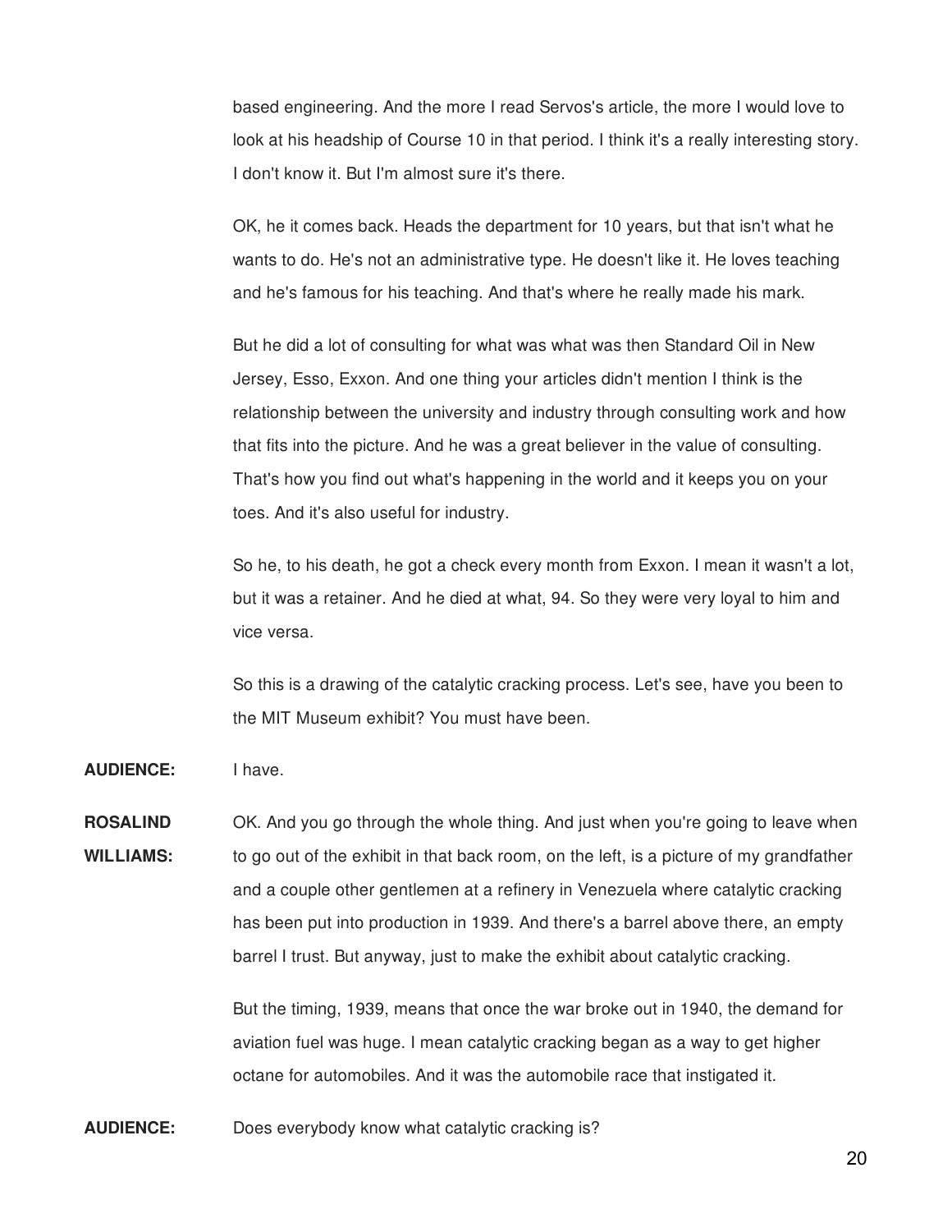based engineering. And the more I read Servos's article, the more I would love to look at his headship of Course 10 in that period. I think it's a really interesting story. I don't know it. But I'm almost sure it's there.

OK, he it comes back. Heads the department for 10 years, but that isn't what he wants to do. He's not an administrative type. He doesn't like it. He loves teaching and he's famous for his teaching. And that's where he really made his mark.

But he did a lot of consulting for what was what was then Standard Oil in New Jersey, Esso, Exxon. And one thing your articles didn't mention I think is the relationship between the university and industry through consulting work and how that fits into the picture. And he was a great believer in the value of consulting. That's how you find out what's happening in the world and it keeps you on your toes. And it's also useful for industry.

So he, to his death, he got a check every month from Exxon. I mean it wasn't a lot, but it was a retainer. And he died at what, 94. So they were very loyal to him and vice versa.

So this is a drawing of the catalytic cracking process. Let's see, have you been to the MIT Museum exhibit? You must have been.

**AUDIENCE:** I have.

**ROSALIND WILLIAMS:** OK. And you go through the whole thing. And just when you're going to leave when to go out of the exhibit in that back room, on the left, is a picture of my grandfather and a couple other gentlemen at a refinery in Venezuela where catalytic cracking has been put into production in 1939. And there's a barrel above there, an empty barrel I trust. But anyway, just to make the exhibit about catalytic cracking.

But the timing, 1939, means that once the war broke out in 1940, the demand for aviation fuel was huge. I mean catalytic cracking began as a way to get higher octane for automobiles. And it was the automobile race that instigated it.

**AUDIENCE:** Does everybody know what catalytic cracking is?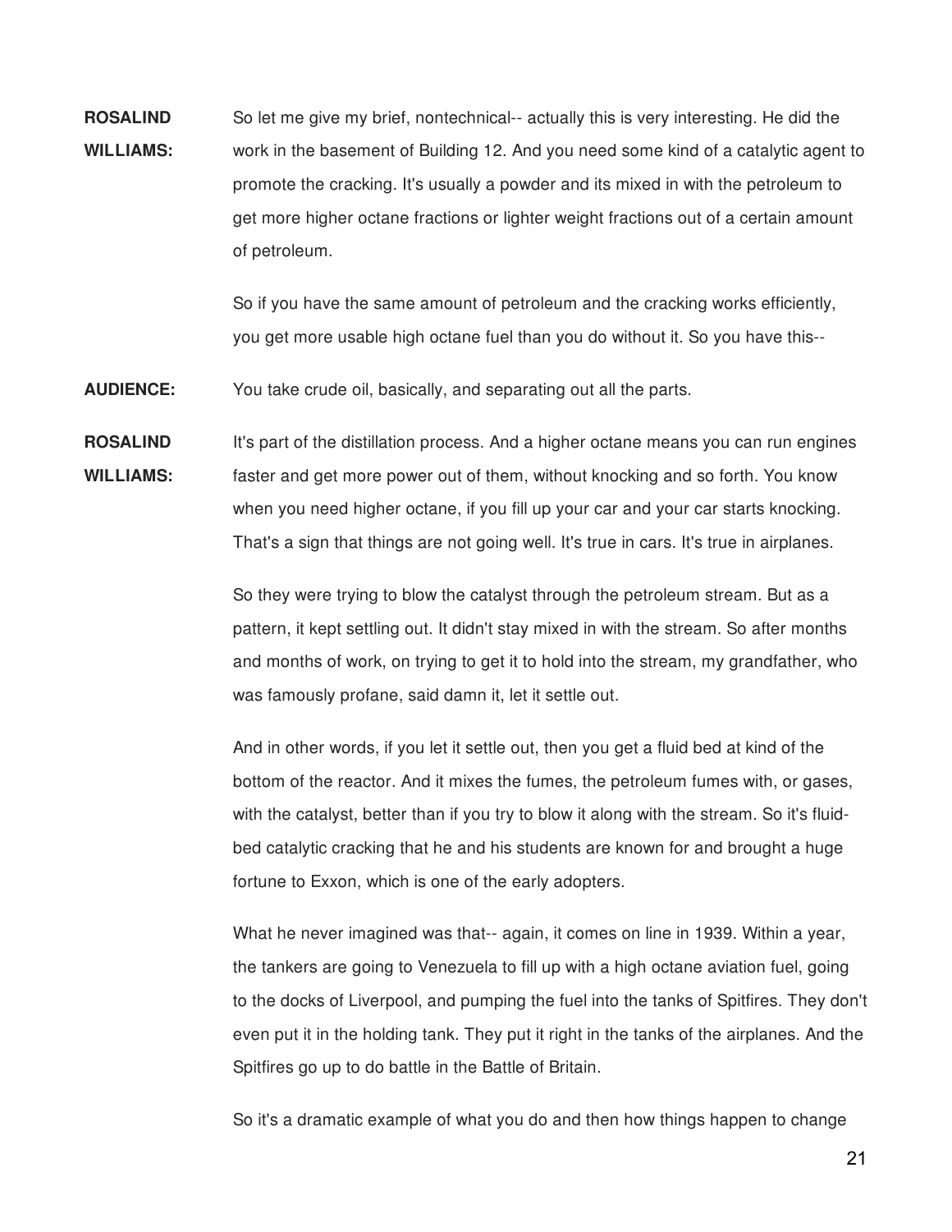**ROSALIND WILLIAMS:** So let me give my brief, nontechnical-- actually this is very interesting. He did the work in the basement of Building 12. And you need some kind of a catalytic agent to promote the cracking. It's usually a powder and its mixed in with the petroleum to get more higher octane fractions or lighter weight fractions out of a certain amount of petroleum.

So if you have the same amount of petroleum and the cracking works efficiently, you get more usable high octane fuel than you do without it. So you have this--

**AUDIENCE:** You take crude oil, basically, and separating out all the parts.

**ROSALIND WILLIAMS:** It's part of the distillation process. And a higher octane means you can run engines faster and get more power out of them, without knocking and so forth. You know when you need higher octane, if you fill up your car and your car starts knocking. That's a sign that things are not going well. It's true in cars. It's true in airplanes.

So they were trying to blow the catalyst through the petroleum stream. But as a pattern, it kept settling out. It didn't stay mixed in with the stream. So after months and months of work, on trying to get it to hold into the stream, my grandfather, who was famously profane, said damn it, let it settle out.

And in other words, if you let it settle out, then you get a fluid bed at kind of the bottom of the reactor. And it mixes the fumes, the petroleum fumes with, or gases, with the catalyst, better than if you try to blow it along with the stream. So it's fluid-bed catalytic cracking that he and his students are known for and brought a huge fortune to Exxon, which is one of the early adopters.

What he never imagined was that-- again, it comes on line in 1939. Within a year, the tankers are going to Venezuela to fill up with a high octane aviation fuel, going to the docks of Liverpool, and pumping the fuel into the tanks of Spitfires. They don't even put it in the holding tank. They put it right in the tanks of the airplanes. And the Spitfires go up to do battle in the Battle of Britain.

So it's a dramatic example of what you do and then how things happen to change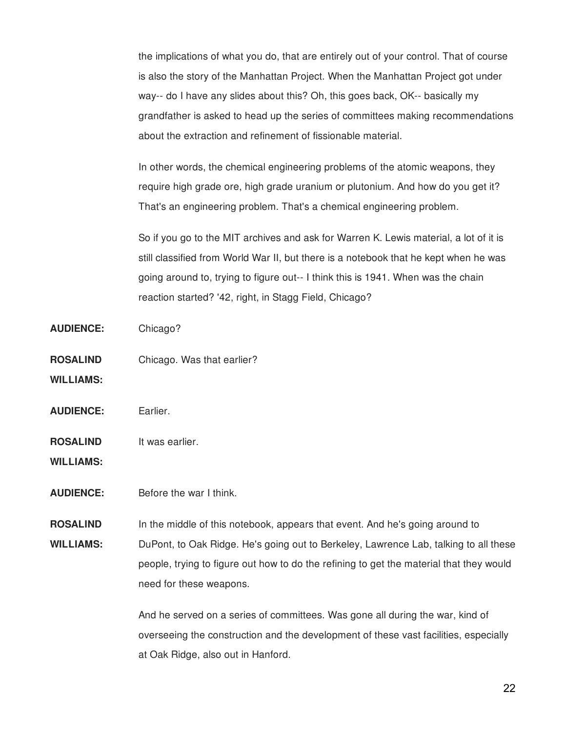the implications of what you do, that are entirely out of your control. That of course is also the story of the Manhattan Project. When the Manhattan Project got under way-- do I have any slides about this? Oh, this goes back, OK-- basically my grandfather is asked to head up the series of committees making recommendations about the extraction and refinement of fissionable material.

In other words, the chemical engineering problems of the atomic weapons, they require high grade ore, high grade uranium or plutonium. And how do you get it? That's an engineering problem. That's a chemical engineering problem.

So if you go to the MIT archives and ask for Warren K. Lewis material, a lot of it is still classified from World War II, but there is a notebook that he kept when he was going around to, trying to figure out-- I think this is 1941. When was the chain reaction started? '42, right, in Stagg Field, Chicago?

**AUDIENCE:** Chicago?

**ROSALIND WILLIAMS:** Chicago. Was that earlier?

**AUDIENCE:** Earlier.

**ROSALIND WILLIAMS:** It was earlier.

**AUDIENCE:** Before the war I think.

**ROSALIND WILLIAMS:** In the middle of this notebook, appears that event. And he's going around to DuPont, to Oak Ridge. He's going out to Berkeley, Lawrence Lab, talking to all these people, trying to figure out how to do the refining to get the material that they would need for these weapons.

And he served on a series of committees. Was gone all during the war, kind of overseeing the construction and the development of these vast facilities, especially at Oak Ridge, also out in Hanford.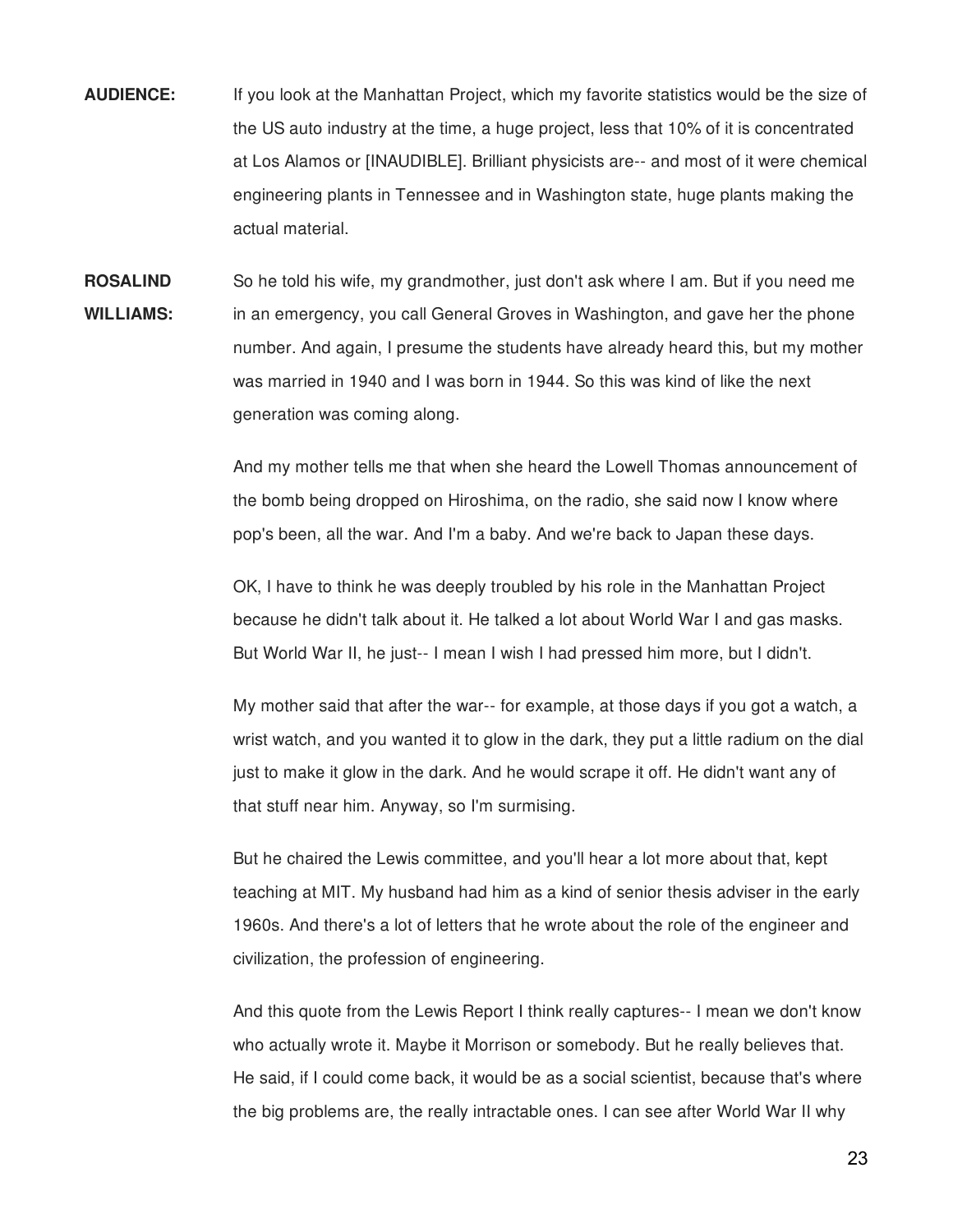**AUDIENCE:** If you look at the Manhattan Project, which my favorite statistics would be the size of the US auto industry at the time, a huge project, less that 10% of it is concentrated at Los Alamos or [INAUDIBLE]. Brilliant physicists are-- and most of it were chemical engineering plants in Tennessee and in Washington state, huge plants making the actual material.

**ROSALIND WILLIAMS:** So he told his wife, my grandmother, just don't ask where I am. But if you need me in an emergency, you call General Groves in Washington, and gave her the phone number. And again, I presume the students have already heard this, but my mother was married in 1940 and I was born in 1944. So this was kind of like the next generation was coming along.

And my mother tells me that when she heard the Lowell Thomas announcement of the bomb being dropped on Hiroshima, on the radio, she said now I know where pop's been, all the war. And I'm a baby. And we're back to Japan these days.

OK, I have to think he was deeply troubled by his role in the Manhattan Project because he didn't talk about it. He talked a lot about World War I and gas masks. But World War II, he just-- I mean I wish I had pressed him more, but I didn't.

My mother said that after the war-- for example, at those days if you got a watch, a wrist watch, and you wanted it to glow in the dark, they put a little radium on the dial just to make it glow in the dark. And he would scrape it off. He didn't want any of that stuff near him. Anyway, so I'm surmising.

But he chaired the Lewis committee, and you'll hear a lot more about that, kept teaching at MIT. My husband had him as a kind of senior thesis adviser in the early 1960s. And there's a lot of letters that he wrote about the role of the engineer and civilization, the profession of engineering.

And this quote from the Lewis Report I think really captures-- I mean we don't know who actually wrote it. Maybe it Morrison or somebody. But he really believes that. He said, if I could come back, it would be as a social scientist, because that's where the big problems are, the really intractable ones. I can see after World War II why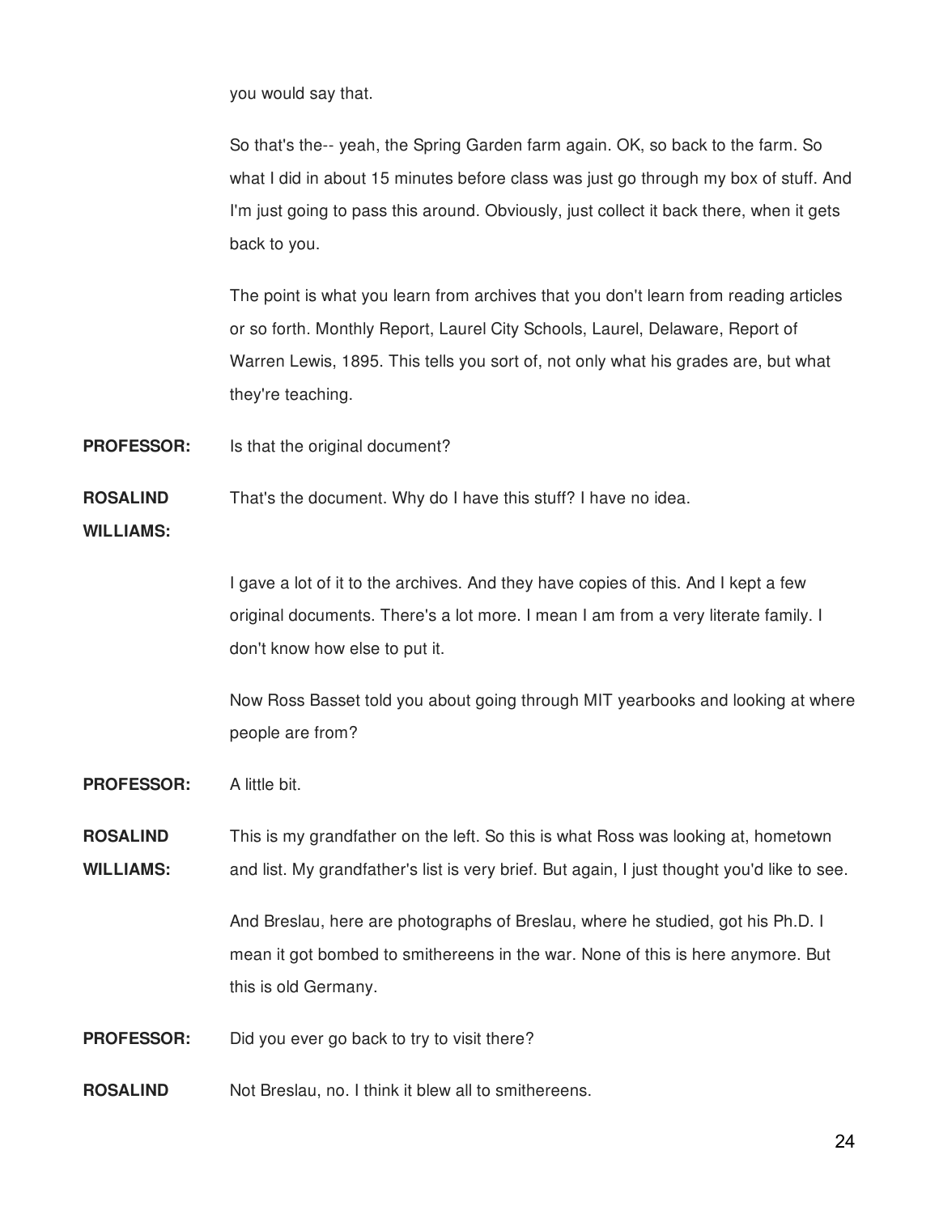you would say that.

So that's the-- yeah, the Spring Garden farm again. OK, so back to the farm. So what I did in about 15 minutes before class was just go through my box of stuff. And I'm just going to pass this around. Obviously, just collect it back there, when it gets back to you.

The point is what you learn from archives that you don't learn from reading articles or so forth. Monthly Report, Laurel City Schools, Laurel, Delaware, Report of Warren Lewis, 1895. This tells you sort of, not only what his grades are, but what they're teaching.

**PROFESSOR:** Is that the original document?

**ROSALIND WILLIAMS:** That's the document. Why do I have this stuff? I have no idea.

I gave a lot of it to the archives. And they have copies of this. And I kept a few original documents. There's a lot more. I mean I am from a very literate family. I don't know how else to put it.

Now Ross Basset told you about going through MIT yearbooks and looking at where people are from?

**PROFESSOR:** A little bit.

**ROSALIND WILLIAMS:** This is my grandfather on the left. So this is what Ross was looking at, hometown and list. My grandfather's list is very brief. But again, I just thought you'd like to see.

And Breslau, here are photographs of Breslau, where he studied, got his Ph.D. I mean it got bombed to smithereens in the war. None of this is here anymore. But this is old Germany.

**PROFESSOR:** Did you ever go back to try to visit there?

**ROSALIND** Not Breslau, no. I think it blew all to smithereens.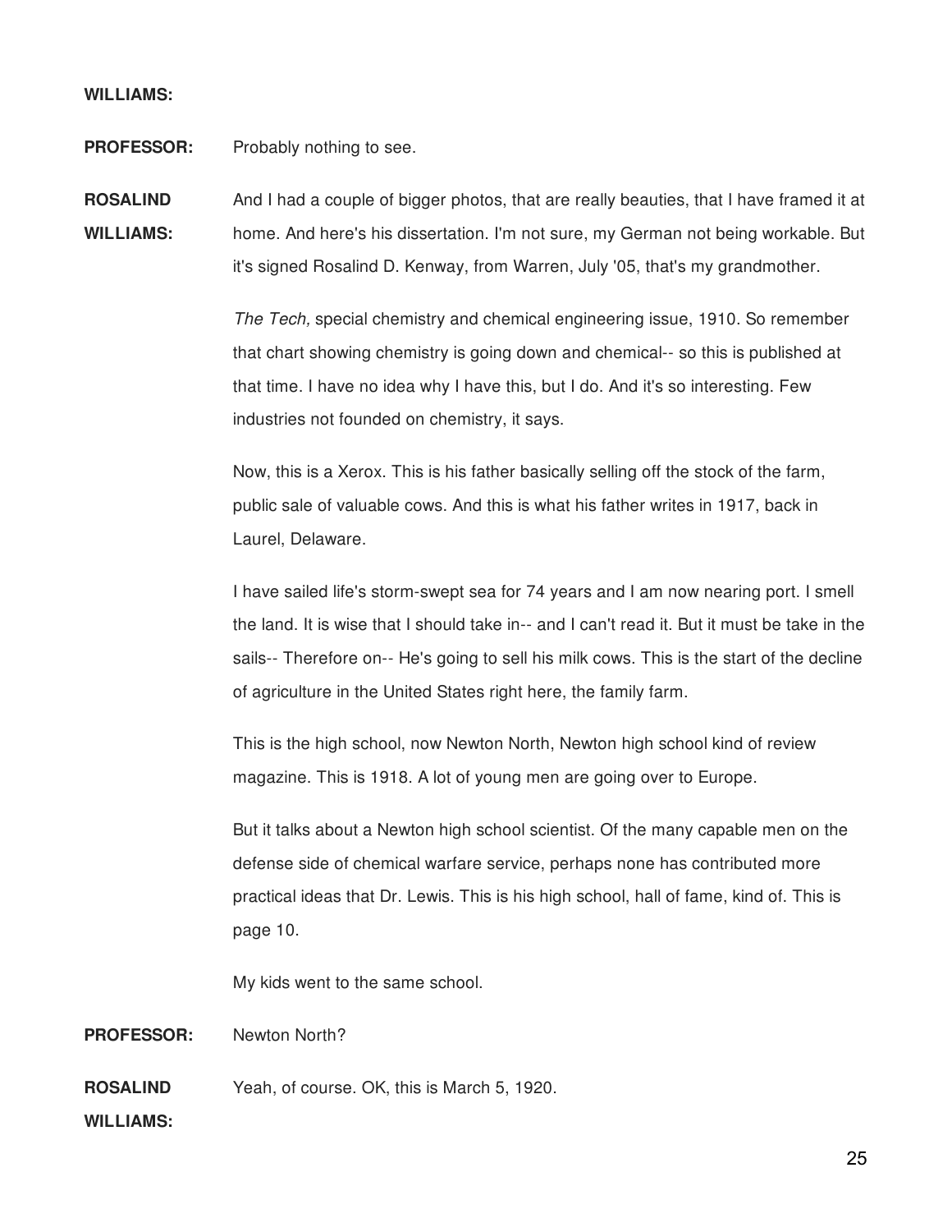**WILLIAMS:**

**PROFESSOR:** Probably nothing to see.

**ROSALIND WILLIAMS:** And I had a couple of bigger photos, that are really beauties, that I have framed it at home. And here's his dissertation. I'm not sure, my German not being workable. But it's signed Rosalind D. Kenway, from Warren, July '05, that's my grandmother.

*The Tech,* special chemistry and chemical engineering issue, 1910. So remember that chart showing chemistry is going down and chemical-- so this is published at that time. I have no idea why I have this, but I do. And it's so interesting. Few industries not founded on chemistry, it says.

Now, this is a Xerox. This is his father basically selling off the stock of the farm, public sale of valuable cows. And this is what his father writes in 1917, back in Laurel, Delaware.

I have sailed life's storm-swept sea for 74 years and I am now nearing port. I smell the land. It is wise that I should take in-- and I can't read it. But it must be take in the sails-- Therefore on-- He's going to sell his milk cows. This is the start of the decline of agriculture in the United States right here, the family farm.

This is the high school, now Newton North, Newton high school kind of review magazine. This is 1918. A lot of young men are going over to Europe.

But it talks about a Newton high school scientist. Of the many capable men on the defense side of chemical warfare service, perhaps none has contributed more practical ideas that Dr. Lewis. This is his high school, hall of fame, kind of. This is page 10.

My kids went to the same school.

**PROFESSOR:** Newton North?

**ROSALIND WILLIAMS:** Yeah, of course. OK, this is March 5, 1920.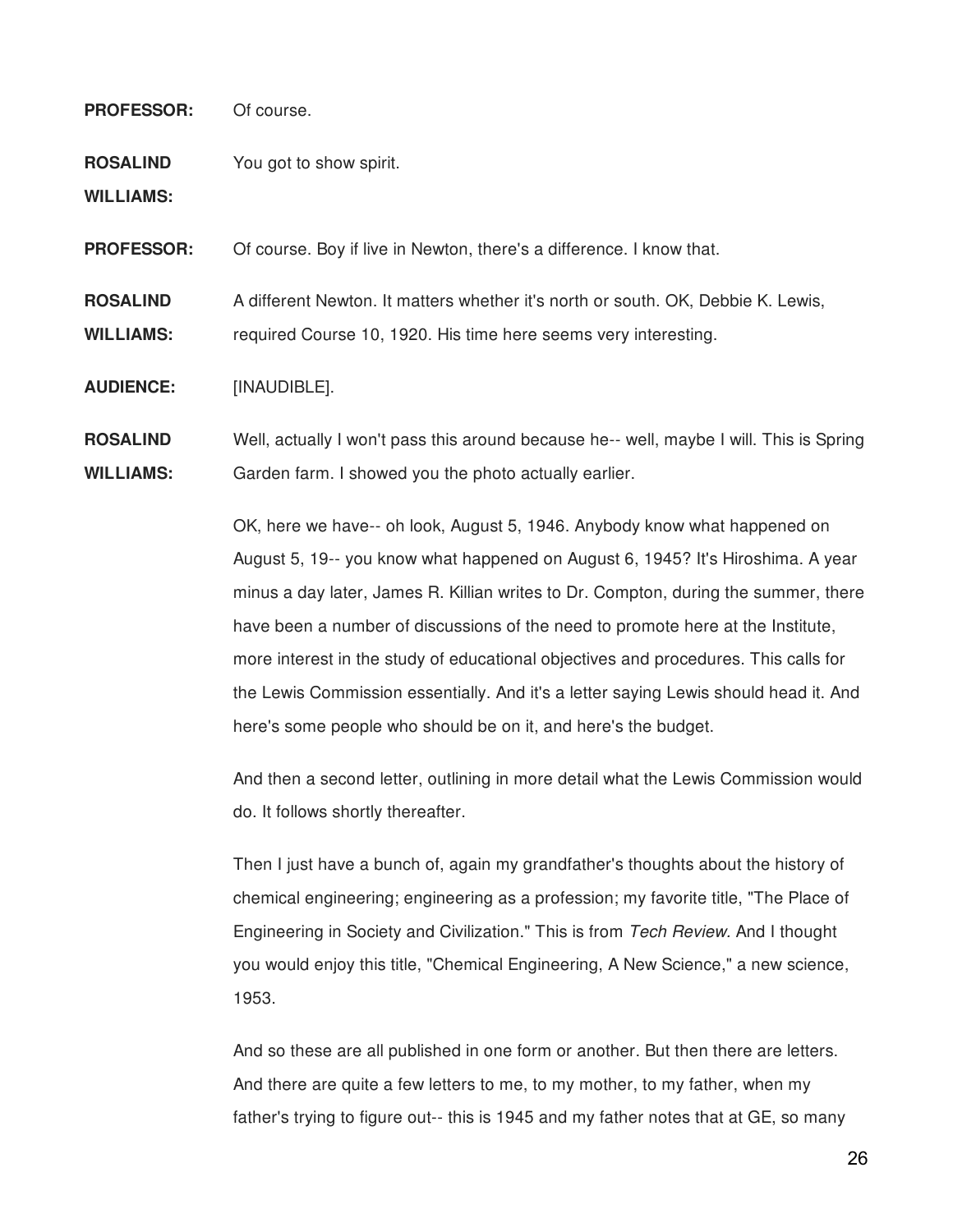**PROFESSOR:** Of course.

**ROSALIND WILLIAMS:** You got to show spirit.

**PROFESSOR:** Of course. Boy if live in Newton, there's a difference. I know that.

**ROSALIND WILLIAMS:** A different Newton. It matters whether it's north or south. OK, Debbie K. Lewis, required Course 10, 1920. His time here seems very interesting.

**AUDIENCE:** [INAUDIBLE].

**ROSALIND WILLIAMS:** Well, actually I won't pass this around because he-- well, maybe I will. This is Spring Garden farm. I showed you the photo actually earlier.

OK, here we have-- oh look, August 5, 1946. Anybody know what happened on August 5, 19-- you know what happened on August 6, 1945? It's Hiroshima. A year minus a day later, James R. Killian writes to Dr. Compton, during the summer, there have been a number of discussions of the need to promote here at the Institute, more interest in the study of educational objectives and procedures. This calls for the Lewis Commission essentially. And it's a letter saying Lewis should head it. And here's some people who should be on it, and here's the budget.

And then a second letter, outlining in more detail what the Lewis Commission would do. It follows shortly thereafter.

Then I just have a bunch of, again my grandfather's thoughts about the history of chemical engineering; engineering as a profession; my favorite title, "The Place of Engineering in Society and Civilization." This is from *Tech Review.* And I thought you would enjoy this title, "Chemical Engineering, A New Science," a new science, 1953.

And so these are all published in one form or another. But then there are letters. And there are quite a few letters to me, to my mother, to my father, when my father's trying to figure out-- this is 1945 and my father notes that at GE, so many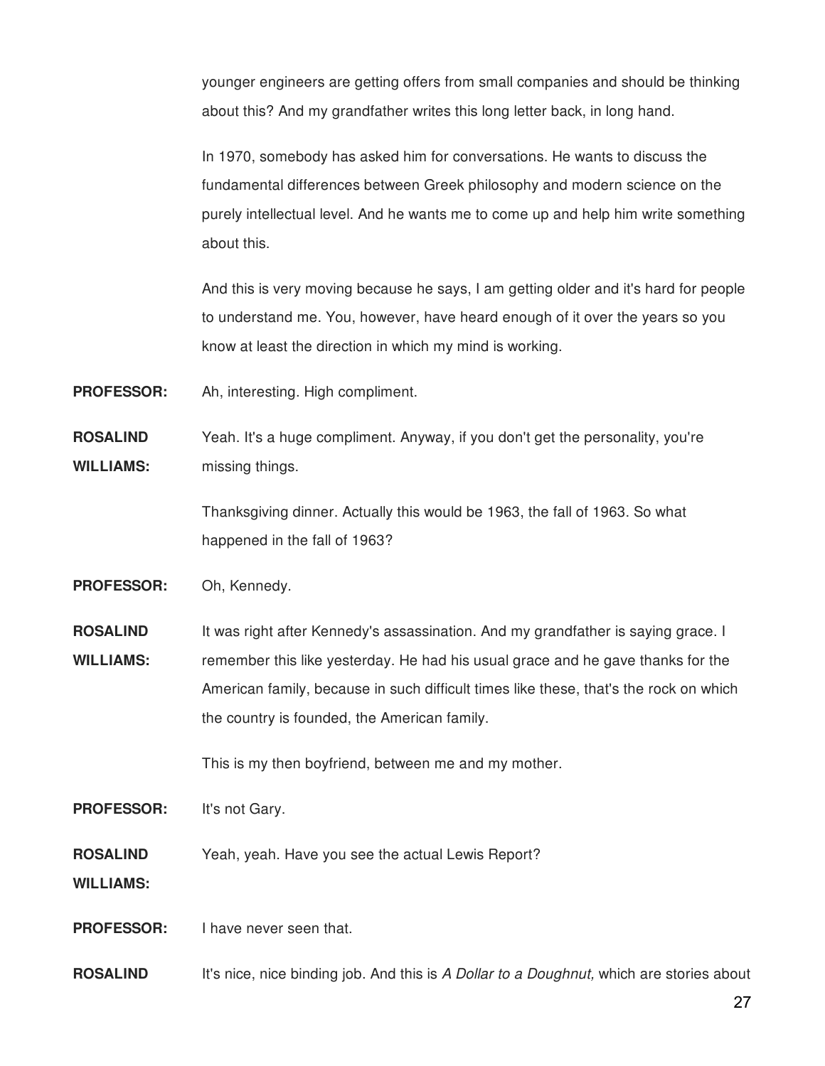younger engineers are getting offers from small companies and should be thinking about this? And my grandfather writes this long letter back, in long hand.

In 1970, somebody has asked him for conversations. He wants to discuss the fundamental differences between Greek philosophy and modern science on the purely intellectual level. And he wants me to come up and help him write something about this.

And this is very moving because he says, I am getting older and it's hard for people to understand me. You, however, have heard enough of it over the years so you know at least the direction in which my mind is working.

**PROFESSOR:** Ah, interesting. High compliment.

**ROSALIND WILLIAMS:** Yeah. It's a huge compliment. Anyway, if you don't get the personality, you're missing things.

Thanksgiving dinner. Actually this would be 1963, the fall of 1963. So what happened in the fall of 1963?

**PROFESSOR:** Oh, Kennedy.

**ROSALIND WILLIAMS:** It was right after Kennedy's assassination. And my grandfather is saying grace. I remember this like yesterday. He had his usual grace and he gave thanks for the American family, because in such difficult times like these, that's the rock on which the country is founded, the American family.

This is my then boyfriend, between me and my mother.

**PROFESSOR:** It's not Gary.

**ROSALIND WILLIAMS:** Yeah, yeah. Have you see the actual Lewis Report?

**PROFESSOR:** I have never seen that.

**ROSALIND** It's nice, nice binding job. And this is *A Dollar to a Doughnut,* which are stories about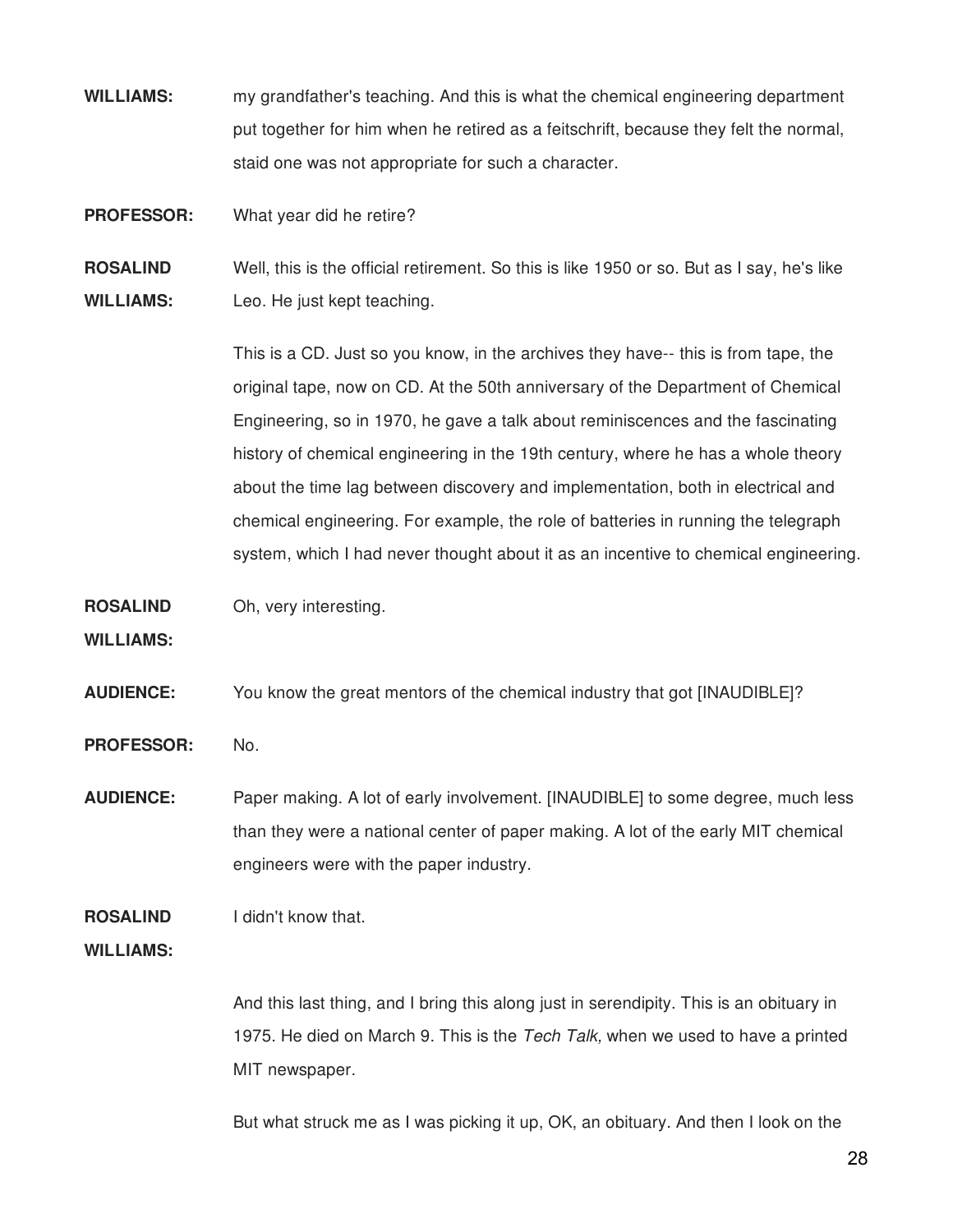**WILLIAMS:** my grandfather's teaching. And this is what the chemical engineering department put together for him when he retired as a feitschrift, because they felt the normal, staid one was not appropriate for such a character.

**PROFESSOR:** What year did he retire?

**ROSALIND WILLIAMS:** Well, this is the official retirement. So this is like 1950 or so. But as I say, he's like Leo. He just kept teaching.

This is a CD. Just so you know, in the archives they have-- this is from tape, the original tape, now on CD. At the 50th anniversary of the Department of Chemical Engineering, so in 1970, he gave a talk about reminiscences and the fascinating history of chemical engineering in the 19th century, where he has a whole theory about the time lag between discovery and implementation, both in electrical and chemical engineering. For example, the role of batteries in running the telegraph system, which I had never thought about it as an incentive to chemical engineering.

**ROSALIND WILLIAMS:** Oh, very interesting.

**AUDIENCE:** You know the great mentors of the chemical industry that got [INAUDIBLE]?

**PROFESSOR:** No.

**AUDIENCE:** Paper making. A lot of early involvement. [INAUDIBLE] to some degree, much less than they were a national center of paper making. A lot of the early MIT chemical engineers were with the paper industry.

**ROSALIND WILLIAMS:** I didn't know that.

And this last thing, and I bring this along just in serendipity. This is an obituary in 1975. He died on March 9. This is the *Tech Talk,* when we used to have a printed MIT newspaper.

But what struck me as I was picking it up, OK, an obituary. And then I look on the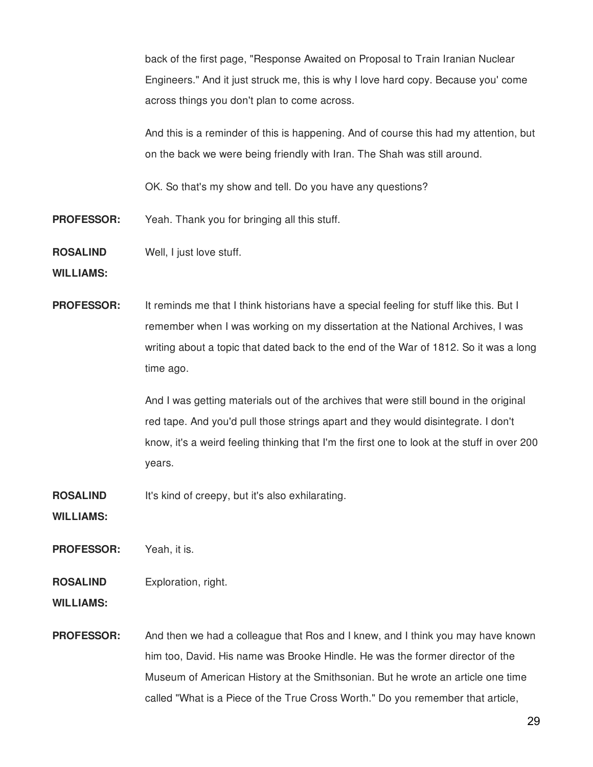back of the first page, "Response Awaited on Proposal to Train Iranian Nuclear Engineers." And it just struck me, this is why I love hard copy. Because you' come across things you don't plan to come across.

And this is a reminder of this is happening. And of course this had my attention, but on the back we were being friendly with Iran. The Shah was still around.

OK. So that's my show and tell. Do you have any questions?

**PROFESSOR:** Yeah. Thank you for bringing all this stuff.

**ROSALIND WILLIAMS:** Well, I just love stuff.

**PROFESSOR:** It reminds me that I think historians have a special feeling for stuff like this. But I remember when I was working on my dissertation at the National Archives, I was writing about a topic that dated back to the end of the War of 1812. So it was a long time ago.

And I was getting materials out of the archives that were still bound in the original red tape. And you'd pull those strings apart and they would disintegrate. I don't know, it's a weird feeling thinking that I'm the first one to look at the stuff in over 200 years.

**ROSALIND WILLIAMS:** It's kind of creepy, but it's also exhilarating.

**PROFESSOR:** Yeah, it is.

**ROSALIND WILLIAMS:** Exploration, right.

**PROFESSOR:** And then we had a colleague that Ros and I knew, and I think you may have known him too, David. His name was Brooke Hindle. He was the former director of the Museum of American History at the Smithsonian. But he wrote an article one time called "What is a Piece of the True Cross Worth." Do you remember that article,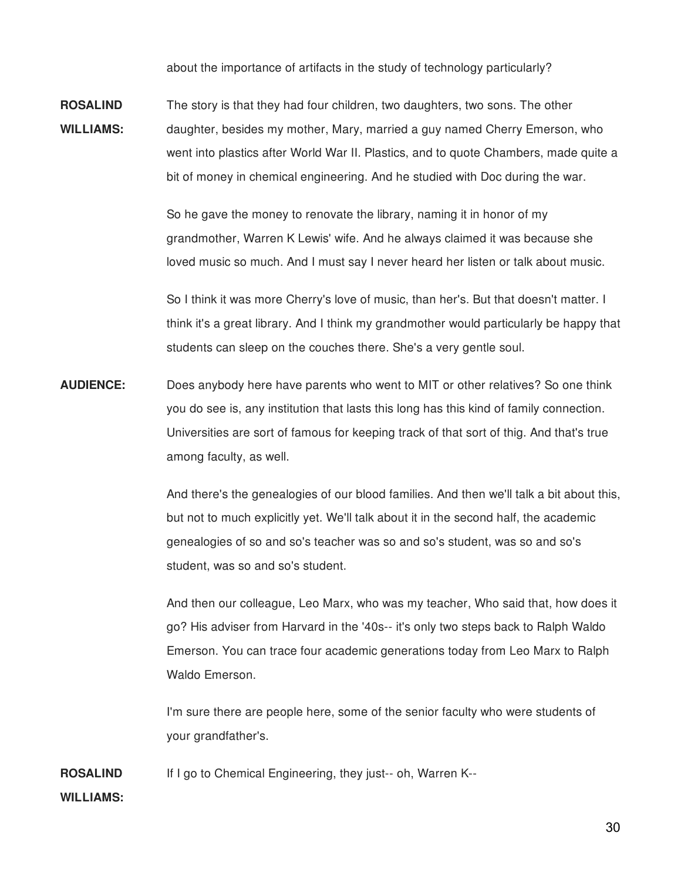about the importance of artifacts in the study of technology particularly?

**ROSALIND WILLIAMS:** The story is that they had four children, two daughters, two sons. The other daughter, besides my mother, Mary, married a guy named Cherry Emerson, who went into plastics after World War II. Plastics, and to quote Chambers, made quite a bit of money in chemical engineering. And he studied with Doc during the war.

So he gave the money to renovate the library, naming it in honor of my grandmother, Warren K Lewis' wife. And he always claimed it was because she loved music so much. And I must say I never heard her listen or talk about music.

So I think it was more Cherry's love of music, than her's. But that doesn't matter. I think it's a great library. And I think my grandmother would particularly be happy that students can sleep on the couches there. She's a very gentle soul.

**AUDIENCE:** Does anybody here have parents who went to MIT or other relatives? So one think you do see is, any institution that lasts this long has this kind of family connection. Universities are sort of famous for keeping track of that sort of thig. And that's true among faculty, as well.

And there's the genealogies of our blood families. And then we'll talk a bit about this, but not to much explicitly yet. We'll talk about it in the second half, the academic genealogies of so and so's teacher was so and so's student, was so and so's student, was so and so's student.

And then our colleague, Leo Marx, who was my teacher, Who said that, how does it go? His adviser from Harvard in the '40s-- it's only two steps back to Ralph Waldo Emerson. You can trace four academic generations today from Leo Marx to Ralph Waldo Emerson.

I'm sure there are people here, some of the senior faculty who were students of your grandfather's.

**ROSALIND WILLIAMS:** If I go to Chemical Engineering, they just-- oh, Warren K--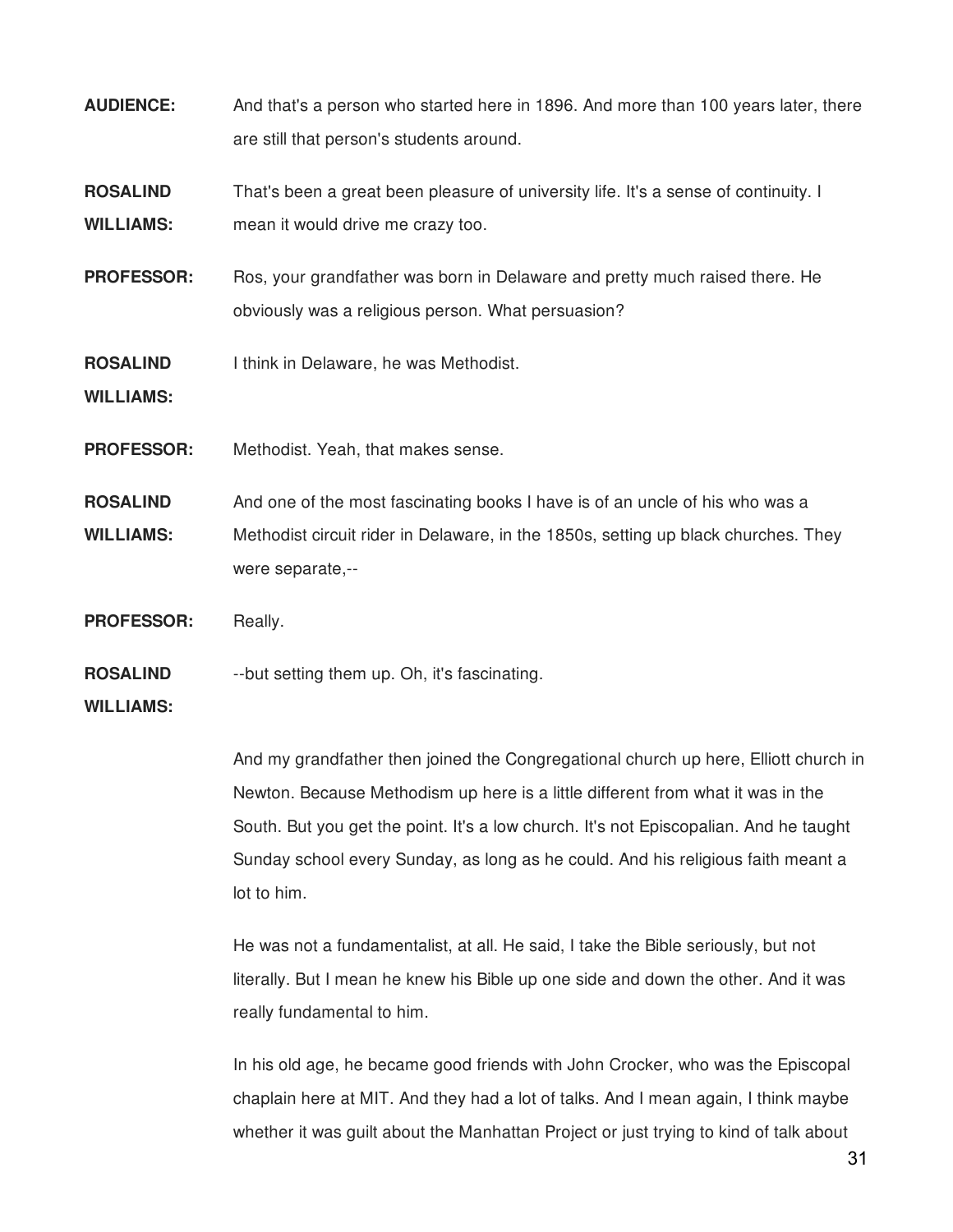**AUDIENCE:** And that's a person who started here in 1896. And more than 100 years later, there are still that person's students around.

**ROSALIND WILLIAMS:** That's been a great been pleasure of university life. It's a sense of continuity. I mean it would drive me crazy too.

**PROFESSOR:** Ros, your grandfather was born in Delaware and pretty much raised there. He obviously was a religious person. What persuasion?

**ROSALIND WILLIAMS:** I think in Delaware, he was Methodist.

**PROFESSOR:** Methodist. Yeah, that makes sense.

**ROSALIND WILLIAMS:** And one of the most fascinating books I have is of an uncle of his who was a Methodist circuit rider in Delaware, in the 1850s, setting up black churches. They were separate,--

**PROFESSOR:** Really.

**ROSALIND WILLIAMS:** --but setting them up. Oh, it's fascinating.

And my grandfather then joined the Congregational church up here, Elliott church in Newton. Because Methodism up here is a little different from what it was in the South. But you get the point. It's a low church. It's not Episcopalian. And he taught Sunday school every Sunday, as long as he could. And his religious faith meant a lot to him.

He was not a fundamentalist, at all. He said, I take the Bible seriously, but not literally. But I mean he knew his Bible up one side and down the other. And it was really fundamental to him.

In his old age, he became good friends with John Crocker, who was the Episcopal chaplain here at MIT. And they had a lot of talks. And I mean again, I think maybe whether it was guilt about the Manhattan Project or just trying to kind of talk about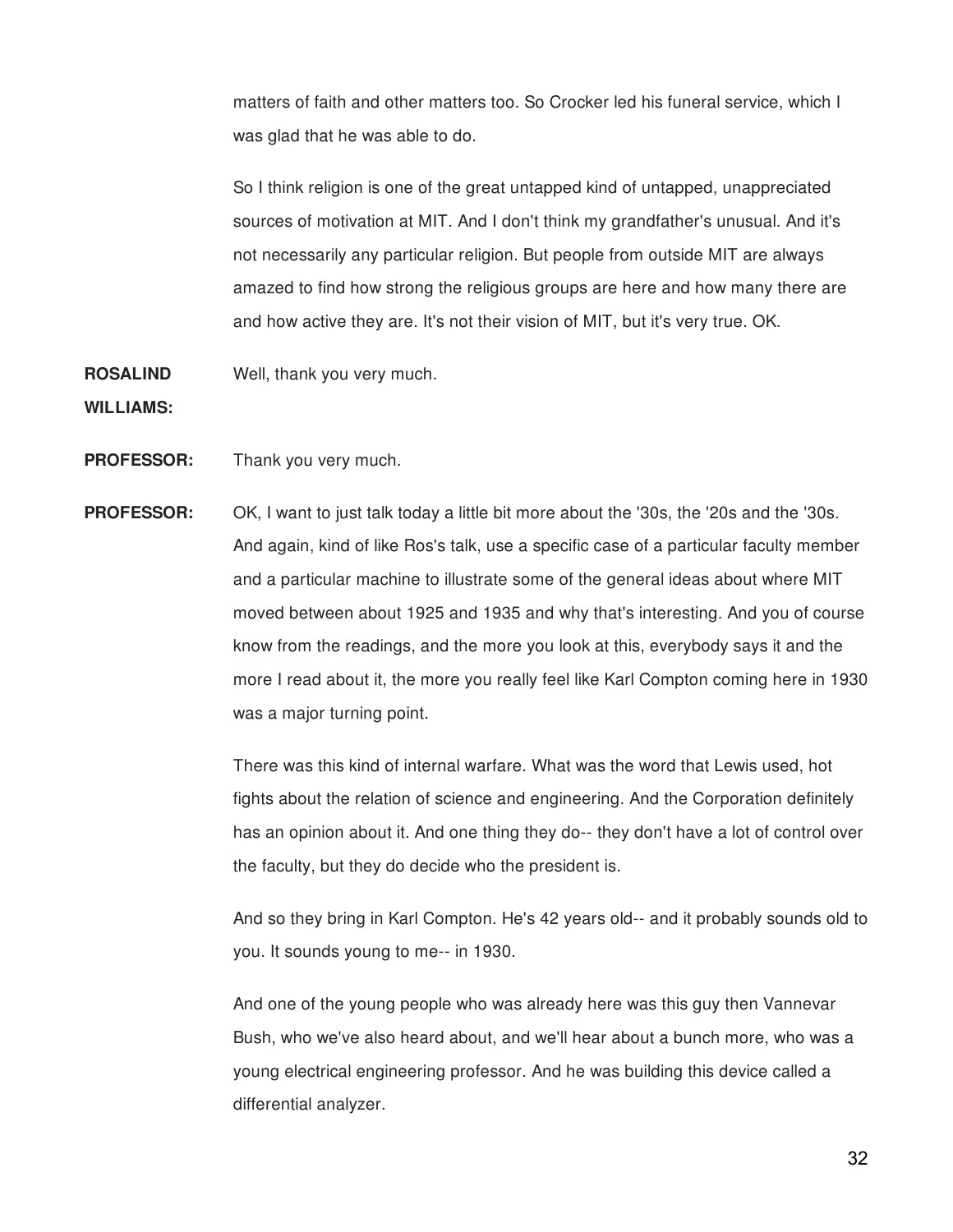matters of faith and other matters too. So Crocker led his funeral service, which I was glad that he was able to do.

So I think religion is one of the great untapped kind of untapped, unappreciated sources of motivation at MIT. And I don't think my grandfather's unusual. And it's not necessarily any particular religion. But people from outside MIT are always amazed to find how strong the religious groups are here and how many there are and how active they are. It's not their vision of MIT, but it's very true. OK.

**ROSALIND WILLIAMS:** Well, thank you very much.

**PROFESSOR:** Thank you very much.

**PROFESSOR:** OK, I want to just talk today a little bit more about the '30s, the '20s and the '30s. And again, kind of like Ros's talk, use a specific case of a particular faculty member and a particular machine to illustrate some of the general ideas about where MIT moved between about 1925 and 1935 and why that's interesting. And you of course know from the readings, and the more you look at this, everybody says it and the more I read about it, the more you really feel like Karl Compton coming here in 1930 was a major turning point.

There was this kind of internal warfare. What was the word that Lewis used, hot fights about the relation of science and engineering. And the Corporation definitely has an opinion about it. And one thing they do-- they don't have a lot of control over the faculty, but they do decide who the president is.

And so they bring in Karl Compton. He's 42 years old-- and it probably sounds old to you. It sounds young to me-- in 1930.

And one of the young people who was already here was this guy then Vannevar Bush, who we've also heard about, and we'll hear about a bunch more, who was a young electrical engineering professor. And he was building this device called a differential analyzer.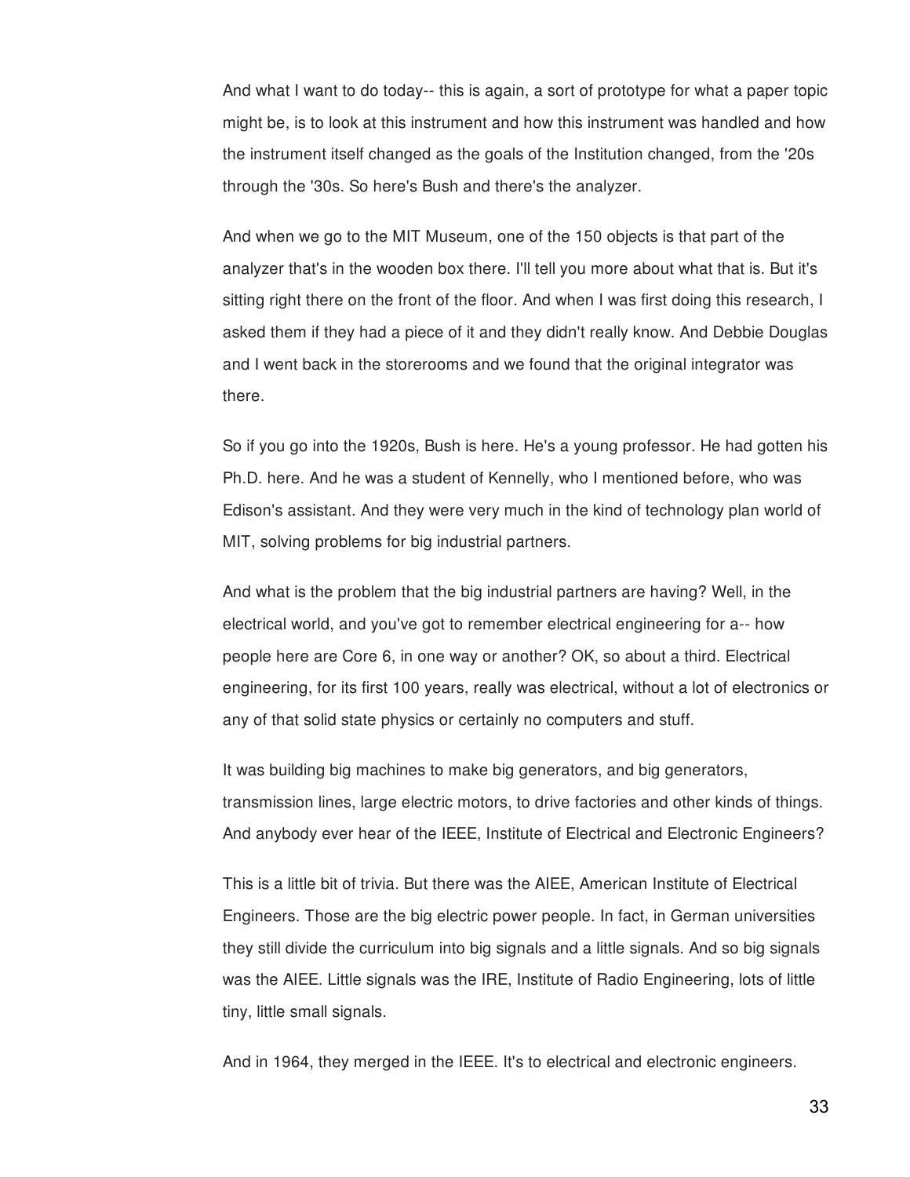And what I want to do today-- this is again, a sort of prototype for what a paper topic might be, is to look at this instrument and how this instrument was handled and how the instrument itself changed as the goals of the Institution changed, from the '20s through the '30s. So here's Bush and there's the analyzer.

And when we go to the MIT Museum, one of the 150 objects is that part of the analyzer that's in the wooden box there. I'll tell you more about what that is. But it's sitting right there on the front of the floor. And when I was first doing this research, I asked them if they had a piece of it and they didn't really know. And Debbie Douglas and I went back in the storerooms and we found that the original integrator was there.

So if you go into the 1920s, Bush is here. He's a young professor. He had gotten his Ph.D. here. And he was a student of Kennelly, who I mentioned before, who was Edison's assistant. And they were very much in the kind of technology plan world of MIT, solving problems for big industrial partners.

And what is the problem that the big industrial partners are having? Well, in the electrical world, and you've got to remember electrical engineering for a-- how people here are Core 6, in one way or another? OK, so about a third. Electrical engineering, for its first 100 years, really was electrical, without a lot of electronics or any of that solid state physics or certainly no computers and stuff.

It was building big machines to make big generators, and big generators, transmission lines, large electric motors, to drive factories and other kinds of things. And anybody ever hear of the IEEE, Institute of Electrical and Electronic Engineers?

This is a little bit of trivia. But there was the AIEE, American Institute of Electrical Engineers. Those are the big electric power people. In fact, in German universities they still divide the curriculum into big signals and a little signals. And so big signals was the AIEE. Little signals was the IRE, Institute of Radio Engineering, lots of little tiny, little small signals.

And in 1964, they merged in the IEEE. It's to electrical and electronic engineers.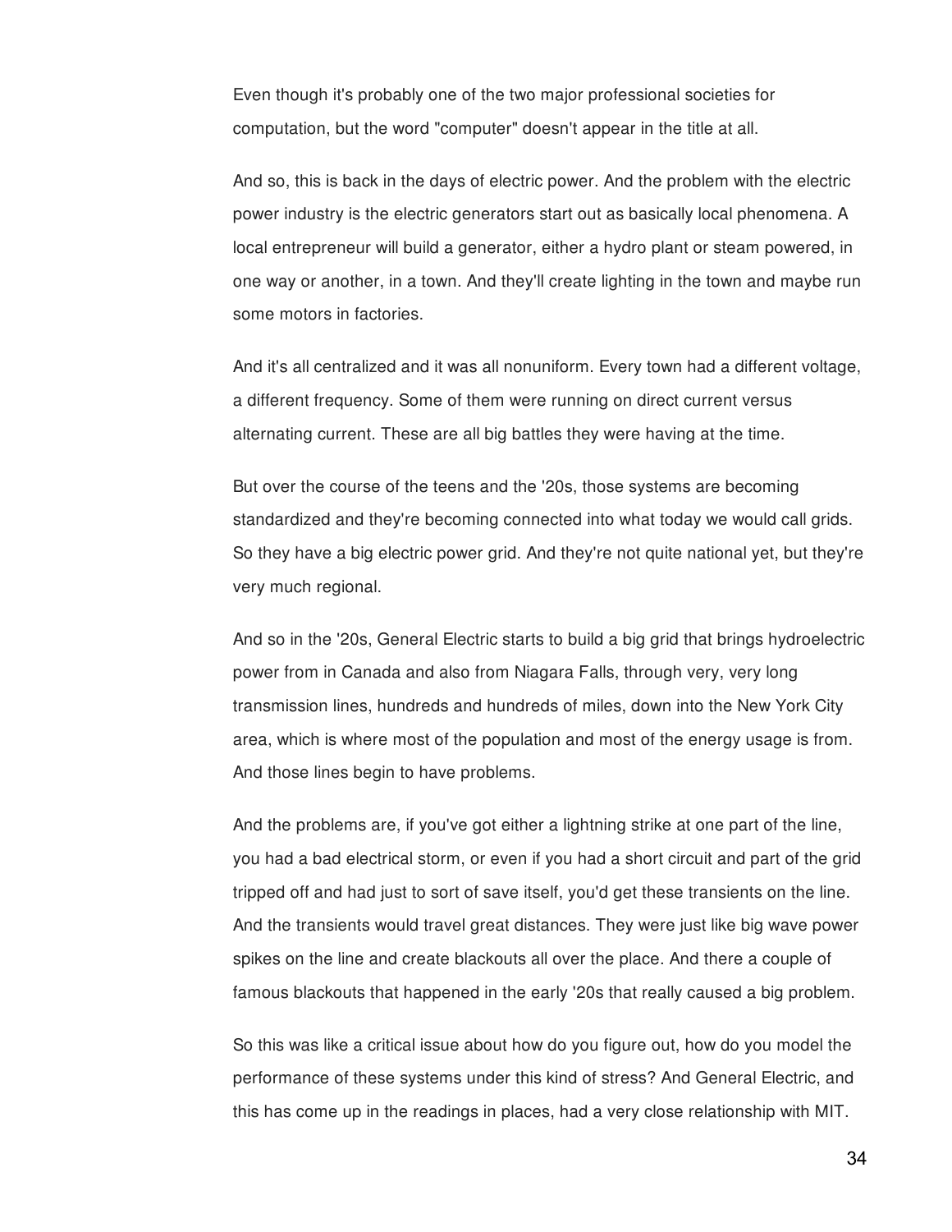Even though it's probably one of the two major professional societies for computation, but the word "computer" doesn't appear in the title at all.

And so, this is back in the days of electric power. And the problem with the electric power industry is the electric generators start out as basically local phenomena. A local entrepreneur will build a generator, either a hydro plant or steam powered, in one way or another, in a town. And they'll create lighting in the town and maybe run some motors in factories.

And it's all centralized and it was all nonuniform. Every town had a different voltage, a different frequency. Some of them were running on direct current versus alternating current. These are all big battles they were having at the time.

But over the course of the teens and the '20s, those systems are becoming standardized and they're becoming connected into what today we would call grids. So they have a big electric power grid. And they're not quite national yet, but they're very much regional.

And so in the '20s, General Electric starts to build a big grid that brings hydroelectric power from in Canada and also from Niagara Falls, through very, very long transmission lines, hundreds and hundreds of miles, down into the New York City area, which is where most of the population and most of the energy usage is from. And those lines begin to have problems.

And the problems are, if you've got either a lightning strike at one part of the line, you had a bad electrical storm, or even if you had a short circuit and part of the grid tripped off and had just to sort of save itself, you'd get these transients on the line. And the transients would travel great distances. They were just like big wave power spikes on the line and create blackouts all over the place. And there a couple of famous blackouts that happened in the early '20s that really caused a big problem.

So this was like a critical issue about how do you figure out, how do you model the performance of these systems under this kind of stress? And General Electric, and this has come up in the readings in places, had a very close relationship with MIT.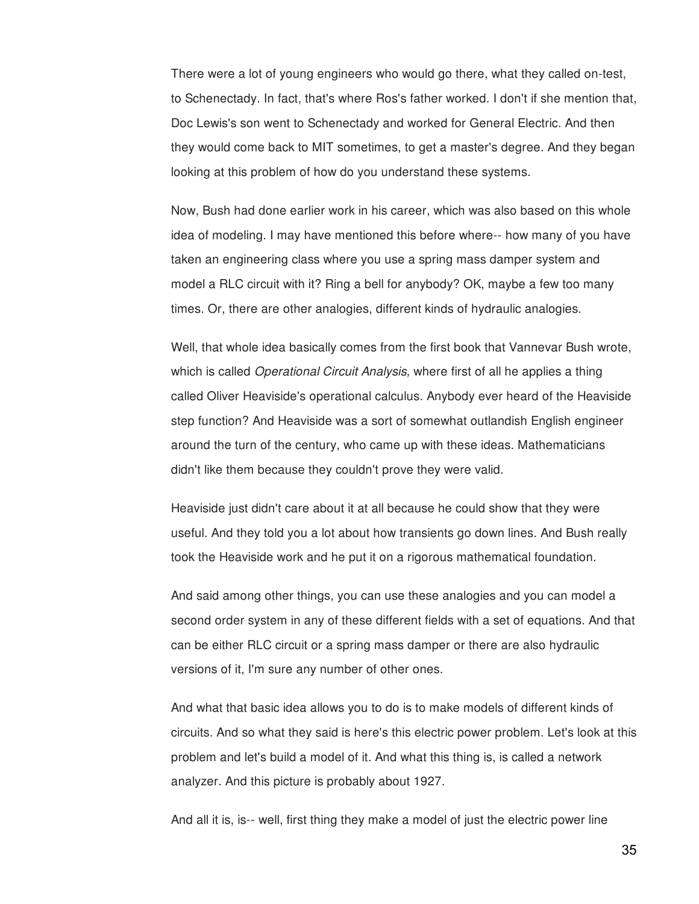There were a lot of young engineers who would go there, what they called on-test, to Schenectady. In fact, that's where Ros's father worked. I don't if she mention that, Doc Lewis's son went to Schenectady and worked for General Electric. And then they would come back to MIT sometimes, to get a master's degree. And they began looking at this problem of how do you understand these systems.

Now, Bush had done earlier work in his career, which was also based on this whole idea of modeling. I may have mentioned this before where-- how many of you have taken an engineering class where you use a spring mass damper system and model a RLC circuit with it? Ring a bell for anybody? OK, maybe a few too many times. Or, there are other analogies, different kinds of hydraulic analogies.

Well, that whole idea basically comes from the first book that Vannevar Bush wrote, which is called *Operational Circuit Analysis,* where first of all he applies a thing called Oliver Heaviside's operational calculus. Anybody ever heard of the Heaviside step function? And Heaviside was a sort of somewhat outlandish English engineer around the turn of the century, who came up with these ideas. Mathematicians didn't like them because they couldn't prove they were valid.

Heaviside just didn't care about it at all because he could show that they were useful. And they told you a lot about how transients go down lines. And Bush really took the Heaviside work and he put it on a rigorous mathematical foundation.

And said among other things, you can use these analogies and you can model a second order system in any of these different fields with a set of equations. And that can be either RLC circuit or a spring mass damper or there are also hydraulic versions of it, I'm sure any number of other ones.

And what that basic idea allows you to do is to make models of different kinds of circuits. And so what they said is here's this electric power problem. Let's look at this problem and let's build a model of it. And what this thing is, is called a network analyzer. And this picture is probably about 1927.

And all it is, is-- well, first thing they make a model of just the electric power line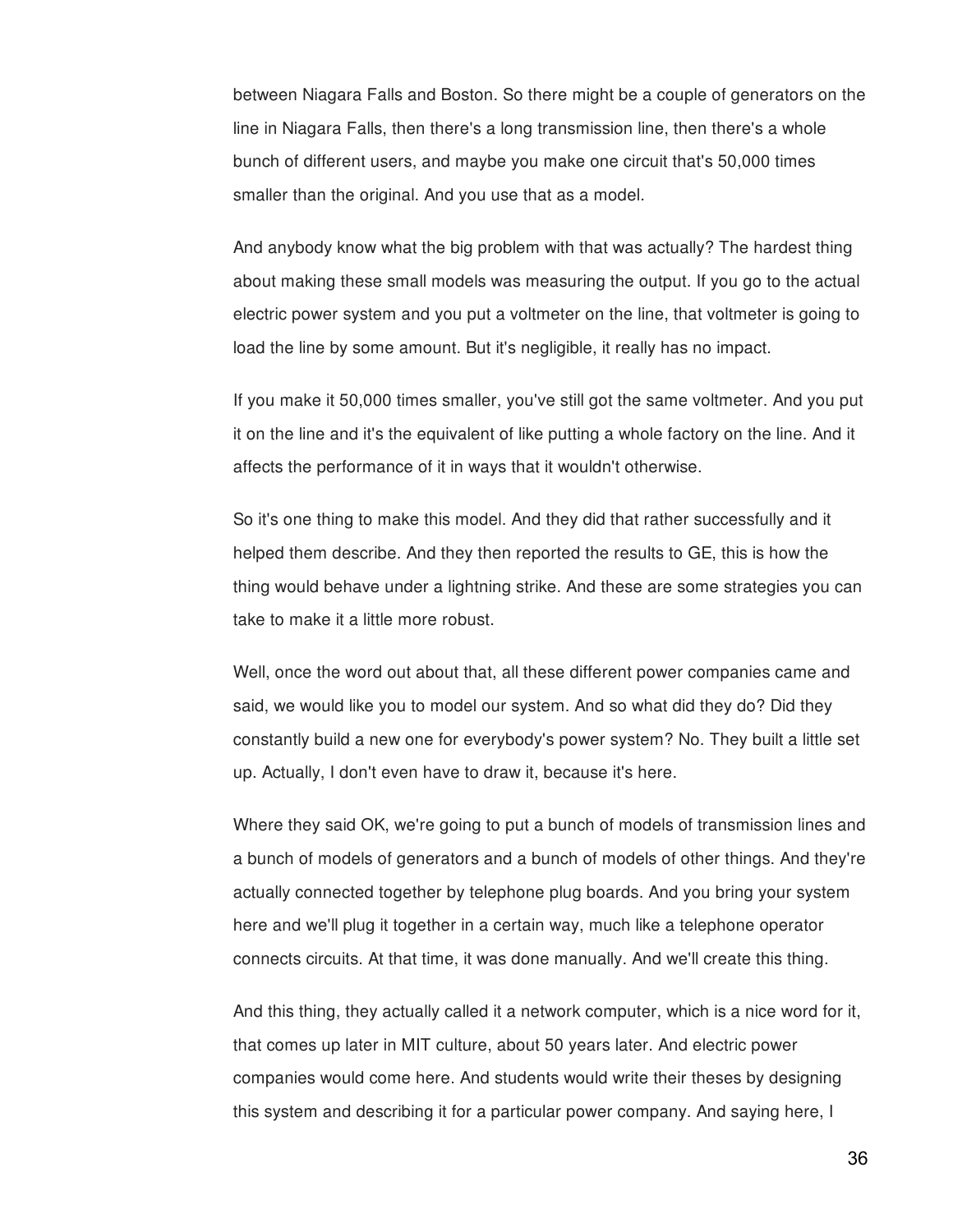between Niagara Falls and Boston. So there might be a couple of generators on the line in Niagara Falls, then there's a long transmission line, then there's a whole bunch of different users, and maybe you make one circuit that's 50,000 times smaller than the original. And you use that as a model.

And anybody know what the big problem with that was actually? The hardest thing about making these small models was measuring the output. If you go to the actual electric power system and you put a voltmeter on the line, that voltmeter is going to load the line by some amount. But it's negligible, it really has no impact.

If you make it 50,000 times smaller, you've still got the same voltmeter. And you put it on the line and it's the equivalent of like putting a whole factory on the line. And it affects the performance of it in ways that it wouldn't otherwise.

So it's one thing to make this model. And they did that rather successfully and it helped them describe. And they then reported the results to GE, this is how the thing would behave under a lightning strike. And these are some strategies you can take to make it a little more robust.

Well, once the word out about that, all these different power companies came and said, we would like you to model our system. And so what did they do? Did they constantly build a new one for everybody's power system? No. They built a little set up. Actually, I don't even have to draw it, because it's here.

Where they said OK, we're going to put a bunch of models of transmission lines and a bunch of models of generators and a bunch of models of other things. And they're actually connected together by telephone plug boards. And you bring your system here and we'll plug it together in a certain way, much like a telephone operator connects circuits. At that time, it was done manually. And we'll create this thing.

And this thing, they actually called it a network computer, which is a nice word for it, that comes up later in MIT culture, about 50 years later. And electric power companies would come here. And students would write their theses by designing this system and describing it for a particular power company. And saying here, I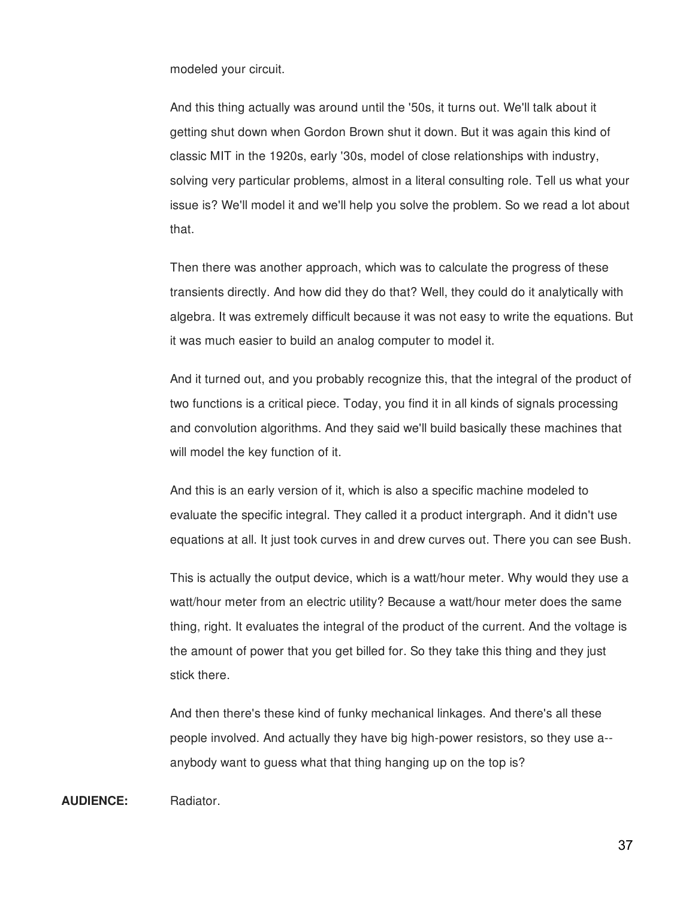modeled your circuit.

And this thing actually was around until the '50s, it turns out. We'll talk about it getting shut down when Gordon Brown shut it down. But it was again this kind of classic MIT in the 1920s, early '30s, model of close relationships with industry, solving very particular problems, almost in a literal consulting role. Tell us what your issue is? We'll model it and we'll help you solve the problem. So we read a lot about that.

Then there was another approach, which was to calculate the progress of these transients directly. And how did they do that? Well, they could do it analytically with algebra. It was extremely difficult because it was not easy to write the equations. But it was much easier to build an analog computer to model it.

And it turned out, and you probably recognize this, that the integral of the product of two functions is a critical piece. Today, you find it in all kinds of signals processing and convolution algorithms. And they said we'll build basically these machines that will model the key function of it.

And this is an early version of it, which is also a specific machine modeled to evaluate the specific integral. They called it a product intergraph. And it didn't use equations at all. It just took curves in and drew curves out. There you can see Bush.

This is actually the output device, which is a watt/hour meter. Why would they use a watt/hour meter from an electric utility? Because a watt/hour meter does the same thing, right. It evaluates the integral of the product of the current. And the voltage is the amount of power that you get billed for. So they take this thing and they just stick there.

And then there's these kind of funky mechanical linkages. And there's all these people involved. And actually they have big high-power resistors, so they use a-- anybody want to guess what that thing hanging up on the top is?

**AUDIENCE:** Radiator.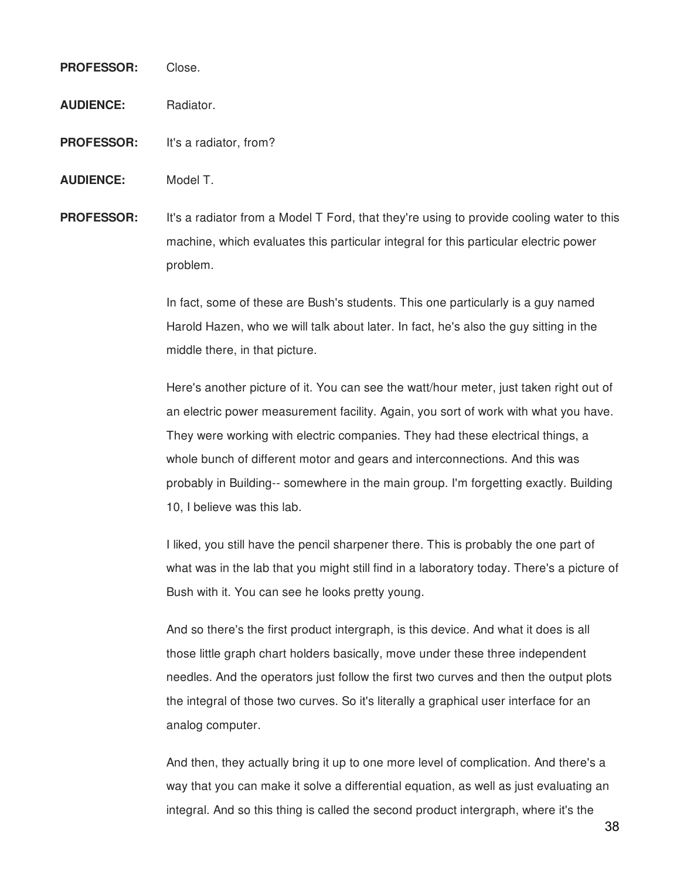**PROFESSOR:** Close.

**AUDIENCE:** Radiator.

**PROFESSOR:** It's a radiator, from?

**AUDIENCE:** Model T.

**PROFESSOR:** It's a radiator from a Model T Ford, that they're using to provide cooling water to this machine, which evaluates this particular integral for this particular electric power problem.

In fact, some of these are Bush's students. This one particularly is a guy named Harold Hazen, who we will talk about later. In fact, he's also the guy sitting in the middle there, in that picture.

Here's another picture of it. You can see the watt/hour meter, just taken right out of an electric power measurement facility. Again, you sort of work with what you have. They were working with electric companies. They had these electrical things, a whole bunch of different motor and gears and interconnections. And this was probably in Building-- somewhere in the main group. I'm forgetting exactly. Building 10, I believe was this lab.

I liked, you still have the pencil sharpener there. This is probably the one part of what was in the lab that you might still find in a laboratory today. There's a picture of Bush with it. You can see he looks pretty young.

And so there's the first product intergraph, is this device. And what it does is all those little graph chart holders basically, move under these three independent needles. And the operators just follow the first two curves and then the output plots the integral of those two curves. So it's literally a graphical user interface for an analog computer.

And then, they actually bring it up to one more level of complication. And there's a way that you can make it solve a differential equation, as well as just evaluating an integral. And so this thing is called the second product intergraph, where it's the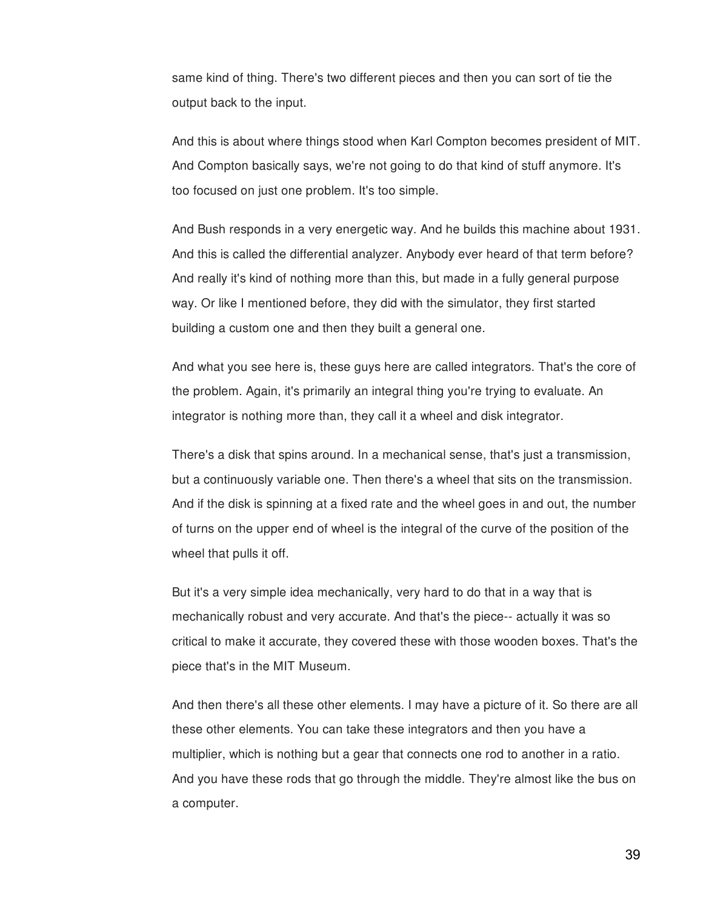same kind of thing. There's two different pieces and then you can sort of tie the output back to the input.

And this is about where things stood when Karl Compton becomes president of MIT. And Compton basically says, we're not going to do that kind of stuff anymore. It's too focused on just one problem. It's too simple.

And Bush responds in a very energetic way. And he builds this machine about 1931. And this is called the differential analyzer. Anybody ever heard of that term before? And really it's kind of nothing more than this, but made in a fully general purpose way. Or like I mentioned before, they did with the simulator, they first started building a custom one and then they built a general one.

And what you see here is, these guys here are called integrators. That's the core of the problem. Again, it's primarily an integral thing you're trying to evaluate. An integrator is nothing more than, they call it a wheel and disk integrator.

There's a disk that spins around. In a mechanical sense, that's just a transmission, but a continuously variable one. Then there's a wheel that sits on the transmission. And if the disk is spinning at a fixed rate and the wheel goes in and out, the number of turns on the upper end of wheel is the integral of the curve of the position of the wheel that pulls it off.

But it's a very simple idea mechanically, very hard to do that in a way that is mechanically robust and very accurate. And that's the piece-- actually it was so critical to make it accurate, they covered these with those wooden boxes. That's the piece that's in the MIT Museum.

And then there's all these other elements. I may have a picture of it. So there are all these other elements. You can take these integrators and then you have a multiplier, which is nothing but a gear that connects one rod to another in a ratio. And you have these rods that go through the middle. They're almost like the bus on a computer.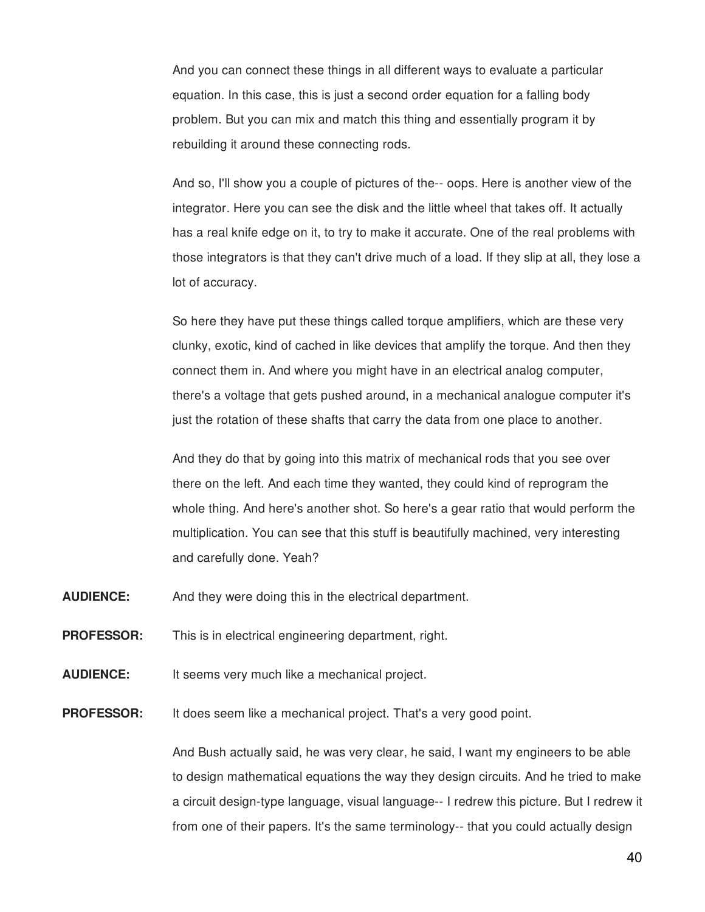And you can connect these things in all different ways to evaluate a particular equation. In this case, this is just a second order equation for a falling body problem. But you can mix and match this thing and essentially program it by rebuilding it around these connecting rods.

And so, I'll show you a couple of pictures of the-- oops. Here is another view of the integrator. Here you can see the disk and the little wheel that takes off. It actually has a real knife edge on it, to try to make it accurate. One of the real problems with those integrators is that they can't drive much of a load. If they slip at all, they lose a lot of accuracy.

So here they have put these things called torque amplifiers, which are these very clunky, exotic, kind of cached in like devices that amplify the torque. And then they connect them in. And where you might have in an electrical analog computer, there's a voltage that gets pushed around, in a mechanical analogue computer it's just the rotation of these shafts that carry the data from one place to another.

And they do that by going into this matrix of mechanical rods that you see over there on the left. And each time they wanted, they could kind of reprogram the whole thing. And here's another shot. So here's a gear ratio that would perform the multiplication. You can see that this stuff is beautifully machined, very interesting and carefully done. Yeah?

**AUDIENCE:** And they were doing this in the electrical department.

**PROFESSOR:** This is in electrical engineering department, right.

**AUDIENCE:** It seems very much like a mechanical project.

**PROFESSOR:** It does seem like a mechanical project. That's a very good point.

And Bush actually said, he was very clear, he said, I want my engineers to be able to design mathematical equations the way they design circuits. And he tried to make a circuit design-type language, visual language-- I redrew this picture. But I redrew it from one of their papers. It's the same terminology-- that you could actually design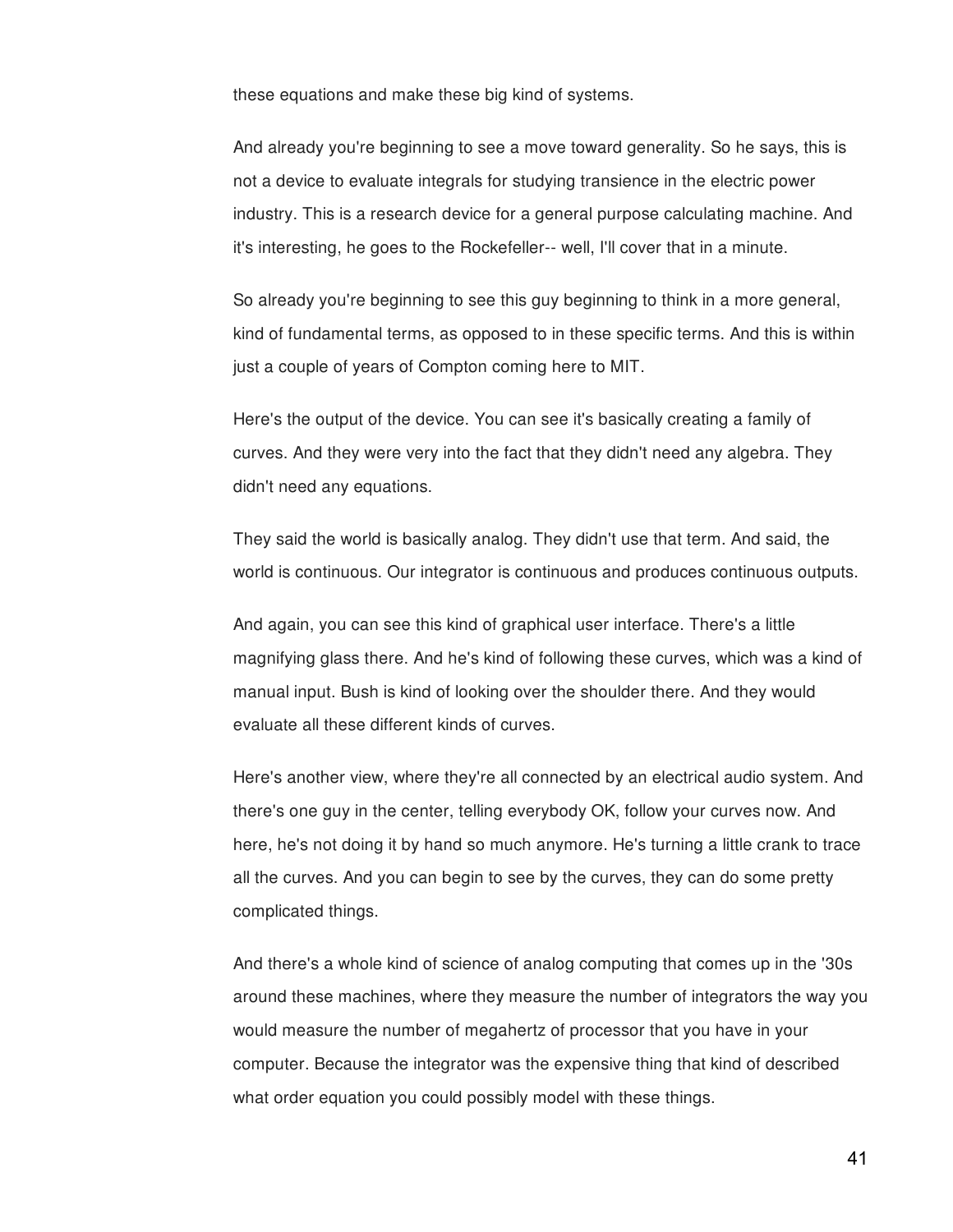these equations and make these big kind of systems.

And already you're beginning to see a move toward generality. So he says, this is not a device to evaluate integrals for studying transience in the electric power industry. This is a research device for a general purpose calculating machine. And it's interesting, he goes to the Rockefeller-- well, I'll cover that in a minute.

So already you're beginning to see this guy beginning to think in a more general, kind of fundamental terms, as opposed to in these specific terms. And this is within just a couple of years of Compton coming here to MIT.

Here's the output of the device. You can see it's basically creating a family of curves. And they were very into the fact that they didn't need any algebra. They didn't need any equations.

They said the world is basically analog. They didn't use that term. And said, the world is continuous. Our integrator is continuous and produces continuous outputs.

And again, you can see this kind of graphical user interface. There's a little magnifying glass there. And he's kind of following these curves, which was a kind of manual input. Bush is kind of looking over the shoulder there. And they would evaluate all these different kinds of curves.

Here's another view, where they're all connected by an electrical audio system. And there's one guy in the center, telling everybody OK, follow your curves now. And here, he's not doing it by hand so much anymore. He's turning a little crank to trace all the curves. And you can begin to see by the curves, they can do some pretty complicated things.

And there's a whole kind of science of analog computing that comes up in the '30s around these machines, where they measure the number of integrators the way you would measure the number of megahertz of processor that you have in your computer. Because the integrator was the expensive thing that kind of described what order equation you could possibly model with these things.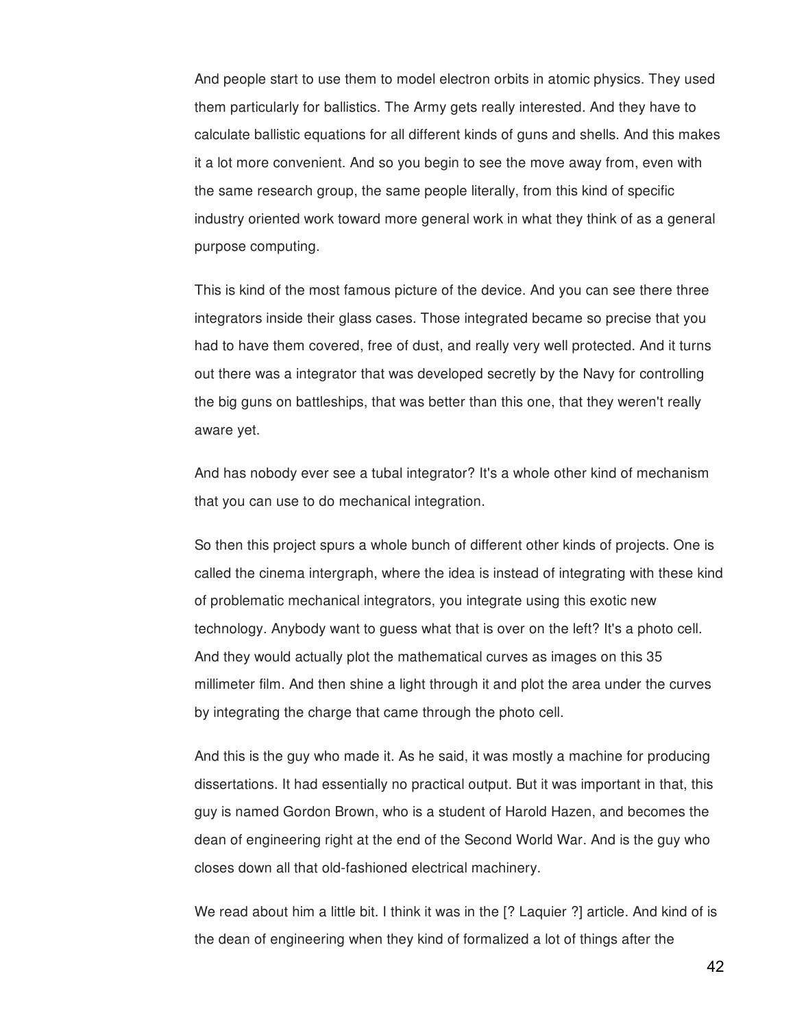And people start to use them to model electron orbits in atomic physics. They used them particularly for ballistics. The Army gets really interested. And they have to calculate ballistic equations for all different kinds of guns and shells. And this makes it a lot more convenient. And so you begin to see the move away from, even with the same research group, the same people literally, from this kind of specific industry oriented work toward more general work in what they think of as a general purpose computing.

This is kind of the most famous picture of the device. And you can see there three integrators inside their glass cases. Those integrated became so precise that you had to have them covered, free of dust, and really very well protected. And it turns out there was a integrator that was developed secretly by the Navy for controlling the big guns on battleships, that was better than this one, that they weren't really aware yet.

And has nobody ever see a tubal integrator? It's a whole other kind of mechanism that you can use to do mechanical integration.

So then this project spurs a whole bunch of different other kinds of projects. One is called the cinema intergraph, where the idea is instead of integrating with these kind of problematic mechanical integrators, you integrate using this exotic new technology. Anybody want to guess what that is over on the left? It's a photo cell. And they would actually plot the mathematical curves as images on this 35 millimeter film. And then shine a light through it and plot the area under the curves by integrating the charge that came through the photo cell.

And this is the guy who made it. As he said, it was mostly a machine for producing dissertations. It had essentially no practical output. But it was important in that, this guy is named Gordon Brown, who is a student of Harold Hazen, and becomes the dean of engineering right at the end of the Second World War. And is the guy who closes down all that old-fashioned electrical machinery.

We read about him a little bit. I think it was in the [? Laquier ?] article. And kind of is the dean of engineering when they kind of formalized a lot of things after the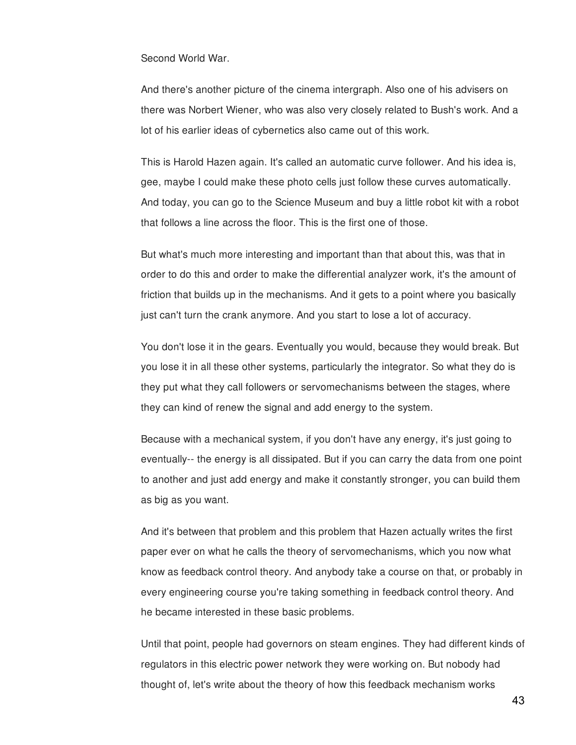Second World War.

And there's another picture of the cinema intergraph. Also one of his advisers on there was Norbert Wiener, who was also very closely related to Bush's work. And a lot of his earlier ideas of cybernetics also came out of this work.

This is Harold Hazen again. It's called an automatic curve follower. And his idea is, gee, maybe I could make these photo cells just follow these curves automatically. And today, you can go to the Science Museum and buy a little robot kit with a robot that follows a line across the floor. This is the first one of those.

But what's much more interesting and important than that about this, was that in order to do this and order to make the differential analyzer work, it's the amount of friction that builds up in the mechanisms. And it gets to a point where you basically just can't turn the crank anymore. And you start to lose a lot of accuracy.

You don't lose it in the gears. Eventually you would, because they would break. But you lose it in all these other systems, particularly the integrator. So what they do is they put what they call followers or servomechanisms between the stages, where they can kind of renew the signal and add energy to the system.

Because with a mechanical system, if you don't have any energy, it's just going to eventually-- the energy is all dissipated. But if you can carry the data from one point to another and just add energy and make it constantly stronger, you can build them as big as you want.

And it's between that problem and this problem that Hazen actually writes the first paper ever on what he calls the theory of servomechanisms, which you now what know as feedback control theory. And anybody take a course on that, or probably in every engineering course you're taking something in feedback control theory. And he became interested in these basic problems.

Until that point, people had governors on steam engines. They had different kinds of regulators in this electric power network they were working on. But nobody had thought of, let's write about the theory of how this feedback mechanism works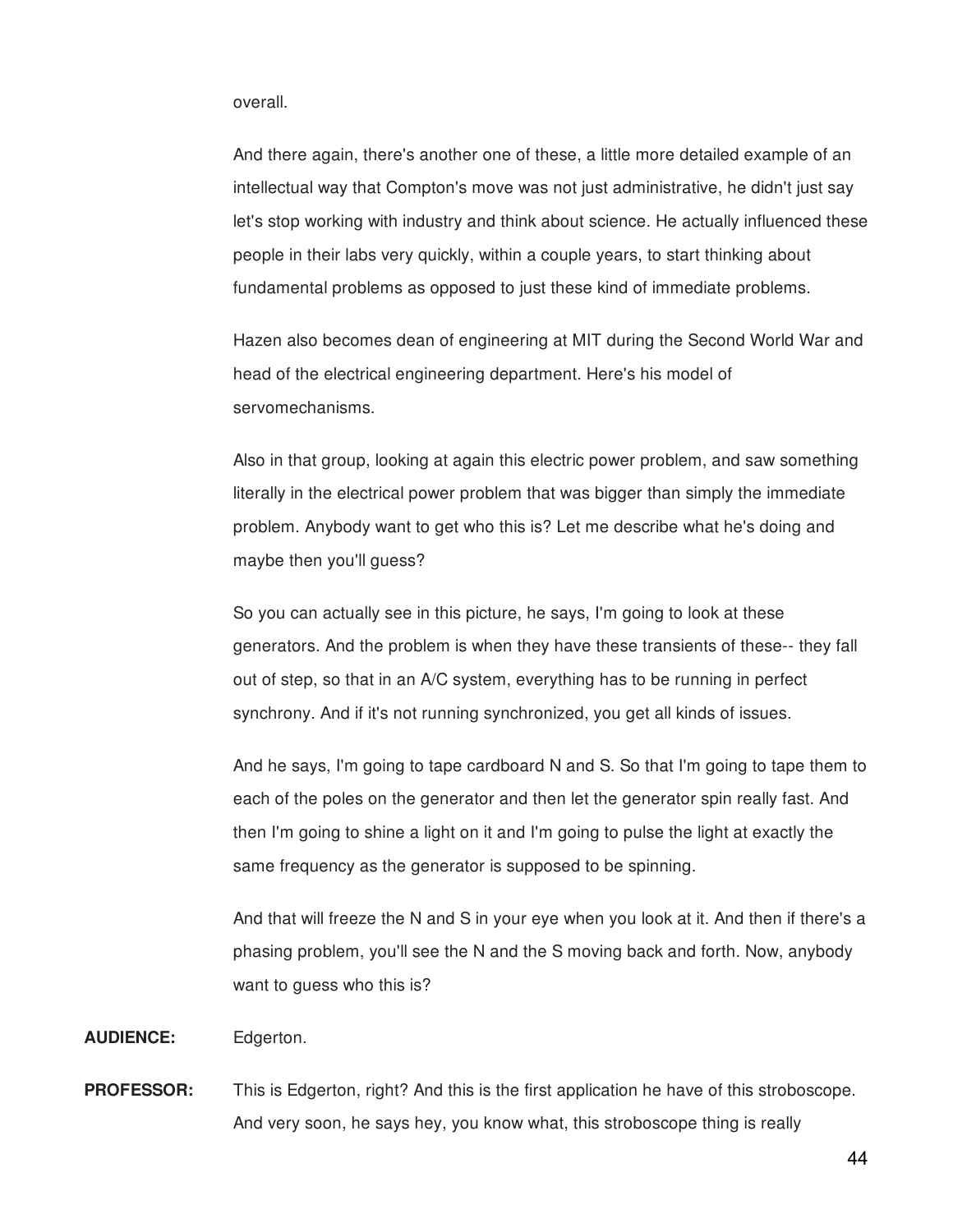overall.

And there again, there's another one of these, a little more detailed example of an intellectual way that Compton's move was not just administrative, he didn't just say let's stop working with industry and think about science. He actually influenced these people in their labs very quickly, within a couple years, to start thinking about fundamental problems as opposed to just these kind of immediate problems.

Hazen also becomes dean of engineering at MIT during the Second World War and head of the electrical engineering department. Here's his model of servomechanisms.

Also in that group, looking at again this electric power problem, and saw something literally in the electrical power problem that was bigger than simply the immediate problem. Anybody want to get who this is? Let me describe what he's doing and maybe then you'll guess?

So you can actually see in this picture, he says, I'm going to look at these generators. And the problem is when they have these transients of these-- they fall out of step, so that in an A/C system, everything has to be running in perfect synchrony. And if it's not running synchronized, you get all kinds of issues.

And he says, I'm going to tape cardboard N and S. So that I'm going to tape them to each of the poles on the generator and then let the generator spin really fast. And then I'm going to shine a light on it and I'm going to pulse the light at exactly the same frequency as the generator is supposed to be spinning.

And that will freeze the N and S in your eye when you look at it. And then if there's a phasing problem, you'll see the N and the S moving back and forth. Now, anybody want to guess who this is?

**AUDIENCE:** Edgerton.

**PROFESSOR:** This is Edgerton, right? And this is the first application he have of this stroboscope. And very soon, he says hey, you know what, this stroboscope thing is really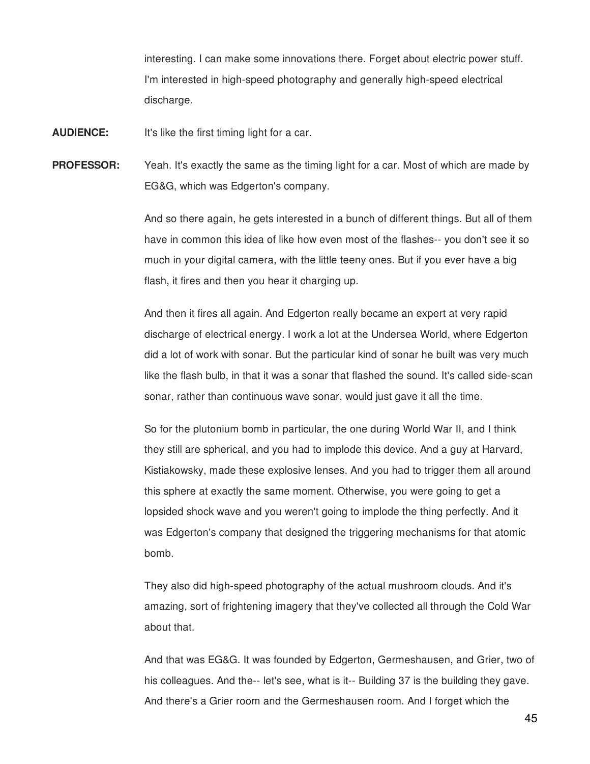interesting. I can make some innovations there. Forget about electric power stuff. I'm interested in high-speed photography and generally high-speed electrical discharge.

**AUDIENCE:** It's like the first timing light for a car.

**PROFESSOR:** Yeah. It's exactly the same as the timing light for a car. Most of which are made by EG&G, which was Edgerton's company.

And so there again, he gets interested in a bunch of different things. But all of them have in common this idea of like how even most of the flashes-- you don't see it so much in your digital camera, with the little teeny ones. But if you ever have a big flash, it fires and then you hear it charging up.

And then it fires all again. And Edgerton really became an expert at very rapid discharge of electrical energy. I work a lot at the Undersea World, where Edgerton did a lot of work with sonar. But the particular kind of sonar he built was very much like the flash bulb, in that it was a sonar that flashed the sound. It's called side-scan sonar, rather than continuous wave sonar, would just gave it all the time.

So for the plutonium bomb in particular, the one during World War II, and I think they still are spherical, and you had to implode this device. And a guy at Harvard, Kistiakowsky, made these explosive lenses. And you had to trigger them all around this sphere at exactly the same moment. Otherwise, you were going to get a lopsided shock wave and you weren't going to implode the thing perfectly. And it was Edgerton's company that designed the triggering mechanisms for that atomic bomb.

They also did high-speed photography of the actual mushroom clouds. And it's amazing, sort of frightening imagery that they've collected all through the Cold War about that.

And that was EG&G. It was founded by Edgerton, Germeshausen, and Grier, two of his colleagues. And the-- let's see, what is it-- Building 37 is the building they gave. And there's a Grier room and the Germeshausen room. And I forget which the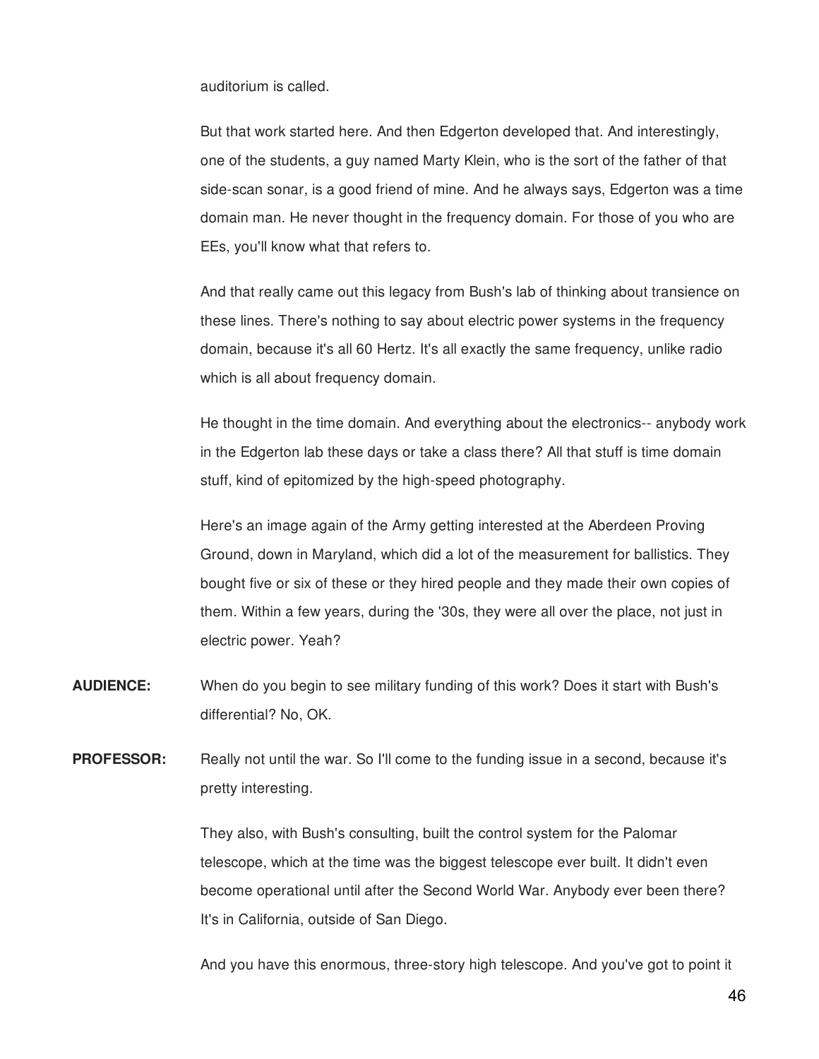auditorium is called.

But that work started here. And then Edgerton developed that. And interestingly, one of the students, a guy named Marty Klein, who is the sort of the father of that side-scan sonar, is a good friend of mine. And he always says, Edgerton was a time domain man. He never thought in the frequency domain. For those of you who are EEs, you'll know what that refers to.

And that really came out this legacy from Bush's lab of thinking about transience on these lines. There's nothing to say about electric power systems in the frequency domain, because it's all 60 Hertz. It's all exactly the same frequency, unlike radio which is all about frequency domain.

He thought in the time domain. And everything about the electronics-- anybody work in the Edgerton lab these days or take a class there? All that stuff is time domain stuff, kind of epitomized by the high-speed photography.

Here's an image again of the Army getting interested at the Aberdeen Proving Ground, down in Maryland, which did a lot of the measurement for ballistics. They bought five or six of these or they hired people and they made their own copies of them. Within a few years, during the '30s, they were all over the place, not just in electric power. Yeah?

**AUDIENCE:** When do you begin to see military funding of this work? Does it start with Bush's differential? No, OK.

**PROFESSOR:** Really not until the war. So I'll come to the funding issue in a second, because it's pretty interesting.

They also, with Bush's consulting, built the control system for the Palomar telescope, which at the time was the biggest telescope ever built. It didn't even become operational until after the Second World War. Anybody ever been there? It's in California, outside of San Diego.

And you have this enormous, three-story high telescope. And you've got to point it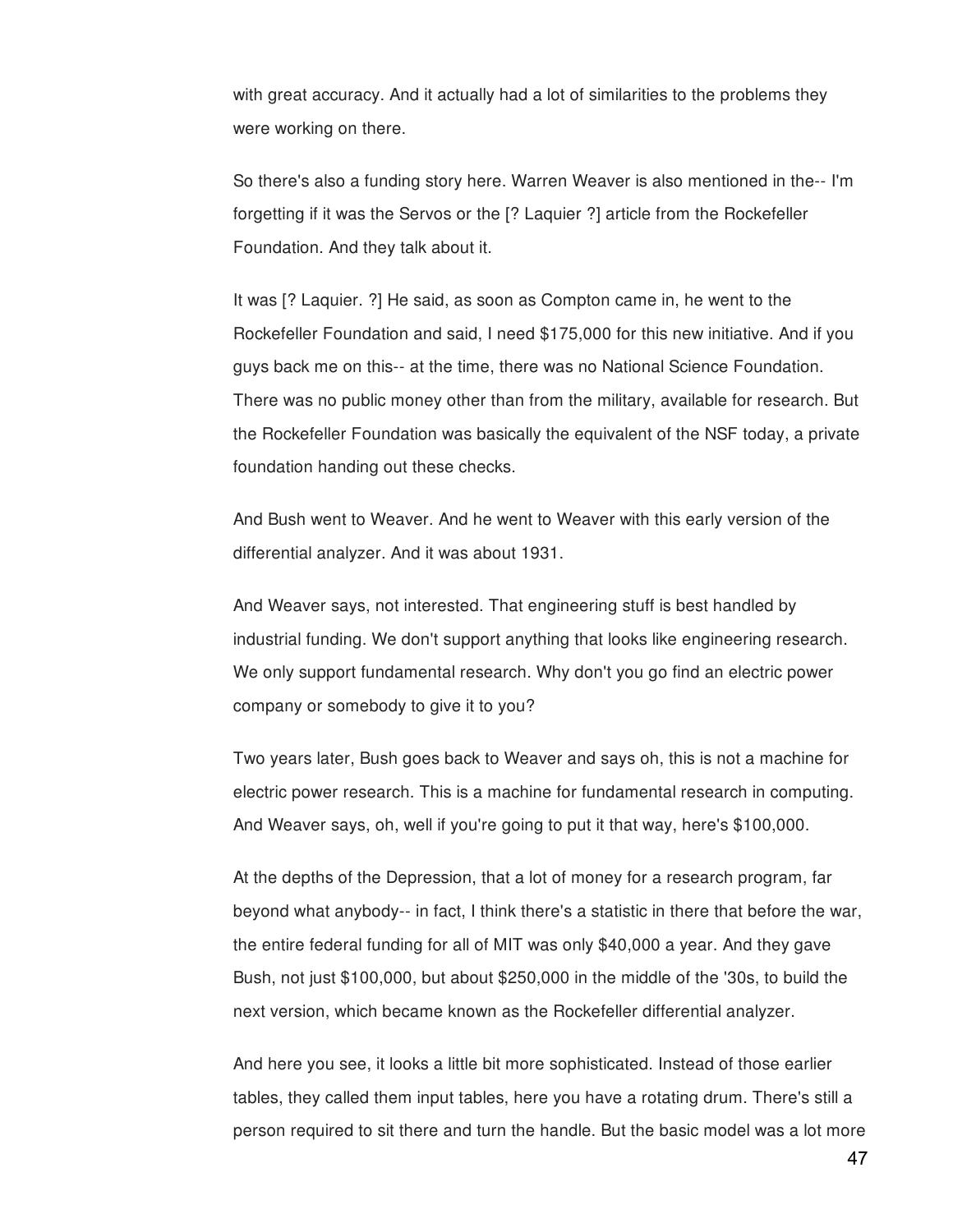with great accuracy. And it actually had a lot of similarities to the problems they were working on there.

So there's also a funding story here. Warren Weaver is also mentioned in the-- I'm forgetting if it was the Servos or the [? Laquier ?] article from the Rockefeller Foundation. And they talk about it.

It was [? Laquier. ?] He said, as soon as Compton came in, he went to the Rockefeller Foundation and said, I need $175,000 for this new initiative. And if you guys back me on this-- at the time, there was no National Science Foundation. There was no public money other than from the military, available for research. But the Rockefeller Foundation was basically the equivalent of the NSF today, a private foundation handing out these checks.

And Bush went to Weaver. And he went to Weaver with this early version of the differential analyzer. And it was about 1931.

And Weaver says, not interested. That engineering stuff is best handled by industrial funding. We don't support anything that looks like engineering research. We only support fundamental research. Why don't you go find an electric power company or somebody to give it to you?

Two years later, Bush goes back to Weaver and says oh, this is not a machine for electric power research. This is a machine for fundamental research in computing. And Weaver says, oh, well if you're going to put it that way, here's $100,000.

At the depths of the Depression, that a lot of money for a research program, far beyond what anybody-- in fact, I think there's a statistic in there that before the war, the entire federal funding for all of MIT was only $40,000 a year. And they gave Bush, not just $100,000, but about $250,000 in the middle of the '30s, to build the next version, which became known as the Rockefeller differential analyzer.

And here you see, it looks a little bit more sophisticated. Instead of those earlier tables, they called them input tables, here you have a rotating drum. There's still a person required to sit there and turn the handle. But the basic model was a lot more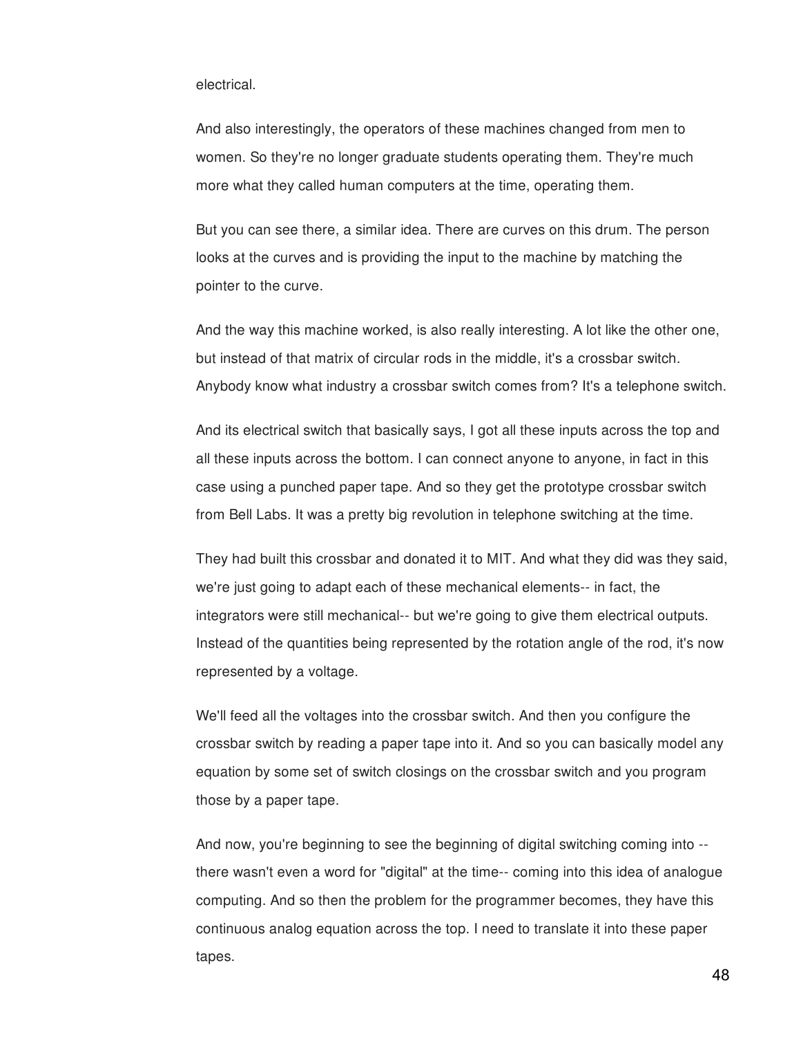electrical.

And also interestingly, the operators of these machines changed from men to women. So they're no longer graduate students operating them. They're much more what they called human computers at the time, operating them.

But you can see there, a similar idea. There are curves on this drum. The person looks at the curves and is providing the input to the machine by matching the pointer to the curve.

And the way this machine worked, is also really interesting. A lot like the other one, but instead of that matrix of circular rods in the middle, it's a crossbar switch. Anybody know what industry a crossbar switch comes from? It's a telephone switch.

And its electrical switch that basically says, I got all these inputs across the top and all these inputs across the bottom. I can connect anyone to anyone, in fact in this case using a punched paper tape. And so they get the prototype crossbar switch from Bell Labs. It was a pretty big revolution in telephone switching at the time.

They had built this crossbar and donated it to MIT. And what they did was they said, we're just going to adapt each of these mechanical elements-- in fact, the integrators were still mechanical-- but we're going to give them electrical outputs. Instead of the quantities being represented by the rotation angle of the rod, it's now represented by a voltage.

We'll feed all the voltages into the crossbar switch. And then you configure the crossbar switch by reading a paper tape into it. And so you can basically model any equation by some set of switch closings on the crossbar switch and you program those by a paper tape.

And now, you're beginning to see the beginning of digital switching coming into -- there wasn't even a word for "digital" at the time-- coming into this idea of analogue computing. And so then the problem for the programmer becomes, they have this continuous analog equation across the top. I need to translate it into these paper tapes.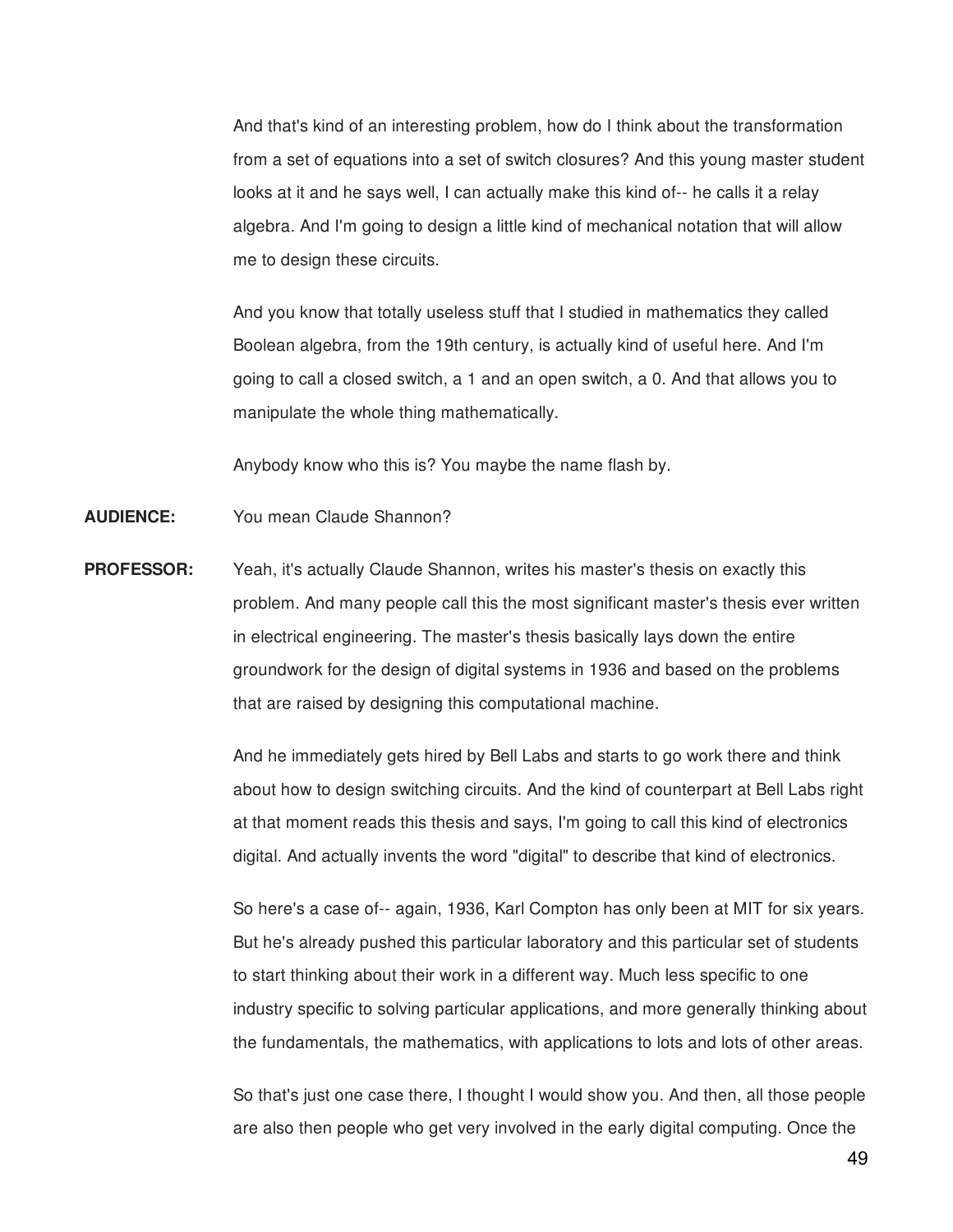And that's kind of an interesting problem, how do I think about the transformation from a set of equations into a set of switch closures? And this young master student looks at it and he says well, I can actually make this kind of-- he calls it a relay algebra. And I'm going to design a little kind of mechanical notation that will allow me to design these circuits.

And you know that totally useless stuff that I studied in mathematics they called Boolean algebra, from the 19th century, is actually kind of useful here. And I'm going to call a closed switch, a 1 and an open switch, a 0. And that allows you to manipulate the whole thing mathematically.

Anybody know who this is? You maybe the name flash by.

**AUDIENCE:** You mean Claude Shannon?

**PROFESSOR:** Yeah, it's actually Claude Shannon, writes his master's thesis on exactly this problem. And many people call this the most significant master's thesis ever written in electrical engineering. The master's thesis basically lays down the entire groundwork for the design of digital systems in 1936 and based on the problems that are raised by designing this computational machine.

And he immediately gets hired by Bell Labs and starts to go work there and think about how to design switching circuits. And the kind of counterpart at Bell Labs right at that moment reads this thesis and says, I'm going to call this kind of electronics digital. And actually invents the word "digital" to describe that kind of electronics.

So here's a case of-- again, 1936, Karl Compton has only been at MIT for six years. But he's already pushed this particular laboratory and this particular set of students to start thinking about their work in a different way. Much less specific to one industry specific to solving particular applications, and more generally thinking about the fundamentals, the mathematics, with applications to lots and lots of other areas.

So that's just one case there, I thought I would show you. And then, all those people are also then people who get very involved in the early digital computing. Once the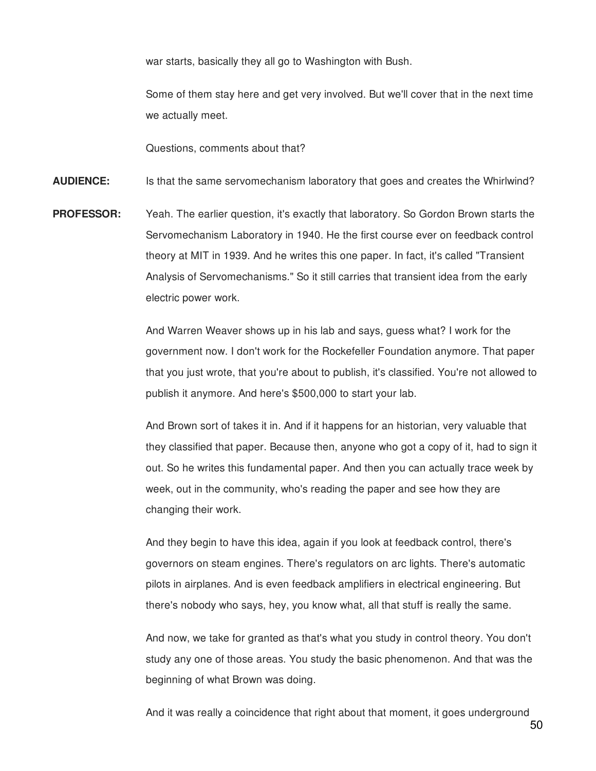war starts, basically they all go to Washington with Bush.

Some of them stay here and get very involved. But we'll cover that in the next time we actually meet.

Questions, comments about that?

**AUDIENCE:** Is that the same servomechanism laboratory that goes and creates the Whirlwind?

**PROFESSOR:** Yeah. The earlier question, it's exactly that laboratory. So Gordon Brown starts the Servomechanism Laboratory in 1940. He the first course ever on feedback control theory at MIT in 1939. And he writes this one paper. In fact, it's called "Transient Analysis of Servomechanisms." So it still carries that transient idea from the early electric power work.

And Warren Weaver shows up in his lab and says, guess what? I work for the government now. I don't work for the Rockefeller Foundation anymore. That paper that you just wrote, that you're about to publish, it's classified. You're not allowed to publish it anymore. And here's $500,000 to start your lab.

And Brown sort of takes it in. And if it happens for an historian, very valuable that they classified that paper. Because then, anyone who got a copy of it, had to sign it out. So he writes this fundamental paper. And then you can actually trace week by week, out in the community, who's reading the paper and see how they are changing their work.

And they begin to have this idea, again if you look at feedback control, there's governors on steam engines. There's regulators on arc lights. There's automatic pilots in airplanes. And is even feedback amplifiers in electrical engineering. But there's nobody who says, hey, you know what, all that stuff is really the same.

And now, we take for granted as that's what you study in control theory. You don't study any one of those areas. You study the basic phenomenon. And that was the beginning of what Brown was doing.

And it was really a coincidence that right about that moment, it goes underground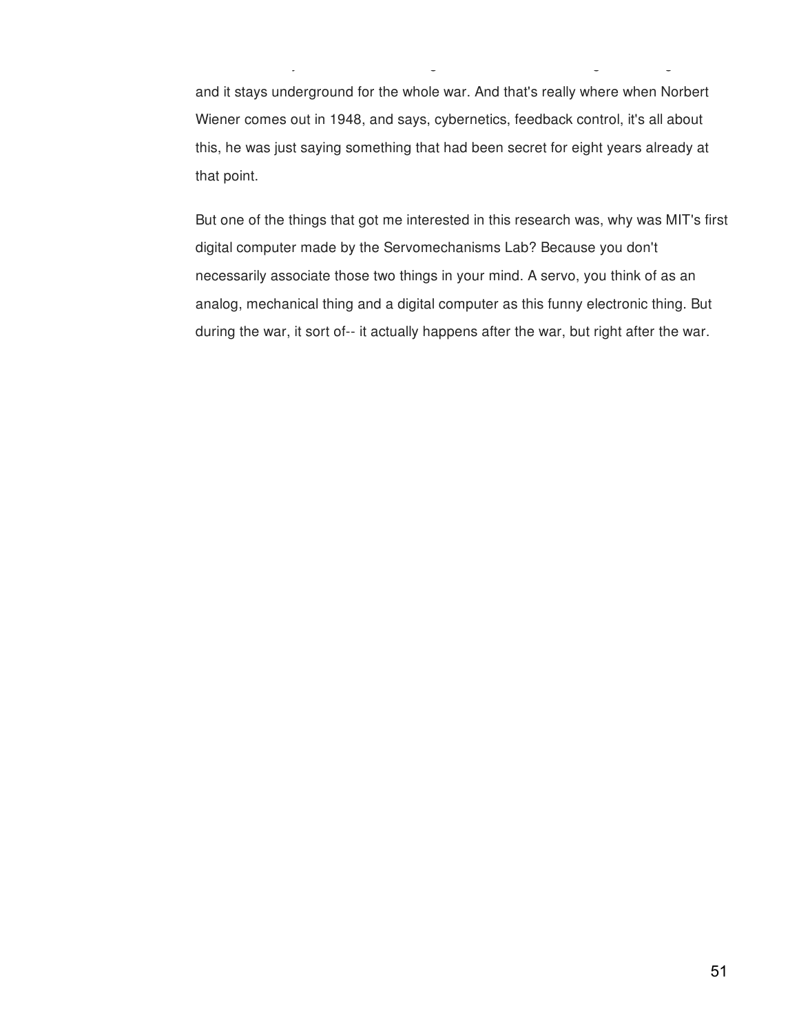and it stays underground for the whole war. And that's really where when Norbert Wiener comes out in 1948, and says, cybernetics, feedback control, it's all about this, he was just saying something that had been secret for eight years already at that point.

But one of the things that got me interested in this research was, why was MIT's first digital computer made by the Servomechanisms Lab? Because you don't necessarily associate those two things in your mind. A servo, you think of as an analog, mechanical thing and a digital computer as this funny electronic thing. But during the war, it sort of-- it actually happens after the war, but right after the war.